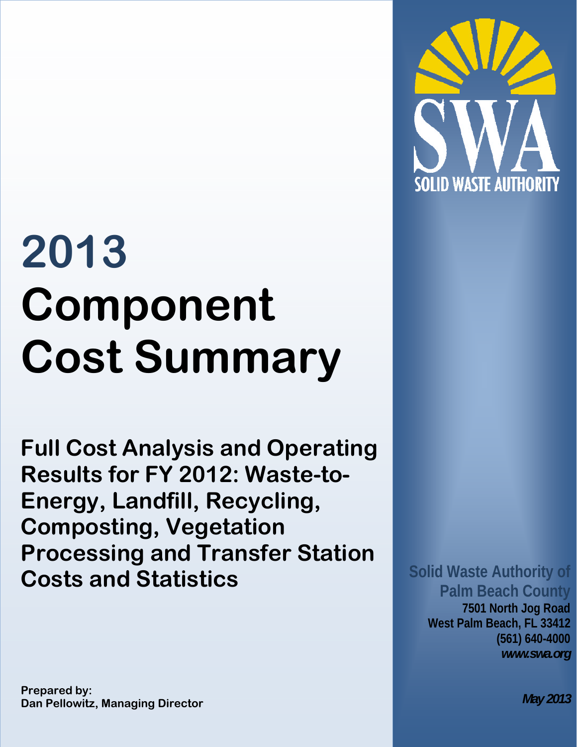SOLID WASTE AUTHORITY

# 2013 Component Cost Summary

## Full Cost Analysis and Operating Results for FY 2012: Waste-to-Energy, Landfill, Recycling, Composting, Vegetation Processing and Transfer Station Costs and Statistics

**Solid Waste Authority of Palm Beach County**
**7501 North Jog Road**
**West Palm Beach, FL 33412**
**(561) 640-4000**
***www.swa.org***

**Prepared by:**
**Dan Pellowitz, Managing Director**

***May 2013***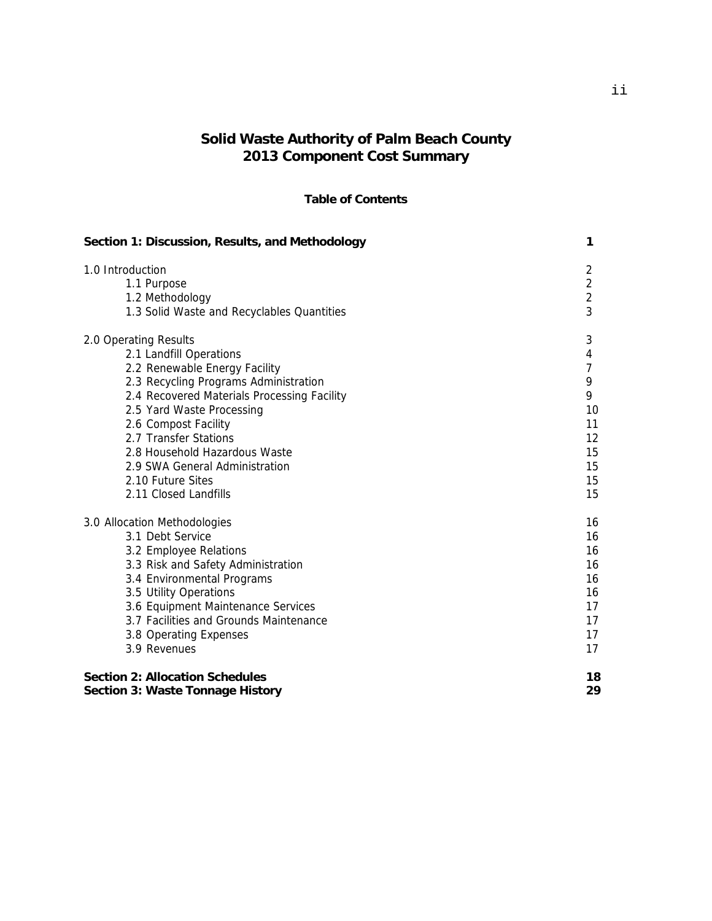# Solid Waste Authority of Palm Beach County
# 2013 Component Cost Summary

**Table of Contents**

| | |
|---|---|
| **Section 1: Discussion, Results, and Methodology** | **1** |
| 1.0 Introduction | 2 |
| 1.1 Purpose | 2 |
| 1.2 Methodology | 2 |
| 1.3 Solid Waste and Recyclables Quantities | 3 |
| 2.0 Operating Results | 3 |
| 2.1 Landfill Operations | 4 |
| 2.2 Renewable Energy Facility | 7 |
| 2.3 Recycling Programs Administration | 9 |
| 2.4 Recovered Materials Processing Facility | 9 |
| 2.5 Yard Waste Processing | 10 |
| 2.6 Compost Facility | 11 |
| 2.7 Transfer Stations | 12 |
| 2.8 Household Hazardous Waste | 15 |
| 2.9 SWA General Administration | 15 |
| 2.10 Future Sites | 15 |
| 2.11 Closed Landfills | 15 |
| 3.0 Allocation Methodologies | 16 |
| 3.1 Debt Service | 16 |
| 3.2 Employee Relations | 16 |
| 3.3 Risk and Safety Administration | 16 |
| 3.4 Environmental Programs | 16 |
| 3.5 Utility Operations | 16 |
| 3.6 Equipment Maintenance Services | 17 |
| 3.7 Facilities and Grounds Maintenance | 17 |
| 3.8 Operating Expenses | 17 |
| 3.9 Revenues | 17 |
| **Section 2: Allocation Schedules** | **18** |
| **Section 3: Waste Tonnage History** | **29** |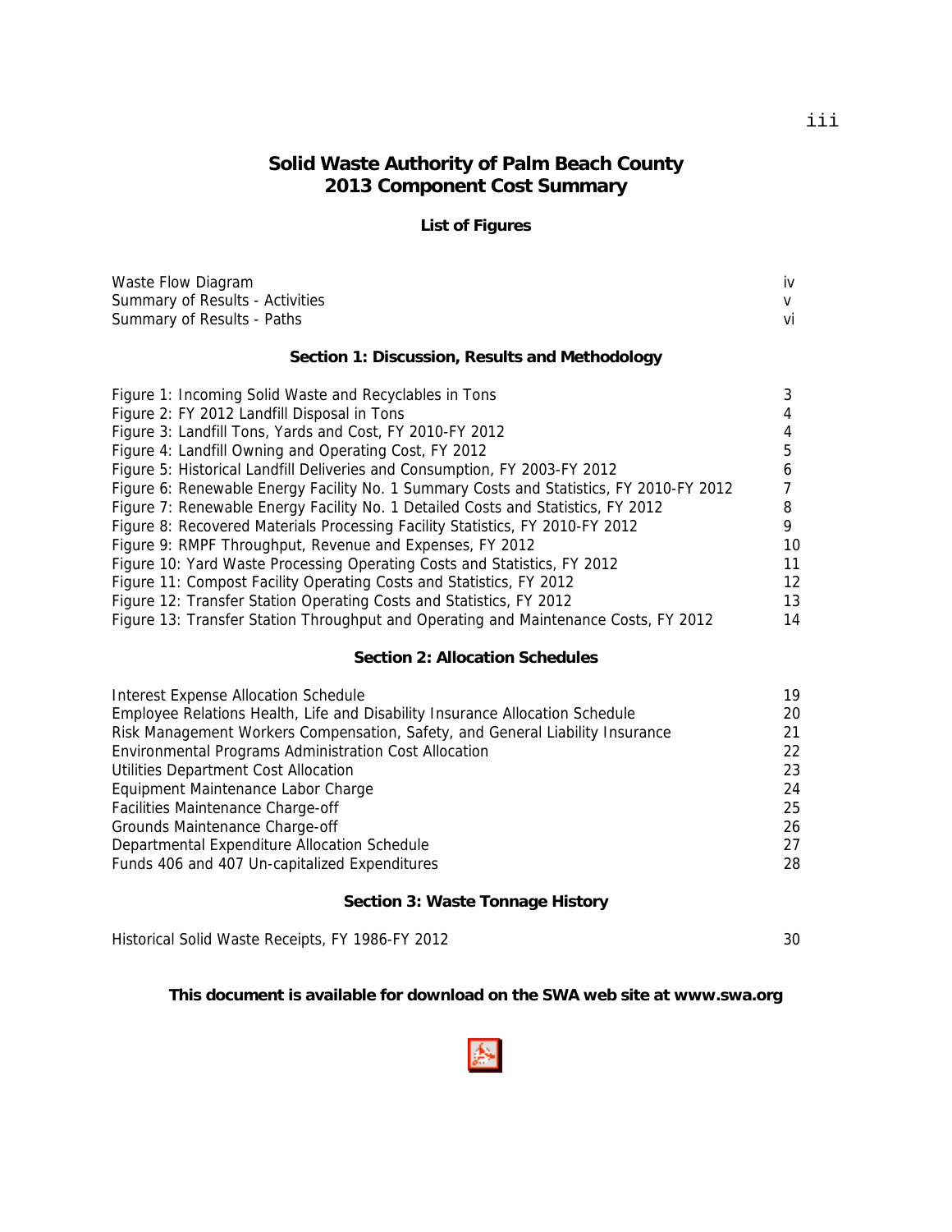# Solid Waste Authority of Palm Beach County
# 2013 Component Cost Summary

## List of Figures

| | |
|---|---|
| Waste Flow Diagram | iv |
| Summary of Results - Activities | v |
| Summary of Results - Paths | vi |

### Section 1: Discussion, Results and Methodology

| | |
|---|---|
| Figure 1: Incoming Solid Waste and Recyclables in Tons | 3 |
| Figure 2: FY 2012 Landfill Disposal in Tons | 4 |
| Figure 3: Landfill Tons, Yards and Cost, FY 2010-FY 2012 | 4 |
| Figure 4: Landfill Owning and Operating Cost, FY 2012 | 5 |
| Figure 5: Historical Landfill Deliveries and Consumption, FY 2003-FY 2012 | 6 |
| Figure 6: Renewable Energy Facility No. 1 Summary Costs and Statistics, FY 2010-FY 2012 | 7 |
| Figure 7: Renewable Energy Facility No. 1 Detailed Costs and Statistics, FY 2012 | 8 |
| Figure 8: Recovered Materials Processing Facility Statistics, FY 2010-FY 2012 | 9 |
| Figure 9: RMPF Throughput, Revenue and Expenses, FY 2012 | 10 |
| Figure 10: Yard Waste Processing Operating Costs and Statistics, FY 2012 | 11 |
| Figure 11: Compost Facility Operating Costs and Statistics, FY 2012 | 12 |
| Figure 12: Transfer Station Operating Costs and Statistics, FY 2012 | 13 |
| Figure 13: Transfer Station Throughput and Operating and Maintenance Costs, FY 2012 | 14 |

### Section 2: Allocation Schedules

| | |
|---|---|
| Interest Expense Allocation Schedule | 19 |
| Employee Relations Health, Life and Disability Insurance Allocation Schedule | 20 |
| Risk Management Workers Compensation, Safety, and General Liability Insurance | 21 |
| Environmental Programs Administration Cost Allocation | 22 |
| Utilities Department Cost Allocation | 23 |
| Equipment Maintenance Labor Charge | 24 |
| Facilities Maintenance Charge-off | 25 |
| Grounds Maintenance Charge-off | 26 |
| Departmental Expenditure Allocation Schedule | 27 |
| Funds 406 and 407 Un-capitalized Expenditures | 28 |

### Section 3: Waste Tonnage History

| | |
|---|---|
| Historical Solid Waste Receipts, FY 1986-FY 2012 | 30 |

**This document is available for download on the SWA web site at www.swa.org**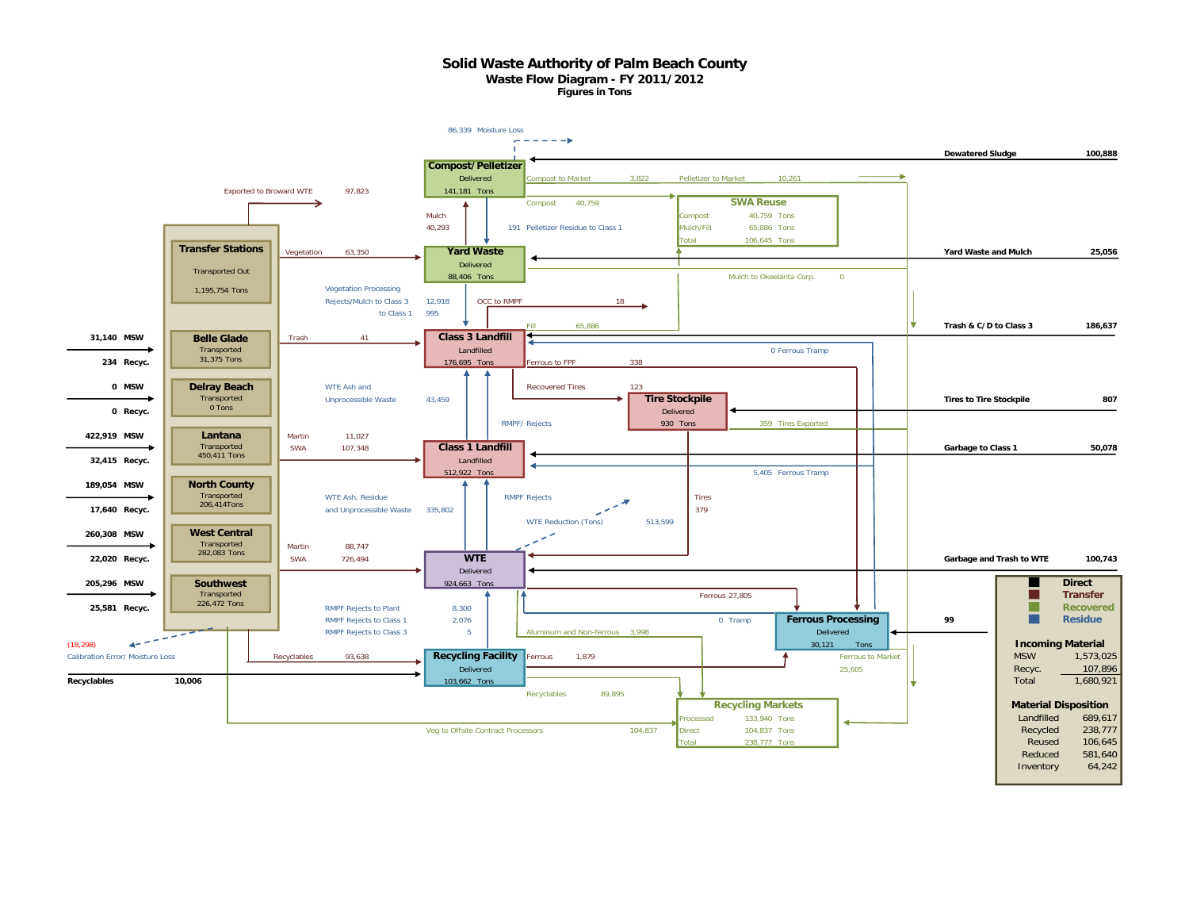# Solid Waste Authority of Palm Beach County

## Waste Flow Diagram - FY 2011/2012

### Figures in Tons

86,339 Moisture Loss

**Compost/ Pelletizer** Delivered 141,181 Tons

**Dewatered Sludge** 100,888

Exported to Broward WTE 97,823

Compost to Market 3,822 Pelletizer to Market 10,261

Compost 40,759

**SWA Reuse**

| | | |
|---|---|---|
| Compost | 40,759 | Tons |
| Mulch/Fill | 65,886 | Tons |
| Total | 106,645 | Tons |

Mulch 40,293

191 Pelletizer Residue to Class 1

**Transfer Stations** Transported Out 1,195,754 Tons

Vegetation 63,350

**Yard Waste** Delivered 88,406 Tons

**Yard Waste and Mulch** 25,056

Mulch to Okeelanta Corp. 0

Vegetation Processing Rejects/Mulch to Class 3 12,918 to Class 1 995

OCC to RMPF 18

Fill 65,886

**Trash & C/ D to Class 3** 186,637

| MSW | Recyc. | Station | Transported |
|---|---|---|---|
| 31,140 | 234 | Belle Glade | 31,375 Tons |
| 0 | 0 | Delray Beach | 0 Tons |
| 422,919 | 32,415 | Lantana | 450,411 Tons |
| 189,054 | 17,640 | North County | 206,414 Tons |
| 260,308 | 22,020 | West Central | 282,083 Tons |
| 205,296 | 25,581 | Southwest | 226,472 Tons |

Trash 41

**Class 3 Landfill** Landfilled 176,695 Tons

0 Ferrous Tramp

Ferrous to FPF 338

WTE Ash and Unprocessible Waste 43,459

Recovered Tires 123

**Tire Stockpile** Delivered 930 Tons

**Tires to Tire Stockpile** 807

359 Tires Exported

RMPF/ Rejects

Martin 11,027

SWA 107,348

**Class 1 Landfill** Landfilled 512,922 Tons

**Garbage to Class 1** 50,078

5,405 Ferrous Tramp

WTE Ash, Residue and Unprocessible Waste 335,802

RMPF Rejects

Tires 379

WTE Reduction (Tons) 513,599

Martin 88,747

SWA 726,494

**WTE** Delivered 924,663 Tons

**Garbage and Trash to WTE** 100,743

Ferrous 27,805

0 Tramp

RMPF Rejects to Plant 8,300

RMPF Rejects to Class 1 2,076

RMPF Rejects to Class 3 5

Aluminum and Non-ferrous 3,998

**Ferrous Processing** Delivered 30,121 Tons

99

(18,298) Calibration Error/ Moisture Loss

Recyclables 93,638

**Recycling Facility** Delivered 103,662 Tons

Ferrous 1,879

Ferrous to Market 25,605

**Recyclables** 10,006

Recyclables 89,895

**Recycling Markets**

| | | |
|---|---|---|
| Processed | 133,940 | Tons |
| Direct | 104,837 | Tons |
| Total | 238,777 | Tons |

Veg to Offsite Contract Processors 104,837

**Legend:** Direct, Transfer, Recovered, Residue

**Incoming Material**

| | |
|---|---|
| MSW | 1,573,025 |
| Recyc. | 107,896 |
| Total | 1,680,921 |

**Material Disposition**

| | |
|---|---|
| Landfilled | 689,617 |
| Recycled | 238,777 |
| Reused | 106,645 |
| Reduced | 581,640 |
| Inventory | 64,242 |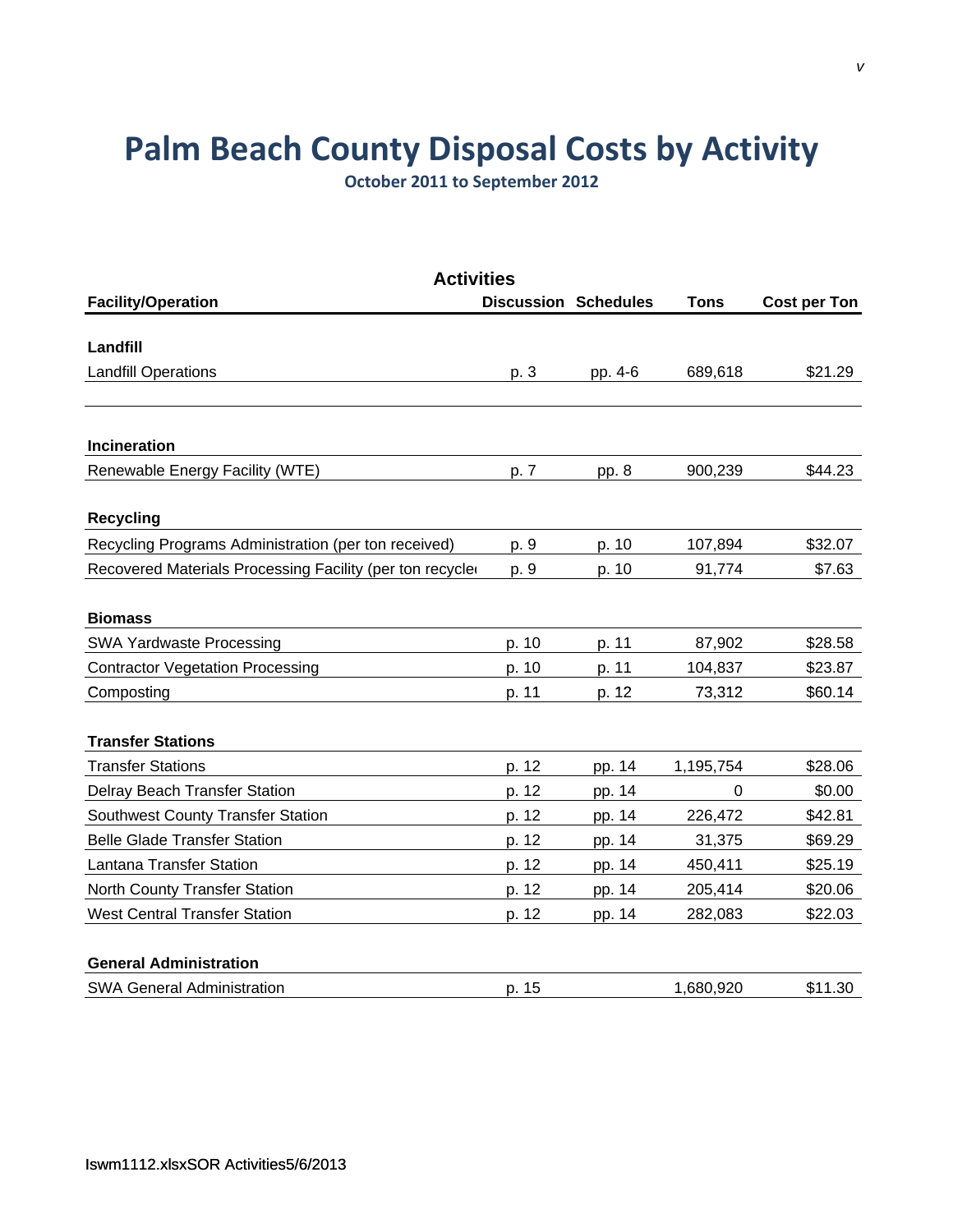# Palm Beach County Disposal Costs by Activity

**October 2011 to September 2012**

| Facility/Operation | Activities Discussion | Schedules | Tons | Cost per Ton |
|---|---|---|---|---|
| **Landfill** | | | | |
| Landfill Operations | p. 3 | pp. 4-6 | 689,618 | $21.29 |
| **Incineration** | | | | |
| Renewable Energy Facility (WTE) | p. 7 | pp. 8 | 900,239 | $44.23 |
| **Recycling** | | | | |
| Recycling Programs Administration (per ton received) | p. 9 | p. 10 | 107,894 | $32.07 |
| Recovered Materials Processing Facility (per ton recycle | p. 9 | p. 10 | 91,774 | $7.63 |
| **Biomass** | | | | |
| SWA Yardwaste Processing | p. 10 | p. 11 | 87,902 | $28.58 |
| Contractor Vegetation Processing | p. 10 | p. 11 | 104,837 | $23.87 |
| Composting | p. 11 | p. 12 | 73,312 | $60.14 |
| **Transfer Stations** | | | | |
| Transfer Stations | p. 12 | pp. 14 | 1,195,754 | $28.06 |
| Delray Beach Transfer Station | p. 12 | pp. 14 | 0 | $0.00 |
| Southwest County Transfer Station | p. 12 | pp. 14 | 226,472 | $42.81 |
| Belle Glade Transfer Station | p. 12 | pp. 14 | 31,375 | $69.29 |
| Lantana Transfer Station | p. 12 | pp. 14 | 450,411 | $25.19 |
| North County Transfer Station | p. 12 | pp. 14 | 205,414 | $20.06 |
| West Central Transfer Station | p. 12 | pp. 14 | 282,083 | $22.03 |
| **General Administration** | | | | |
| SWA General Administration | p. 15 | | 1,680,920 | $11.30 |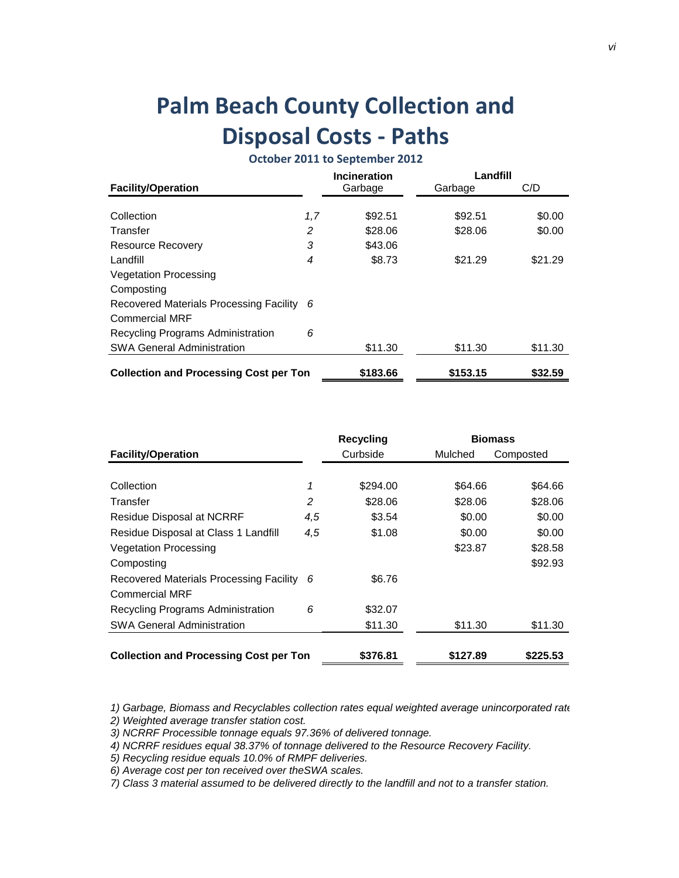# Palm Beach County Collection and Disposal Costs - Paths

**October 2011 to September 2012**

| Facility/Operation | | Incineration | Landfill | |
|---|---|---|---|---|
| | | Garbage | Garbage | C/D |
| Collection | 1,7 | $92.51 | $92.51 | $0.00 |
| Transfer | 2 | $28.06 | $28.06 | $0.00 |
| Resource Recovery | 3 | $43.06 | | |
| Landfill | 4 | $8.73 | $21.29 | $21.29 |
| Vegetation Processing | | | | |
| Composting | | | | |
| Recovered Materials Processing Facility | 6 | | | |
| Commercial MRF | | | | |
| Recycling Programs Administration | 6 | | | |
| SWA General Administration | | $11.30 | $11.30 | $11.30 |
| **Collection and Processing Cost per Ton** | | **$183.66** | **$153.15** | **$32.59** |

| Facility/Operation | | Recycling | Biomass | |
|---|---|---|---|---|
| | | Curbside | Mulched | Composted |
| Collection | 1 | $294.00 | $64.66 | $64.66 |
| Transfer | 2 | $28.06 | $28.06 | $28.06 |
| Residue Disposal at NCRRF | 4,5 | $3.54 | $0.00 | $0.00 |
| Residue Disposal at Class 1 Landfill | 4,5 | $1.08 | $0.00 | $0.00 |
| Vegetation Processing | | | $23.87 | $28.58 |
| Composting | | | | $92.93 |
| Recovered Materials Processing Facility | 6 | $6.76 | | |
| Commercial MRF | | | | |
| Recycling Programs Administration | 6 | $32.07 | | |
| SWA General Administration | | $11.30 | $11.30 | $11.30 |
| **Collection and Processing Cost per Ton** | | **$376.81** | **$127.89** | **$225.53** |

*1) Garbage, Biomass and Recyclables collection rates equal weighted average unincorporated rate*

*2) Weighted average transfer station cost.*

*3) NCRRF Processible tonnage equals 97.36% of delivered tonnage.*

*4) NCRRF residues equal 38.37% of tonnage delivered to the Resource Recovery Facility.*

*5) Recycling residue equals 10.0% of RMPF deliveries.*

*6) Average cost per ton received over theSWA scales.*

*7) Class 3 material assumed to be delivered directly to the landfill and not to a transfer station.*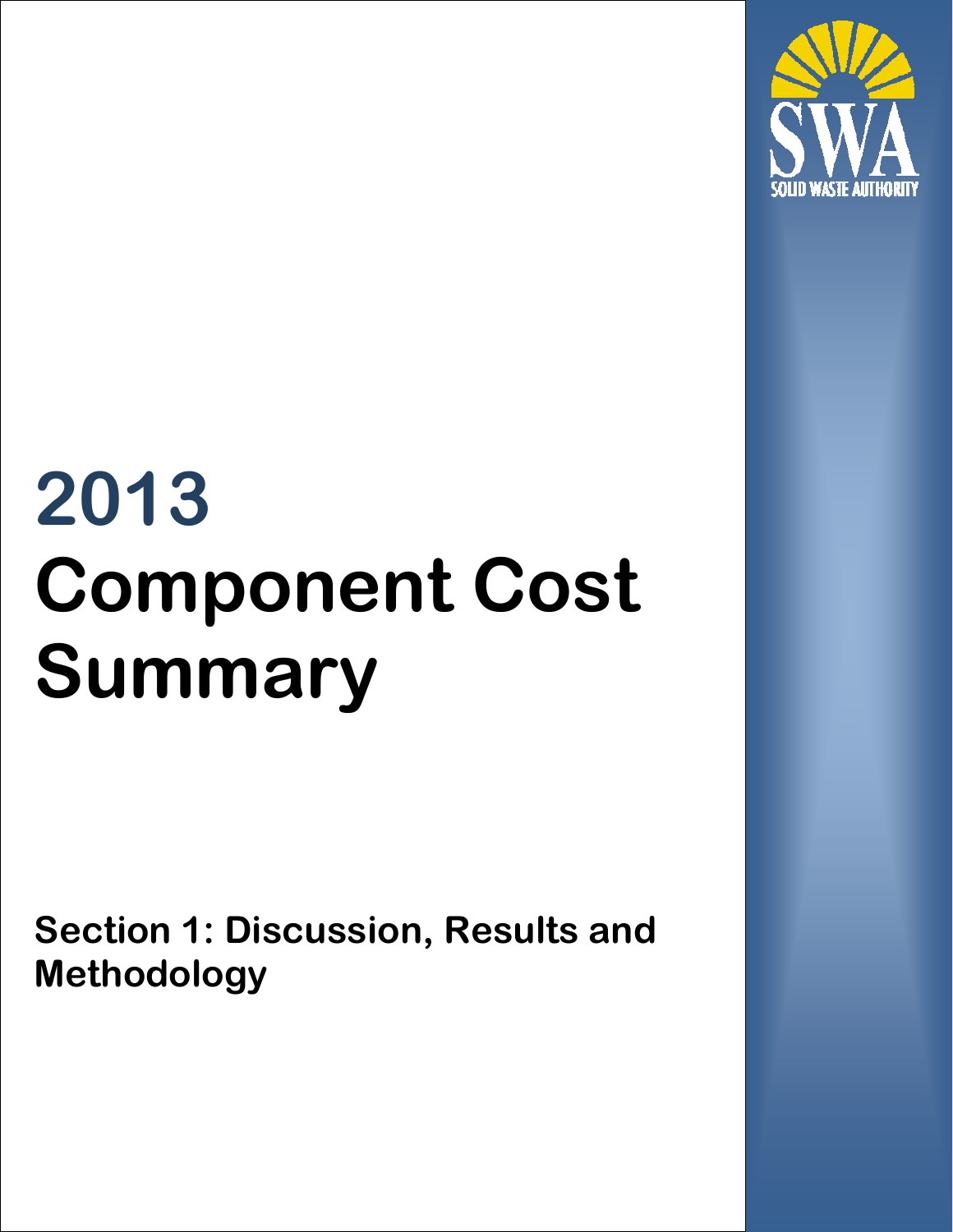# 2013 Component Cost Summary

## Section 1: Discussion, Results and Methodology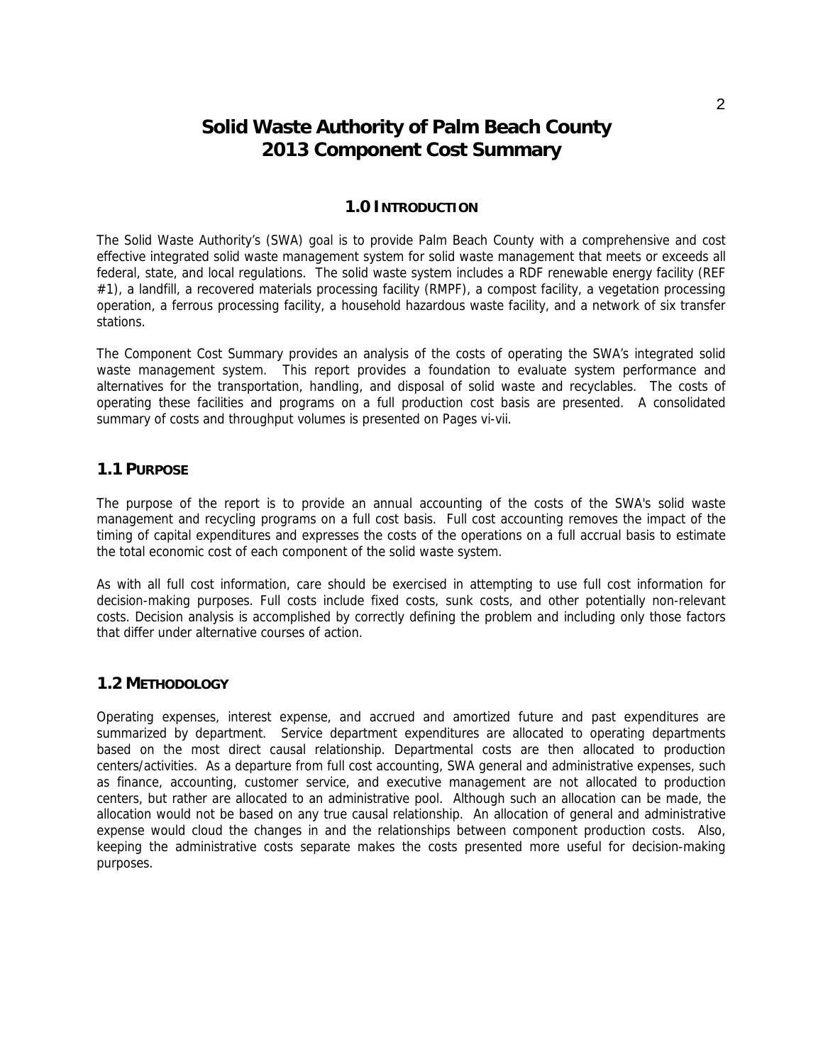# Solid Waste Authority of Palm Beach County
# 2013 Component Cost Summary

## 1.0 INTRODUCTION

The Solid Waste Authority's (SWA) goal is to provide Palm Beach County with a comprehensive and cost effective integrated solid waste management system for solid waste management that meets or exceeds all federal, state, and local regulations. The solid waste system includes a RDF renewable energy facility (REF #1), a landfill, a recovered materials processing facility (RMPF), a compost facility, a vegetation processing operation, a ferrous processing facility, a household hazardous waste facility, and a network of six transfer stations.

The Component Cost Summary provides an analysis of the costs of operating the SWA's integrated solid waste management system. This report provides a foundation to evaluate system performance and alternatives for the transportation, handling, and disposal of solid waste and recyclables. The costs of operating these facilities and programs on a full production cost basis are presented. A consolidated summary of costs and throughput volumes is presented on Pages vi-vii.

## 1.1 PURPOSE

The purpose of the report is to provide an annual accounting of the costs of the SWA's solid waste management and recycling programs on a full cost basis. Full cost accounting removes the impact of the timing of capital expenditures and expresses the costs of the operations on a full accrual basis to estimate the total economic cost of each component of the solid waste system.

As with all full cost information, care should be exercised in attempting to use full cost information for decision-making purposes. Full costs include fixed costs, sunk costs, and other potentially non-relevant costs. Decision analysis is accomplished by correctly defining the problem and including only those factors that differ under alternative courses of action.

## 1.2 METHODOLOGY

Operating expenses, interest expense, and accrued and amortized future and past expenditures are summarized by department. Service department expenditures are allocated to operating departments based on the most direct causal relationship. Departmental costs are then allocated to production centers/activities. As a departure from full cost accounting, SWA general and administrative expenses, such as finance, accounting, customer service, and executive management are not allocated to production centers, but rather are allocated to an administrative pool. Although such an allocation can be made, the allocation would not be based on any true causal relationship. An allocation of general and administrative expense would cloud the changes in and the relationships between component production costs. Also, keeping the administrative costs separate makes the costs presented more useful for decision-making purposes.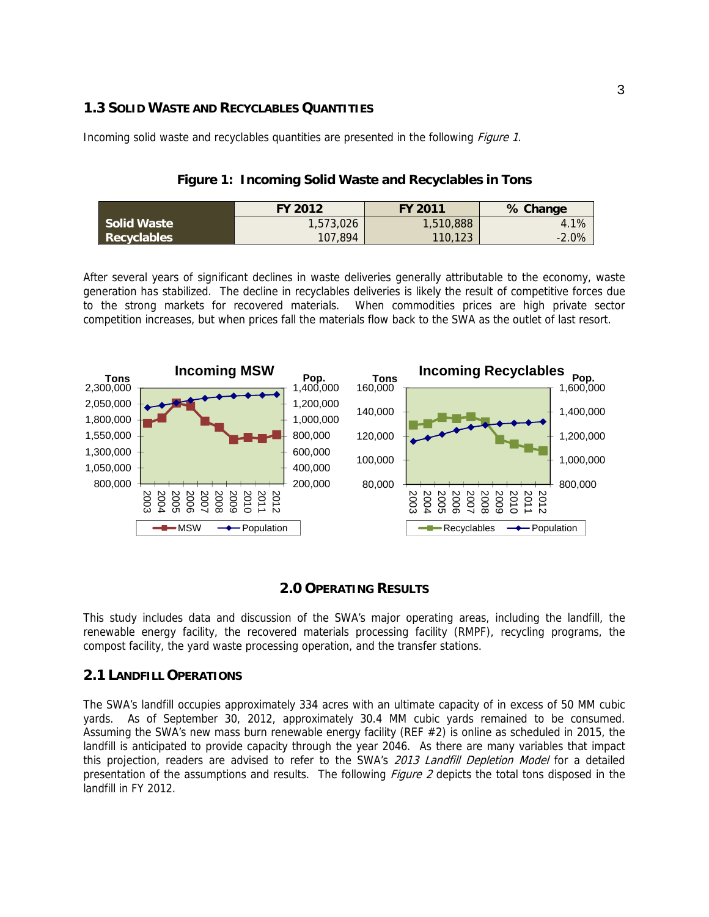## 1.3 SOLID WASTE AND RECYCLABLES QUANTITIES

Incoming solid waste and recyclables quantities are presented in the following *Figure 1*.

**Figure 1: Incoming Solid Waste and Recyclables in Tons**

| | FY 2012 | FY 2011 | % Change |
|---|---|---|---|
| **Solid Waste** | 1,573,026 | 1,510,888 | 4.1% |
| **Recyclables** | 107,894 | 110,123 | -2.0% |

After several years of significant declines in waste deliveries generally attributable to the economy, waste generation has stabilized. The decline in recyclables deliveries is likely the result of competitive forces due to the strong markets for recovered materials. When commodities prices are high private sector competition increases, but when prices fall the materials flow back to the SWA as the outlet of last resort.

## 2.0 OPERATING RESULTS

This study includes data and discussion of the SWA's major operating areas, including the landfill, the renewable energy facility, the recovered materials processing facility (RMPF), recycling programs, the compost facility, the yard waste processing operation, and the transfer stations.

## 2.1 LANDFILL OPERATIONS

The SWA's landfill occupies approximately 334 acres with an ultimate capacity of in excess of 50 MM cubic yards. As of September 30, 2012, approximately 30.4 MM cubic yards remained to be consumed. Assuming the SWA's new mass burn renewable energy facility (REF #2) is online as scheduled in 2015, the landfill is anticipated to provide capacity through the year 2046. As there are many variables that impact this projection, readers are advised to refer to the SWA's *2013 Landfill Depletion Model* for a detailed presentation of the assumptions and results. The following *Figure 2* depicts the total tons disposed in the landfill in FY 2012.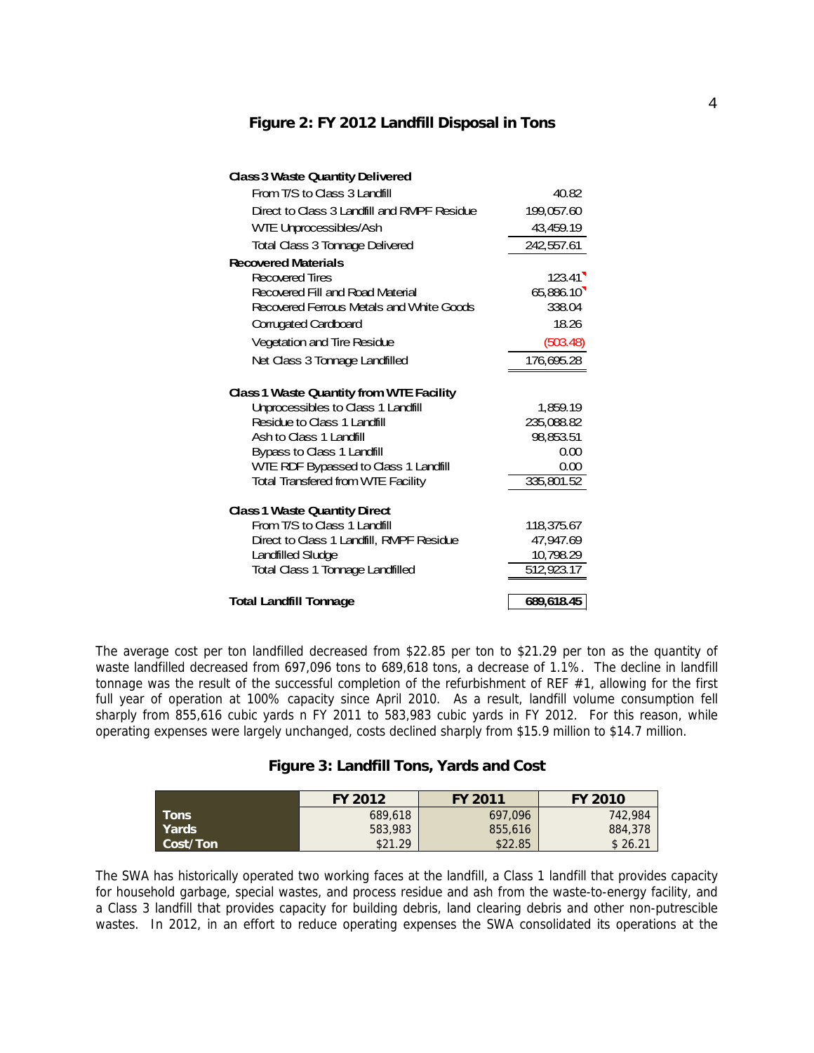## Figure 2: FY 2012 Landfill Disposal in Tons

| | |
|---|---|
| **Class 3 Waste Quantity Delivered** | |
| From T/S to Class 3 Landfill | 40.82 |
| Direct to Class 3 Landfill and RMPF Residue | 199,057.60 |
| WTE Unprocessibles/Ash | 43,459.19 |
| Total Class 3 Tonnage Delivered | 242,557.61 |
| **Recovered Materials** | |
| Recovered Tires | 123.41 |
| Recovered Fill and Road Material | 65,886.10 |
| Recovered Ferrous Metals and White Goods | 338.04 |
| Corrugated Cardboard | 18.26 |
| Vegetation and Tire Residue | (503.48) |
| Net Class 3 Tonnage Landfilled | 176,695.28 |
| | |
| **Class 1 Waste Quantity from WTE Facility** | |
| Unprocessibles to Class 1 Landfill | 1,859.19 |
| Residue to Class 1 Landfill | 235,088.82 |
| Ash to Class 1 Landfill | 98,853.51 |
| Bypass to Class 1 Landfill | 0.00 |
| WTE RDF Bypassed to Class 1 Landfill | 0.00 |
| Total Transfered from WTE Facility | 335,801.52 |
| | |
| **Class 1 Waste Quantity Direct** | |
| From T/S to Class 1 Landfill | 118,375.67 |
| Direct to Class 1 Landfill, RMPF Residue | 47,947.69 |
| Landfilled Sludge | 10,798.29 |
| Total Class 1 Tonnage Landfilled | 512,923.17 |
| | |
| **Total Landfill Tonnage** | **689,618.45** |

The average cost per ton landfilled decreased from $22.85 per ton to $21.29 per ton as the quantity of waste landfilled decreased from 697,096 tons to 689,618 tons, a decrease of 1.1%. The decline in landfill tonnage was the result of the successful completion of the refurbishment of REF #1, allowing for the first full year of operation at 100% capacity since April 2010. As a result, landfill volume consumption fell sharply from 855,616 cubic yards n FY 2011 to 583,983 cubic yards in FY 2012. For this reason, while operating expenses were largely unchanged, costs declined sharply from $15.9 million to $14.7 million.

## Figure 3: Landfill Tons, Yards and Cost

| | FY 2012 | FY 2011 | FY 2010 |
|---|---|---|---|
| **Tons** | 689,618 | 697,096 | 742,984 |
| **Yards** | 583,983 | 855,616 | 884,378 |
| **Cost/Ton** | $21.29 | $22.85 | $ 26.21 |

The SWA has historically operated two working faces at the landfill, a Class 1 landfill that provides capacity for household garbage, special wastes, and process residue and ash from the waste-to-energy facility, and a Class 3 landfill that provides capacity for building debris, land clearing debris and other non-putrescible wastes. In 2012, in an effort to reduce operating expenses the SWA consolidated its operations at the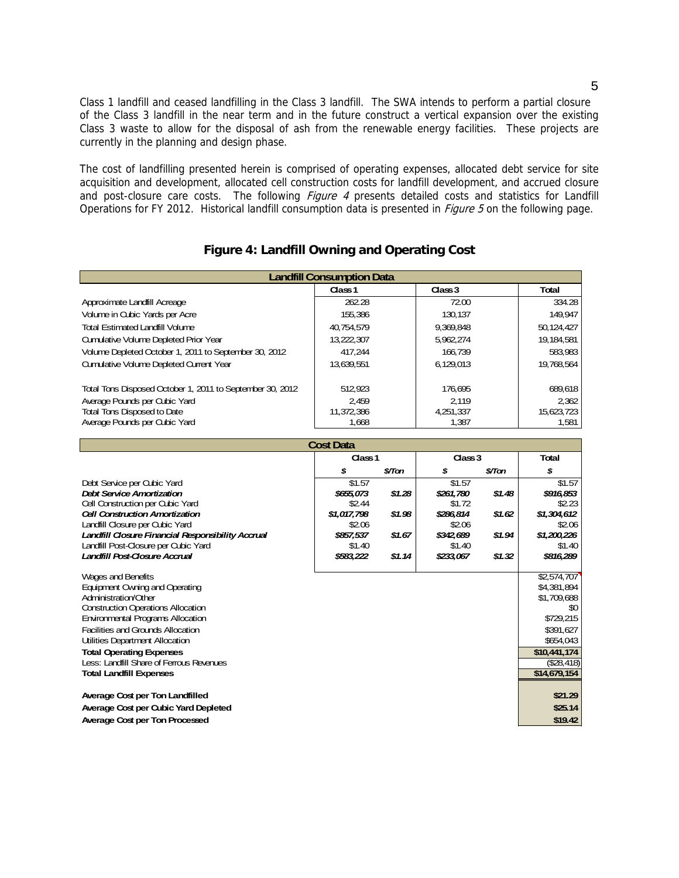Class 1 landfill and ceased landfilling in the Class 3 landfill. The SWA intends to perform a partial closure of the Class 3 landfill in the near term and in the future construct a vertical expansion over the existing Class 3 waste to allow for the disposal of ash from the renewable energy facilities. These projects are currently in the planning and design phase.

The cost of landfilling presented herein is comprised of operating expenses, allocated debt service for site acquisition and development, allocated cell construction costs for landfill development, and accrued closure and post-closure care costs. The following *Figure 4* presents detailed costs and statistics for Landfill Operations for FY 2012. Historical landfill consumption data is presented in *Figure 5* on the following page.

## Figure 4: Landfill Owning and Operating Cost

| Landfill Consumption Data | Class 1 | Class 3 | Total |
|---|---|---|---|
| Approximate Landfill Acreage | 262.28 | 72.00 | 334.28 |
| Volume in Cubic Yards per Acre | 155,386 | 130,137 | 149,947 |
| Total Estimated Landfill Volume | 40,754,579 | 9,369,848 | 50,124,427 |
| Cumulative Volume Depleted Prior Year | 13,222,307 | 5,962,274 | 19,184,581 |
| Volume Depleted October 1, 2011 to September 30, 2012 | 417,244 | 166,739 | 583,983 |
| Cumulative Volume Depleted Current Year | 13,639,551 | 6,129,013 | 19,768,564 |
| | | | |
| Total Tons Disposed October 1, 2011 to September 30, 2012 | 512,923 | 176,695 | 689,618 |
| Average Pounds per Cubic Yard | 2,459 | 2,119 | 2,362 |
| Total Tons Disposed to Date | 11,372,386 | 4,251,337 | 15,623,723 |
| Average Pounds per Cubic Yard | 1,668 | 1,387 | 1,581 |

| Cost Data | Class 1 | | Class 3 | | Total |
|---|---|---|---|---|---|
| | $ | $/Ton | $ | $/Ton | $ |
| Debt Service per Cubic Yard | $1.57 | | $1.57 | | $1.57 |
| ***Debt Service Amortization*** | ***$655,073*** | ***$1.28*** | ***$261,780*** | ***$1.48*** | ***$916,853*** |
| Cell Construction per Cubic Yard | $2.44 | | $1.72 | | $2.23 |
| ***Cell Construction Amortization*** | ***$1,017,798*** | ***$1.98*** | ***$286,814*** | ***$1.62*** | ***$1,304,612*** |
| Landfill Closure per Cubic Yard | $2.06 | | $2.06 | | $2.06 |
| ***Landfill Closure Financial Responsibility Accrual*** | ***$857,537*** | ***$1.67*** | ***$342,689*** | ***$1.94*** | ***$1,200,226*** |
| Landfill Post-Closure per Cubic Yard | $1.40 | | $1.40 | | $1.40 |
| ***Landfill Post-Closure Accrual*** | ***$583,222*** | ***$1.14*** | ***$233,067*** | ***$1.32*** | ***$816,289*** |
| | | | | | |
| Wages and Benefits | | | | | $2,574,707 |
| Equipment Owning and Operating | | | | | $4,381,894 |
| Administration/Other | | | | | $1,709,688 |
| Construction Operations Allocation | | | | | $0 |
| Environmental Programs Allocation | | | | | $729,215 |
| Facilities and Grounds Allocation | | | | | $391,627 |
| Utilities Department Allocation | | | | | $654,043 |
| **Total Operating Expenses** | | | | | **$10,441,174** |
| Less: Landfill Share of Ferrous Revenues | | | | | ($28,418) |
| **Total Landfill Expenses** | | | | | **$14,679,154** |
| | | | | | |
| **Average Cost per Ton Landfilled** | | | | | **$21.29** |
| **Average Cost per Cubic Yard Depleted** | | | | | **$25.14** |
| **Average Cost per Ton Processed** | | | | | **$19.42** |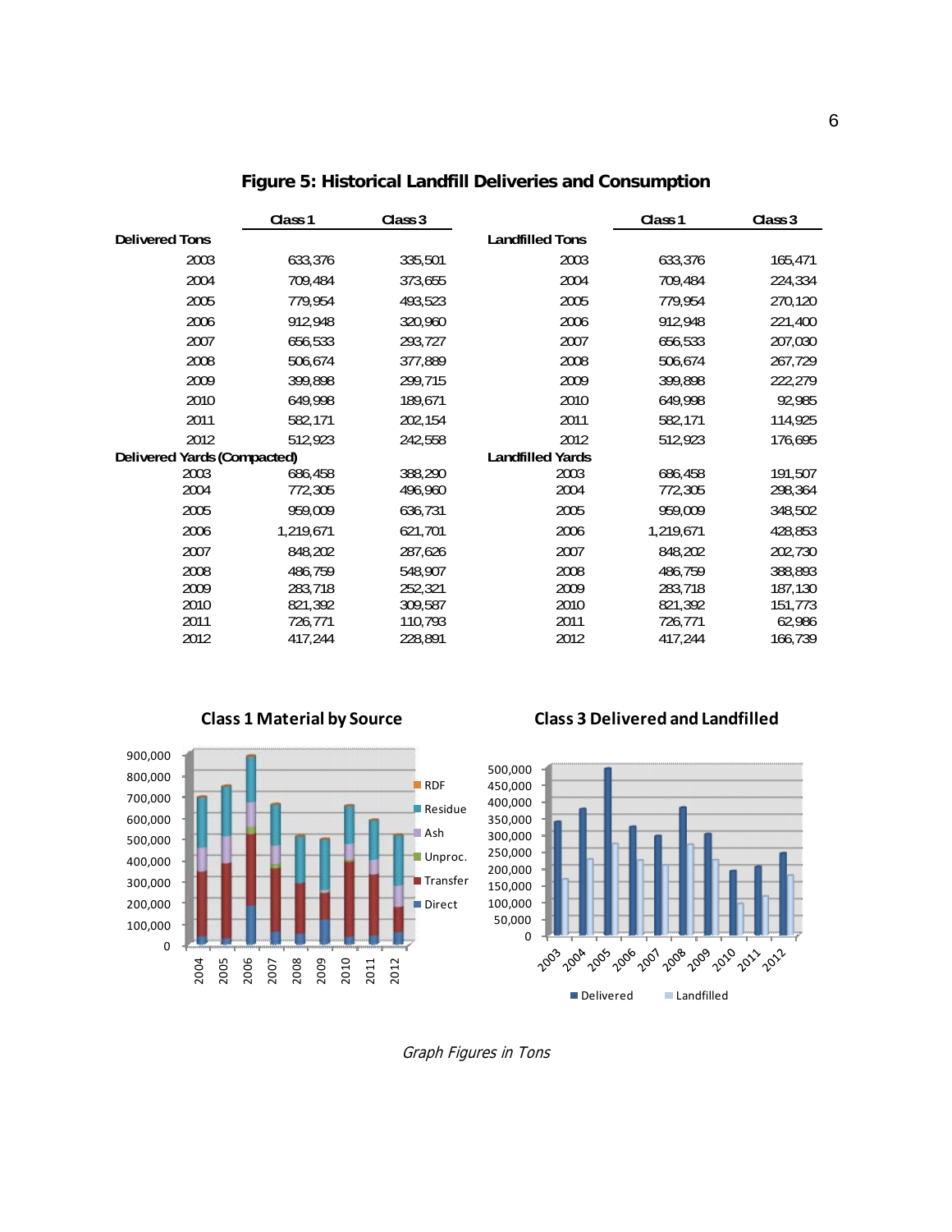## Figure 5: Historical Landfill Deliveries and Consumption

| | Class 1 | Class 3 | | Class 1 | Class 3 |
|---|---|---|---|---|---|
| **Delivered Tons** | | | **Landfilled Tons** | | |
| 2003 | 633,376 | 335,501 | 2003 | 633,376 | 165,471 |
| 2004 | 709,484 | 373,655 | 2004 | 709,484 | 224,334 |
| 2005 | 779,954 | 493,523 | 2005 | 779,954 | 270,120 |
| 2006 | 912,948 | 320,960 | 2006 | 912,948 | 221,400 |
| 2007 | 656,533 | 293,727 | 2007 | 656,533 | 207,030 |
| 2008 | 506,674 | 377,889 | 2008 | 506,674 | 267,729 |
| 2009 | 399,898 | 299,715 | 2009 | 399,898 | 222,279 |
| 2010 | 649,998 | 189,671 | 2010 | 649,998 | 92,985 |
| 2011 | 582,171 | 202,154 | 2011 | 582,171 | 114,925 |
| 2012 | 512,923 | 242,558 | 2012 | 512,923 | 176,695 |
| **Delivered Yards (Compacted)** | | | **Landfilled Yards** | | |
| 2003 | 686,458 | 388,290 | 2003 | 686,458 | 191,507 |
| 2004 | 772,305 | 496,960 | 2004 | 772,305 | 298,364 |
| 2005 | 959,009 | 636,731 | 2005 | 959,009 | 348,502 |
| 2006 | 1,219,671 | 621,701 | 2006 | 1,219,671 | 428,853 |
| 2007 | 848,202 | 287,626 | 2007 | 848,202 | 202,730 |
| 2008 | 486,759 | 548,907 | 2008 | 486,759 | 388,893 |
| 2009 | 283,718 | 252,321 | 2009 | 283,718 | 187,130 |
| 2010 | 821,392 | 309,587 | 2010 | 821,392 | 151,773 |
| 2011 | 726,771 | 110,793 | 2011 | 726,771 | 62,986 |
| 2012 | 417,244 | 228,891 | 2012 | 417,244 | 166,739 |

**Class 1 Material by Source**

**Class 3 Delivered and Landfilled**

*Graph Figures in Tons*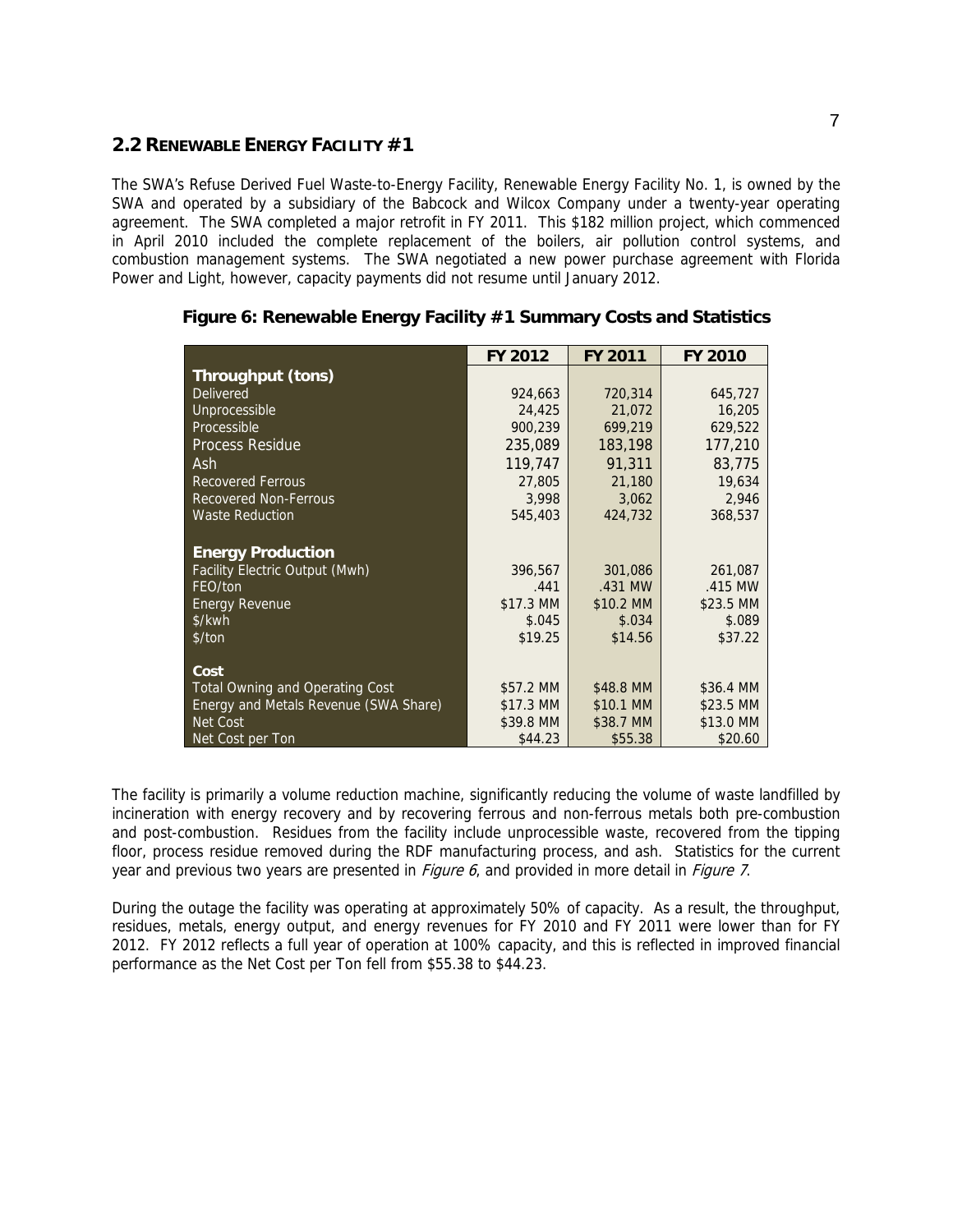## 2.2 RENEWABLE ENERGY FACILITY #1

The SWA's Refuse Derived Fuel Waste-to-Energy Facility, Renewable Energy Facility No. 1, is owned by the SWA and operated by a subsidiary of the Babcock and Wilcox Company under a twenty-year operating agreement. The SWA completed a major retrofit in FY 2011. This $182 million project, which commenced in April 2010 included the complete replacement of the boilers, air pollution control systems, and combustion management systems. The SWA negotiated a new power purchase agreement with Florida Power and Light, however, capacity payments did not resume until January 2012.

**Figure 6: Renewable Energy Facility #1 Summary Costs and Statistics**

| | FY 2012 | FY 2011 | FY 2010 |
|---|---|---|---|
| **Throughput (tons)** | | | |
| Delivered | 924,663 | 720,314 | 645,727 |
| Unprocessible | 24,425 | 21,072 | 16,205 |
| Processible | 900,239 | 699,219 | 629,522 |
| Process Residue | 235,089 | 183,198 | 177,210 |
| Ash | 119,747 | 91,311 | 83,775 |
| Recovered Ferrous | 27,805 | 21,180 | 19,634 |
| Recovered Non-Ferrous | 3,998 | 3,062 | 2,946 |
| Waste Reduction | 545,403 | 424,732 | 368,537 |
| **Energy Production** | | | |
| Facility Electric Output (Mwh) | 396,567 | 301,086 | 261,087 |
| FEO/ton | .441 | .431 MW | .415 MW |
| Energy Revenue | $17.3 MM | $10.2 MM | $23.5 MM |
| $/kwh | $.045 | $.034 | $.089 |
| $/ton | $19.25 | $14.56 | $37.22 |
| **Cost** | | | |
| Total Owning and Operating Cost | $57.2 MM | $48.8 MM | $36.4 MM |
| Energy and Metals Revenue (SWA Share) | $17.3 MM | $10.1 MM | $23.5 MM |
| Net Cost | $39.8 MM | $38.7 MM | $13.0 MM |
| Net Cost per Ton | $44.23 | $55.38 | $20.60 |

The facility is primarily a volume reduction machine, significantly reducing the volume of waste landfilled by incineration with energy recovery and by recovering ferrous and non-ferrous metals both pre-combustion and post-combustion. Residues from the facility include unprocessible waste, recovered from the tipping floor, process residue removed during the RDF manufacturing process, and ash. Statistics for the current year and previous two years are presented in *Figure 6*, and provided in more detail in *Figure 7*.

During the outage the facility was operating at approximately 50% of capacity. As a result, the throughput, residues, metals, energy output, and energy revenues for FY 2010 and FY 2011 were lower than for FY 2012. FY 2012 reflects a full year of operation at 100% capacity, and this is reflected in improved financial performance as the Net Cost per Ton fell from $55.38 to $44.23.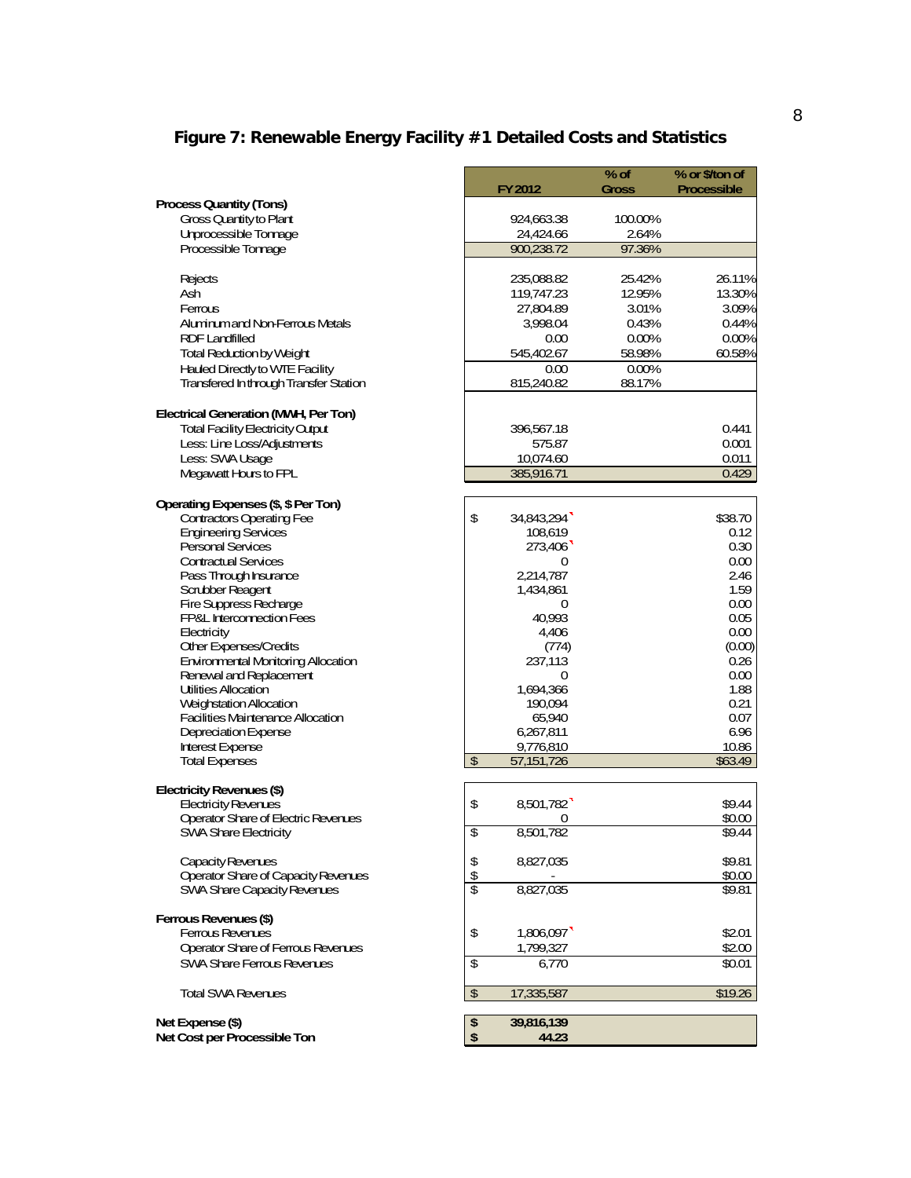## Figure 7: Renewable Energy Facility #1 Detailed Costs and Statistics

| | FY 2012 | % of Gross | % or $/ton of Processible |
|---|---|---|---|
| **Process Quantity (Tons)** | | | |
| Gross Quantity to Plant | 924,663.38 | 100.00% | |
| Unprocessible Tonnage | 24,424.66 | 2.64% | |
| Processible Tonnage | 900,238.72 | 97.36% | |
| | | | |
| Rejects | 235,088.82 | 25.42% | 26.11% |
| Ash | 119,747.23 | 12.95% | 13.30% |
| Ferrous | 27,804.89 | 3.01% | 3.09% |
| Aluminum and Non-Ferrous Metals | 3,998.04 | 0.43% | 0.44% |
| RDF Landfilled | 0.00 | 0.00% | 0.00% |
| Total Reduction by Weight | 545,402.67 | 58.98% | 60.58% |
| Hauled Directly to WTE Facility | 0.00 | 0.00% | |
| Transfered In through Transfer Station | 815,240.82 | 88.17% | |
| | | | |
| **Electrical Generation (MWH, Per Ton)** | | | |
| Total Facility Electricity Output | 396,567.18 | | 0.441 |
| Less: Line Loss/Adjustments | 575.87 | | 0.001 |
| Less: SWA Usage | 10,074.60 | | 0.011 |
| Megawatt Hours to FPL | 385,916.71 | | 0.429 |
| | | | |
| **Operating Expenses ($, $ Per Ton)** | | | |
| Contractors Operating Fee | $ 34,843,294 | | $38.70 |
| Engineering Services | 108,619 | | 0.12 |
| Personal Services | 273,406 | | 0.30 |
| Contractual Services | 0 | | 0.00 |
| Pass Through Insurance | 2,214,787 | | 2.46 |
| Scrubber Reagent | 1,434,861 | | 1.59 |
| Fire Suppress Recharge | 0 | | 0.00 |
| FP&L Interconnection Fees | 40,993 | | 0.05 |
| Electricity | 4,406 | | 0.00 |
| Other Expenses/Credits | (774) | | (0.00) |
| Environmental Monitoring Allocation | 237,113 | | 0.26 |
| Renewal and Replacement | 0 | | 0.00 |
| Utilities Allocation | 1,694,366 | | 1.88 |
| Weighstation Allocation | 190,094 | | 0.21 |
| Facilities Maintenance Allocation | 65,940 | | 0.07 |
| Depreciation Expense | 6,267,811 | | 6.96 |
| Interest Expense | 9,776,810 | | 10.86 |
| Total Expenses | $ 57,151,726 | | $63.49 |
| | | | |
| **Electricity Revenues ($)** | | | |
| Electricity Revenues | $ 8,501,782 | | $9.44 |
| Operator Share of Electric Revenues | 0 | | $0.00 |
| SWA Share Electricity | $ 8,501,782 | | $9.44 |
| | | | |
| Capacity Revenues | $ 8,827,035 | | $9.81 |
| Operator Share of Capacity Revenues | $ - | | $0.00 |
| SWA Share Capacity Revenues | $ 8,827,035 | | $9.81 |
| | | | |
| **Ferrous Revenues ($)** | | | |
| Ferrous Revenues | $ 1,806,097 | | $2.01 |
| Operator Share of Ferrous Revenues | 1,799,327 | | $2.00 |
| SWA Share Ferrous Revenues | $ 6,770 | | $0.01 |
| | | | |
| Total SWA Revenues | $ 17,335,587 | | $19.26 |
| | | | |
| **Net Expense ($)** | **$ 39,816,139** | | |
| **Net Cost per Processible Ton** | **$ 44.23** | | |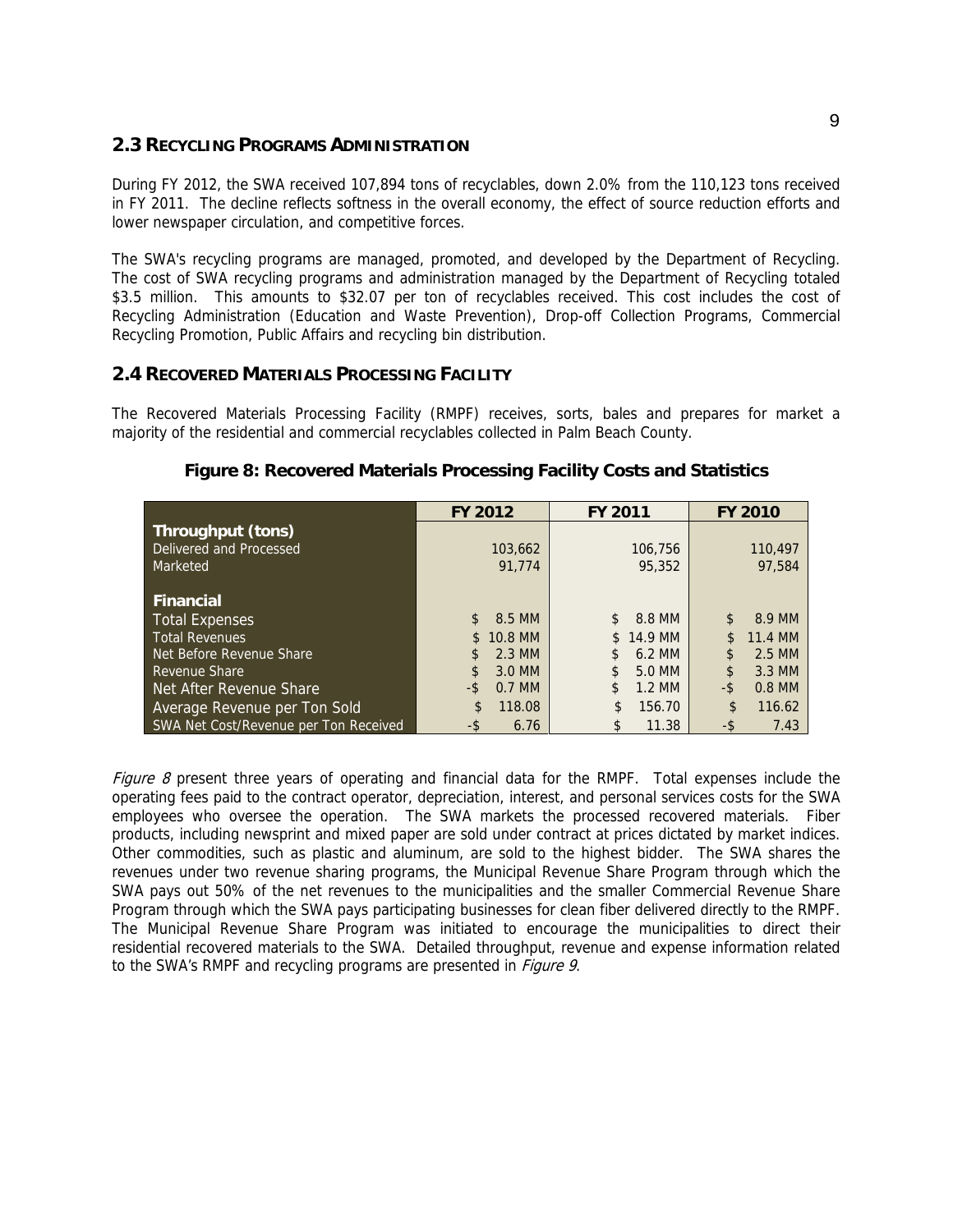## 2.3 RECYCLING PROGRAMS ADMINISTRATION

During FY 2012, the SWA received 107,894 tons of recyclables, down 2.0% from the 110,123 tons received in FY 2011. The decline reflects softness in the overall economy, the effect of source reduction efforts and lower newspaper circulation, and competitive forces.

The SWA's recycling programs are managed, promoted, and developed by the Department of Recycling. The cost of SWA recycling programs and administration managed by the Department of Recycling totaled $3.5 million. This amounts to $32.07 per ton of recyclables received. This cost includes the cost of Recycling Administration (Education and Waste Prevention), Drop-off Collection Programs, Commercial Recycling Promotion, Public Affairs and recycling bin distribution.

## 2.4 RECOVERED MATERIALS PROCESSING FACILITY

The Recovered Materials Processing Facility (RMPF) receives, sorts, bales and prepares for market a majority of the residential and commercial recyclables collected in Palm Beach County.

**Figure 8: Recovered Materials Processing Facility Costs and Statistics**

| | FY 2012 | FY 2011 | FY 2010 |
|---|---|---|---|
| **Throughput (tons)** | | | |
| Delivered and Processed | 103,662 | 106,756 | 110,497 |
| Marketed | 91,774 | 95,352 | 97,584 |
| **Financial** | | | |
| Total Expenses | $ 8.5 MM | $ 8.8 MM | $ 8.9 MM |
| Total Revenues | $ 10.8 MM | $ 14.9 MM | $ 11.4 MM |
| Net Before Revenue Share | $ 2.3 MM | $ 6.2 MM | $ 2.5 MM |
| Revenue Share | $ 3.0 MM | $ 5.0 MM | $ 3.3 MM |
| Net After Revenue Share | -$ 0.7 MM | $ 1.2 MM | -$ 0.8 MM |
| Average Revenue per Ton Sold | $ 118.08 | $ 156.70 | $ 116.62 |
| SWA Net Cost/Revenue per Ton Received | -$ 6.76 | $ 11.38 | -$ 7.43 |

*Figure 8* present three years of operating and financial data for the RMPF. Total expenses include the operating fees paid to the contract operator, depreciation, interest, and personal services costs for the SWA employees who oversee the operation. The SWA markets the processed recovered materials. Fiber products, including newsprint and mixed paper are sold under contract at prices dictated by market indices. Other commodities, such as plastic and aluminum, are sold to the highest bidder. The SWA shares the revenues under two revenue sharing programs, the Municipal Revenue Share Program through which the SWA pays out 50% of the net revenues to the municipalities and the smaller Commercial Revenue Share Program through which the SWA pays participating businesses for clean fiber delivered directly to the RMPF. The Municipal Revenue Share Program was initiated to encourage the municipalities to direct their residential recovered materials to the SWA. Detailed throughput, revenue and expense information related to the SWA's RMPF and recycling programs are presented in *Figure 9*.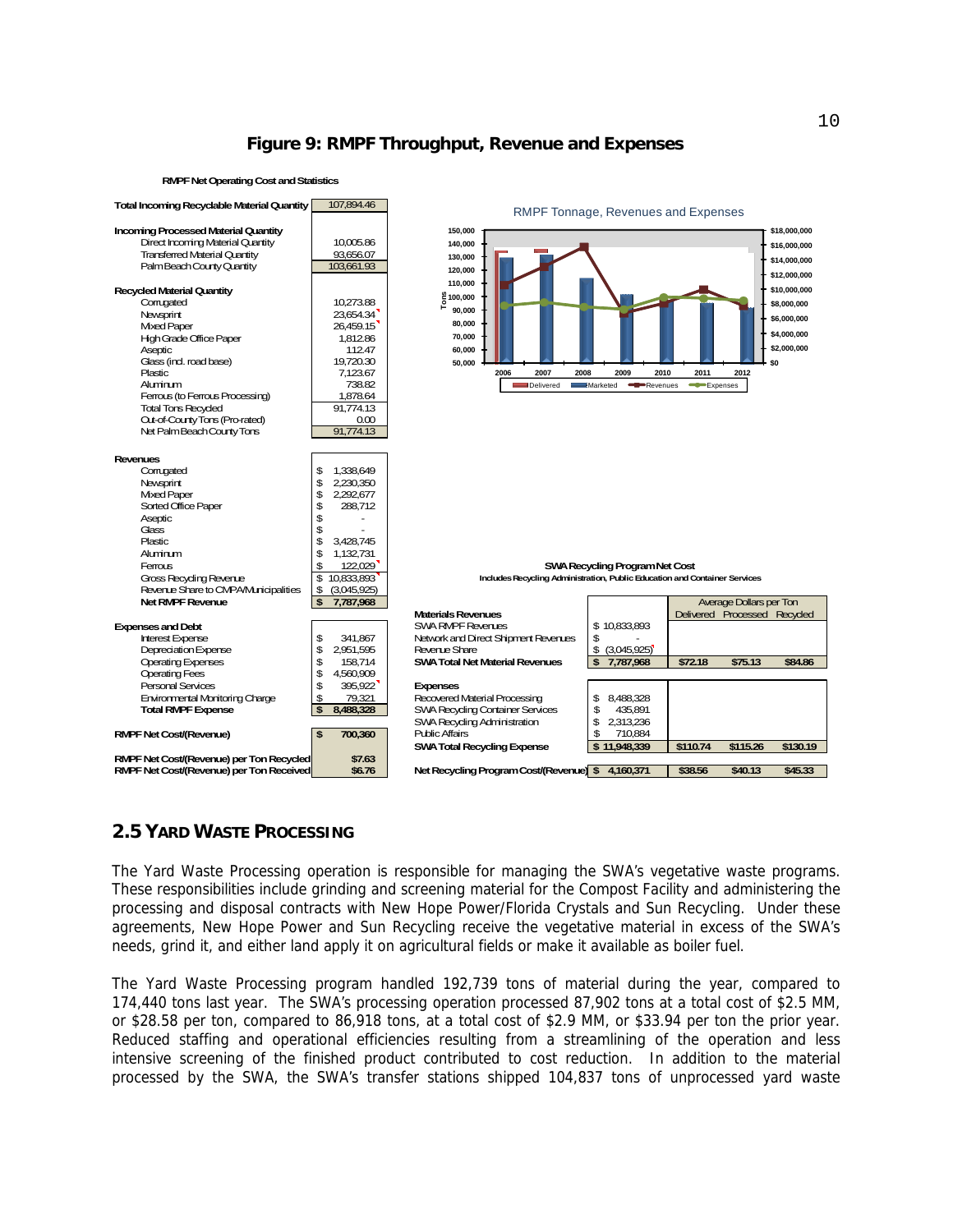**Figure 9: RMPF Throughput, Revenue and Expenses**

**RMPF Net Operating Cost and Statistics**

| | |
|---|---|
| **Total Incoming Recyclable Material Quantity** | 107,894.46 |
| | |
| **Incoming Processed Material Quantity** | |
| Direct Incoming Material Quantity | 10,005.86 |
| Transferred Material Quantity | 93,656.07 |
| Palm Beach County Quantity | 103,661.93 |
| | |
| **Recycled Material Quantity** | |
| Corrugated | 10,273.88 |
| Newsprint | 23,654.34 |
| Mixed Paper | 26,459.15 |
| High Grade Office Paper | 1,812.86 |
| Aseptic | 112.47 |
| Glass (incl. road base) | 19,720.30 |
| Plastic | 7,123.67 |
| Aluminum | 738.82 |
| Ferrous (to Ferrous Processing) | 1,878.64 |
| Total Tons Recycled | 91,774.13 |
| Out-of-County Tons (Pro-rated) | 0.00 |
| Net Palm Beach County Tons | 91,774.13 |
| | |
| **Revenues** | |
| Corrugated | $ 1,338,649 |
| Newsprint | $ 2,230,350 |
| Mixed Paper | $ 2,292,677 |
| Sorted Office Paper | $ 288,712 |
| Aseptic | $ - |
| Glass | $ - |
| Plastic | $ 3,428,745 |
| Aluminum | $ 1,132,731 |
| Ferrous | $ 122,029 |
| Gross Recycling Revenue | $ 10,833,893 |
| Revenue Share to CMPA/Municipalities | $ (3,045,925) |
| **Net RMPF Revenue** | **$ 7,787,968** |
| | |
| **Expenses and Debt** | |
| Interest Expense | $ 341,867 |
| Depreciation Expense | $ 2,951,595 |
| Operating Expenses | $ 158,714 |
| Operating Fees | $ 4,560,909 |
| Personal Services | $ 395,922 |
| Environmental Monitoring Charge | $ 79,321 |
| **Total RMPF Expense** | **$ 8,488,328** |
| | |
| **RMPF Net Cost/(Revenue)** | **$ 700,360** |
| | |
| **RMPF Net Cost/(Revenue) per Ton Recycled** | **$7.63** |
| **RMPF Net Cost/(Revenue) per Ton Received** | **$6.76** |

**SWA Recycling Program Net Cost**
Includes Recycling Administration, Public Education and Container Services

| | | Average Dollars per Ton | | |
|---|---|---|---|---|
| | | Delivered | Processed | Recycled |
| **Materials Revenues** | | | | |
| SWA RMPF Revenues | $ 10,833,893 | | | |
| Network and Direct Shipment Revenues | $ - | | | |
| Revenue Share | $ (3,045,925) | | | |
| **SWA Total Net Material Revenues** | **$ 7,787,968** | **$72.18** | **$75.13** | **$84.86** |
| **Expenses** | | | | |
| Recovered Material Processing | $ 8,488,328 | | | |
| SWA Recycling Container Services | $ 435,891 | | | |
| SWA Recycling Administration | $ 2,313,236 | | | |
| Public Affairs | $ 710,884 | | | |
| **SWA Total Recycling Expense** | **$ 11,948,339** | **$110.74** | **$115.26** | **$130.19** |
| **Net Recycling Program Cost/(Revenue)** | **$ 4,160,371** | **$38.56** | **$40.13** | **$45.33** |

## 2.5 Yard Waste Processing

The Yard Waste Processing operation is responsible for managing the SWA's vegetative waste programs. These responsibilities include grinding and screening material for the Compost Facility and administering the processing and disposal contracts with New Hope Power/Florida Crystals and Sun Recycling. Under these agreements, New Hope Power and Sun Recycling receive the vegetative material in excess of the SWA's needs, grind it, and either land apply it on agricultural fields or make it available as boiler fuel.

The Yard Waste Processing program handled 192,739 tons of material during the year, compared to 174,440 tons last year. The SWA's processing operation processed 87,902 tons at a total cost of $2.5 MM, or $28.58 per ton, compared to 86,918 tons, at a total cost of $2.9 MM, or $33.94 per ton the prior year. Reduced staffing and operational efficiencies resulting from a streamlining of the operation and less intensive screening of the finished product contributed to cost reduction. In addition to the material processed by the SWA, the SWA's transfer stations shipped 104,837 tons of unprocessed yard waste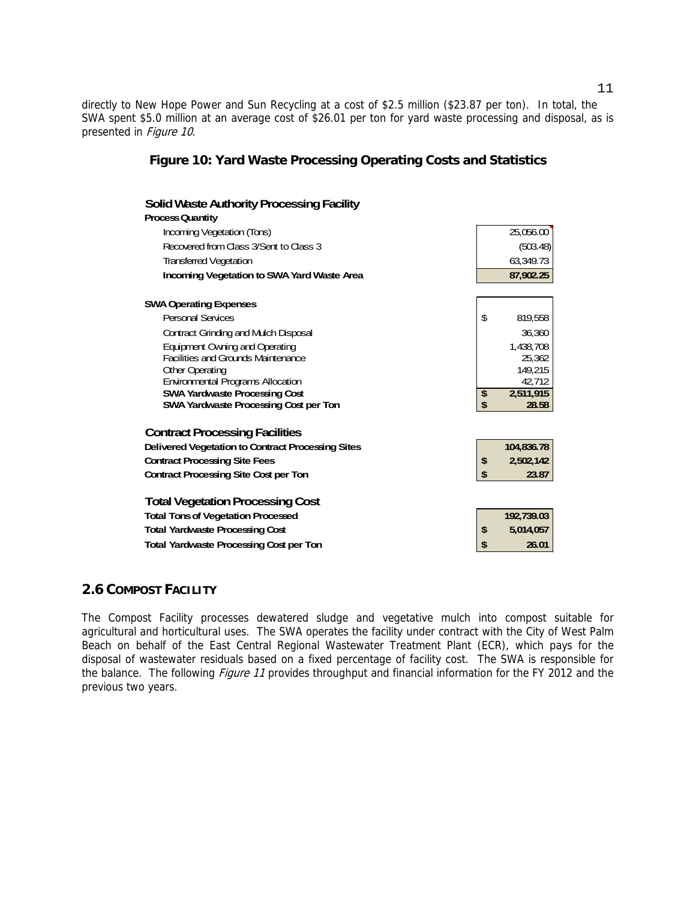directly to New Hope Power and Sun Recycling at a cost of $2.5 million ($23.87 per ton). In total, the SWA spent $5.0 million at an average cost of $26.01 per ton for yard waste processing and disposal, as is presented in *Figure 10*.

### Figure 10: Yard Waste Processing Operating Costs and Statistics

| **Solid Waste Authority Processing Facility** | |
|---|---|
| **Process Quantity** | |
| Incoming Vegetation (Tons) | 25,056.00 |
| Recovered from Class 3/Sent to Class 3 | (503.48) |
| Transferred Vegetation | 63,349.73 |
| **Incoming Vegetation to SWA Yard Waste Area** | **87,902.25** |
| | |
| **SWA Operating Expenses** | |
| Personal Services | $ 819,558 |
| Contract Grinding and Mulch Disposal | 36,360 |
| Equipment Owning and Operating | 1,438,708 |
| Facilities and Grounds Maintenance | 25,362 |
| Other Operating | 149,215 |
| Environmental Programs Allocation | 42,712 |
| **SWA Yardwaste Processing Cost** | **$ 2,511,915** |
| **SWA Yardwaste Processing Cost per Ton** | **$ 28.58** |
| | |
| **Contract Processing Facilities** | |
| **Delivered Vegetation to Contract Processing Sites** | **104,836.78** |
| **Contract Processing Site Fees** | **$ 2,502,142** |
| **Contract Processing Site Cost per Ton** | **$ 23.87** |
| | |
| **Total Vegetation Processing Cost** | |
| **Total Tons of Vegetation Processed** | **192,739.03** |
| **Total Yardwaste Processing Cost** | **$ 5,014,057** |
| **Total Yardwaste Processing Cost per Ton** | **$ 26.01** |

## 2.6 Compost Facility

The Compost Facility processes dewatered sludge and vegetative mulch into compost suitable for agricultural and horticultural uses. The SWA operates the facility under contract with the City of West Palm Beach on behalf of the East Central Regional Wastewater Treatment Plant (ECR), which pays for the disposal of wastewater residuals based on a fixed percentage of facility cost. The SWA is responsible for the balance. The following *Figure 11* provides throughput and financial information for the FY 2012 and the previous two years.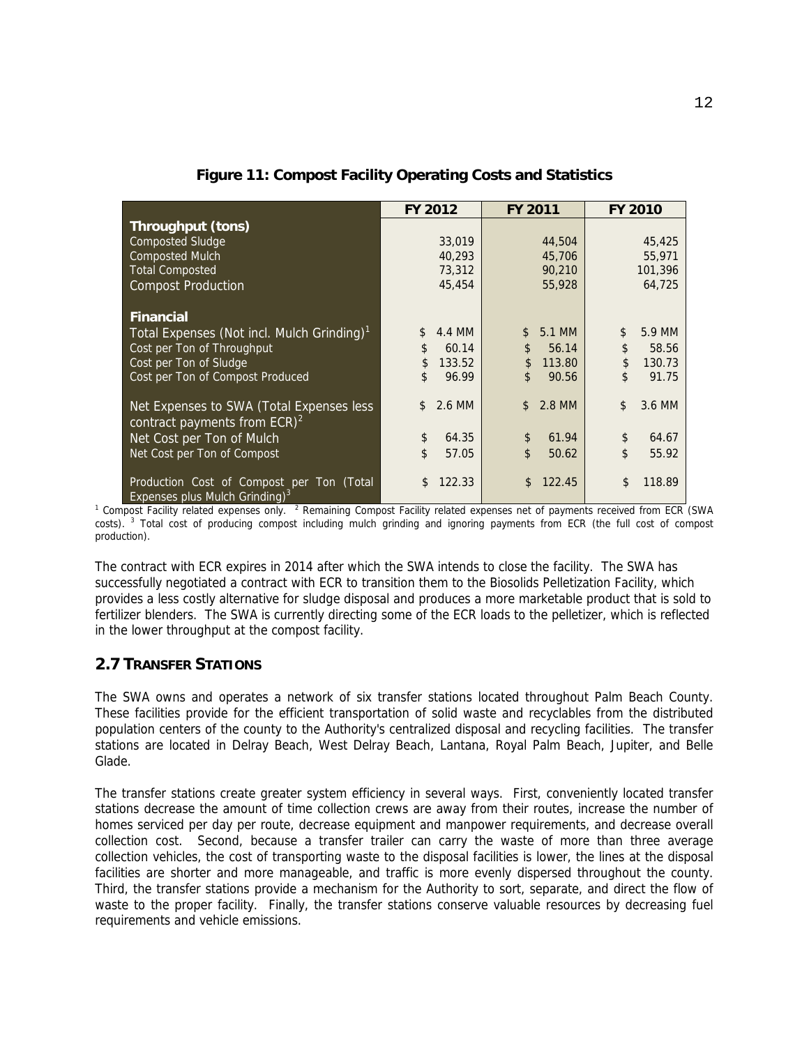**Figure 11: Compost Facility Operating Costs and Statistics**

| | FY 2012 | FY 2011 | FY 2010 |
|---|---|---|---|
| **Throughput (tons)** | | | |
| Composted Sludge | 33,019 | 44,504 | 45,425 |
| Composted Mulch | 40,293 | 45,706 | 55,971 |
| Total Composted | 73,312 | 90,210 | 101,396 |
| Compost Production | 45,454 | 55,928 | 64,725 |
| **Financial** | | | |
| Total Expenses (Not incl. Mulch Grinding)[1] | $ 4.4 MM | $ 5.1 MM | $ 5.9 MM |
| Cost per Ton of Throughput | $ 60.14 | $ 56.14 | $ 58.56 |
| Cost per Ton of Sludge | $ 133.52 | $ 113.80 | $ 130.73 |
| Cost per Ton of Compost Produced | $ 96.99 | $ 90.56 | $ 91.75 |
| Net Expenses to SWA (Total Expenses less contract payments from ECR)[2] | $ 2.6 MM | $ 2.8 MM | $ 3.6 MM |
| Net Cost per Ton of Mulch | $ 64.35 | $ 61.94 | $ 64.67 |
| Net Cost per Ton of Compost | $ 57.05 | $ 50.62 | $ 55.92 |
| Production Cost of Compost per Ton (Total Expenses plus Mulch Grinding)[3] | $ 122.33 | $ 122.45 | $ 118.89 |

[1] Compost Facility related expenses only. [2] Remaining Compost Facility related expenses net of payments received from ECR (SWA costs). [3] Total cost of producing compost including mulch grinding and ignoring payments from ECR (the full cost of compost production).

The contract with ECR expires in 2014 after which the SWA intends to close the facility. The SWA has successfully negotiated a contract with ECR to transition them to the Biosolids Pelletization Facility, which provides a less costly alternative for sludge disposal and produces a more marketable product that is sold to fertilizer blenders. The SWA is currently directing some of the ECR loads to the pelletizer, which is reflected in the lower throughput at the compost facility.

## 2.7 TRANSFER STATIONS

The SWA owns and operates a network of six transfer stations located throughout Palm Beach County. These facilities provide for the efficient transportation of solid waste and recyclables from the distributed population centers of the county to the Authority's centralized disposal and recycling facilities. The transfer stations are located in Delray Beach, West Delray Beach, Lantana, Royal Palm Beach, Jupiter, and Belle Glade.

The transfer stations create greater system efficiency in several ways. First, conveniently located transfer stations decrease the amount of time collection crews are away from their routes, increase the number of homes serviced per day per route, decrease equipment and manpower requirements, and decrease overall collection cost. Second, because a transfer trailer can carry the waste of more than three average collection vehicles, the cost of transporting waste to the disposal facilities is lower, the lines at the disposal facilities are shorter and more manageable, and traffic is more evenly dispersed throughout the county. Third, the transfer stations provide a mechanism for the Authority to sort, separate, and direct the flow of waste to the proper facility. Finally, the transfer stations conserve valuable resources by decreasing fuel requirements and vehicle emissions.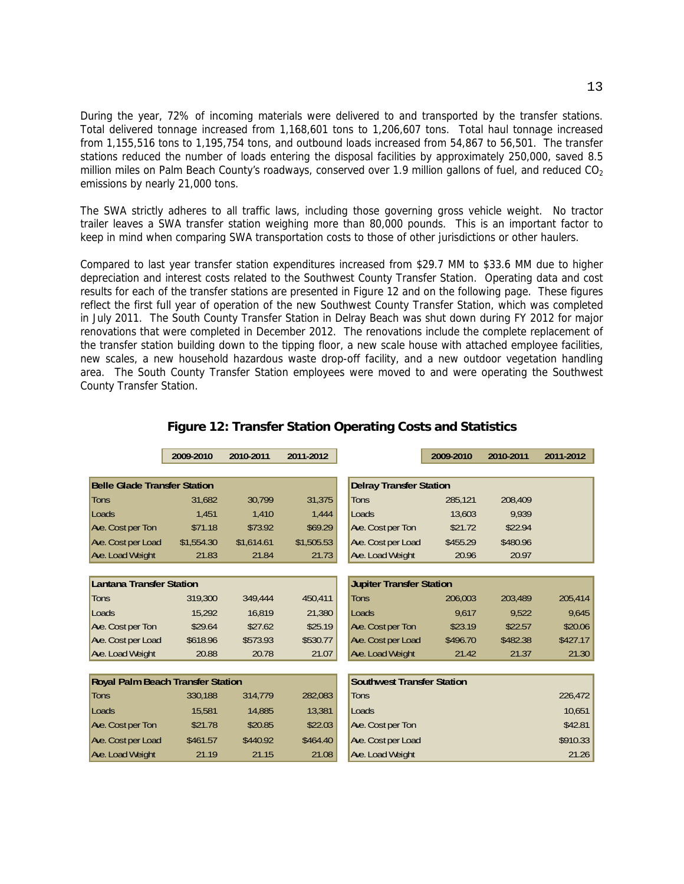During the year, 72% of incoming materials were delivered to and transported by the transfer stations. Total delivered tonnage increased from 1,168,601 tons to 1,206,607 tons. Total haul tonnage increased from 1,155,516 tons to 1,195,754 tons, and outbound loads increased from 54,867 to 56,501. The transfer stations reduced the number of loads entering the disposal facilities by approximately 250,000, saved 8.5 million miles on Palm Beach County's roadways, conserved over 1.9 million gallons of fuel, and reduced $CO_2$ emissions by nearly 21,000 tons.

The SWA strictly adheres to all traffic laws, including those governing gross vehicle weight. No tractor trailer leaves a SWA transfer station weighing more than 80,000 pounds. This is an important factor to keep in mind when comparing SWA transportation costs to those of other jurisdictions or other haulers.

Compared to last year transfer station expenditures increased from $29.7 MM to $33.6 MM due to higher depreciation and interest costs related to the Southwest County Transfer Station. Operating data and cost results for each of the transfer stations are presented in Figure 12 and on the following page. These figures reflect the first full year of operation of the new Southwest County Transfer Station, which was completed in July 2011. The South County Transfer Station in Delray Beach was shut down during FY 2012 for major renovations that were completed in December 2012. The renovations include the complete replacement of the transfer station building down to the tipping floor, a new scale house with attached employee facilities, new scales, a new household hazardous waste drop-off facility, and a new outdoor vegetation handling area. The South County Transfer Station employees were moved to and were operating the Southwest County Transfer Station.

## Figure 12: Transfer Station Operating Costs and Statistics

| | 2009-2010 | 2010-2011 | 2011-2012 |
|---|---|---|---|
| **Belle Glade Transfer Station** | | | |
| Tons | 31,682 | 30,799 | 31,375 |
| Loads | 1,451 | 1,410 | 1,444 |
| Ave. Cost per Ton | $71.18 | $73.92 | $69.29 |
| Ave. Cost per Load | $1,554.30 | $1,614.61 | $1,505.53 |
| Ave. Load Weight | 21.83 | 21.84 | 21.73 |
| **Lantana Transfer Station** | | | |
| Tons | 319,300 | 349,444 | 450,411 |
| Loads | 15,292 | 16,819 | 21,380 |
| Ave. Cost per Ton | $29.64 | $27.62 | $25.19 |
| Ave. Cost per Load | $618.96 | $573.93 | $530.77 |
| Ave. Load Weight | 20.88 | 20.78 | 21.07 |
| **Royal Palm Beach Transfer Station** | | | |
| Tons | 330,188 | 314,779 | 282,083 |
| Loads | 15,581 | 14,885 | 13,381 |
| Ave. Cost per Ton | $21.78 | $20.85 | $22.03 |
| Ave. Cost per Load | $461.57 | $440.92 | $464.40 |
| Ave. Load Weight | 21.19 | 21.15 | 21.08 |

| | 2009-2010 | 2010-2011 | 2011-2012 |
|---|---|---|---|
| **Delray Transfer Station** | | | |
| Tons | 285,121 | 208,409 | |
| Loads | 13,603 | 9,939 | |
| Ave. Cost per Ton | $21.72 | $22.94 | |
| Ave. Cost per Load | $455.29 | $480.96 | |
| Ave. Load Weight | 20.96 | 20.97 | |
| **Jupiter Transfer Station** | | | |
| Tons | 206,003 | 203,489 | 205,414 |
| Loads | 9,617 | 9,522 | 9,645 |
| Ave. Cost per Ton | $23.19 | $22.57 | $20.06 |
| Ave. Cost per Load | $496.70 | $482.38 | $427.17 |
| Ave. Load Weight | 21.42 | 21.37 | 21.30 |
| **Southwest Transfer Station** | | | |
| Tons | | | 226,472 |
| Loads | | | 10,651 |
| Ave. Cost per Ton | | | $42.81 |
| Ave. Cost per Load | | | $910.33 |
| Ave. Load Weight | | | 21.26 |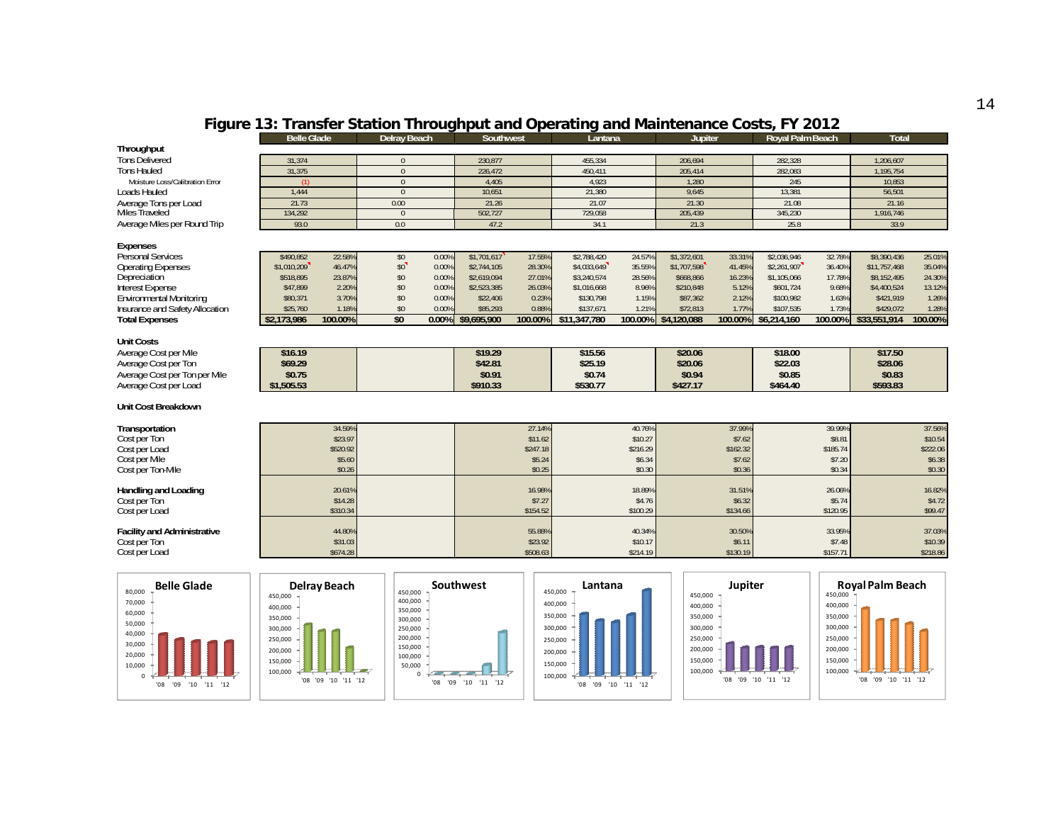# Figure 13: Transfer Station Throughput and Operating and Maintenance Costs, FY 2012

| | Belle Glade | | Delray Beach | | Southwest | | Lantana | | Jupiter | | Royal Palm Beach | | Total | |
|---|---|---|---|---|---|---|---|---|---|---|---|---|---|---|
| **Throughput** | | | | | | | | | | | | | | |
| Tons Delivered | 31,374 | | 0 | | 230,877 | | 455,334 | | 206,694 | | 282,328 | | 1,206,607 | |
| Tons Hauled | 31,375 | | 0 | | 226,472 | | 450,411 | | 205,414 | | 282,083 | | 1,195,754 | |
| Moisture Loss/Calibration Error | (1) | | 0 | | 4,405 | | 4,923 | | 1,280 | | 245 | | 10,853 | |
| Loads Hauled | 1,444 | | 0 | | 10,651 | | 21,380 | | 9,645 | | 13,381 | | 56,501 | |
| Average Tons per Load | 21.73 | | 0.00 | | 21.26 | | 21.07 | | 21.30 | | 21.08 | | 21.16 | |
| Miles Traveled | 134,292 | | 0 | | 502,727 | | 729,058 | | 205,439 | | 345,230 | | 1,916,746 | |
| Average Miles per Round Trip | 93.0 | | 0.0 | | 47.2 | | 34.1 | | 21.3 | | 25.8 | | 33.9 | |
| **Expenses** | | | | | | | | | | | | | | |
| Personal Services | $490,852 | 22.58% | $0 | 0.00% | $1,701,617 | 17.55% | $2,788,420 | 24.57% | $1,372,601 | 33.31% | $2,036,946 | 32.78% | $8,390,436 | 25.01% |
| Operating Expenses | $1,010,209 | 46.47% | $0 | 0.00% | $2,744,105 | 28.30% | $4,033,649 | 35.55% | $1,707,598 | 41.45% | $2,261,907 | 36.40% | $11,757,468 | 35.04% |
| Depreciation | $518,895 | 23.87% | $0 | 0.00% | $2,619,094 | 27.01% | $3,240,574 | 28.56% | $668,866 | 16.23% | $1,105,066 | 17.78% | $8,152,495 | 24.30% |
| Interest Expense | $47,899 | 2.20% | $0 | 0.00% | $2,523,385 | 26.03% | $1,016,668 | 8.96% | $210,848 | 5.12% | $601,724 | 9.68% | $4,400,524 | 13.12% |
| Environmental Monitoring | $80,371 | 3.70% | $0 | 0.00% | $22,406 | 0.23% | $130,798 | 1.15% | $87,362 | 2.12% | $100,982 | 1.63% | $421,919 | 1.26% |
| Insurance and Safety Allocation | $25,760 | 1.18% | $0 | 0.00% | $85,293 | 0.88% | $137,671 | 1.21% | $72,813 | 1.77% | $107,535 | 1.73% | $429,072 | 1.28% |
| **Total Expenses** | **$2,173,986** | **100.00%** | **$0** | **0.00%** | **$9,695,900** | **100.00%** | **$11,347,780** | **100.00%** | **$4,120,088** | **100.00%** | **$6,214,160** | **100.00%** | **$33,551,914** | **100.00%** |
| **Unit Costs** | | | | | | | | | | | | | | |
| Average Cost per Mile | **$16.19** | | | | **$19.29** | | **$15.56** | | **$20.06** | | **$18.00** | | **$17.50** | |
| Average Cost per Ton | **$69.29** | | | | **$42.81** | | **$25.19** | | **$20.06** | | **$22.03** | | **$28.06** | |
| Average Cost per Ton per Mile | **$0.75** | | | | **$0.91** | | **$0.74** | | **$0.94** | | **$0.85** | | **$0.83** | |
| Average Cost per Load | **$1,505.53** | | | | **$910.33** | | **$530.77** | | **$427.17** | | **$464.40** | | **$593.83** | |
| **Unit Cost Breakdown** | | | | | | | | | | | | | | |
| **Transportation** | | 34.59% | | | | 27.14% | | 40.76% | | 37.99% | | 39.99% | | 37.56% |
| Cost per Ton | | $23.97 | | | | $11.62 | | $10.27 | | $7.62 | | $8.81 | | $10.54 |
| Cost per Load | | $520.92 | | | | $247.18 | | $216.29 | | $162.32 | | $185.74 | | $222.06 |
| Cost per Mile | | $5.60 | | | | $5.24 | | $6.34 | | $7.62 | | $7.20 | | $6.38 |
| Cost per Ton-Mile | | $0.26 | | | | $0.25 | | $0.30 | | $0.36 | | $0.34 | | $0.30 |
| **Handling and Loading** | | 20.61% | | | | 16.98% | | 18.89% | | 31.51% | | 26.06% | | 16.82% |
| Cost per Ton | | $14.28 | | | | $7.27 | | $4.76 | | $6.32 | | $5.74 | | $4.72 |
| Cost per Load | | $310.34 | | | | $154.52 | | $100.29 | | $134.66 | | $120.95 | | $99.47 |
| **Facility and Administrative** | | 44.80% | | | | 55.88% | | 40.34% | | 30.50% | | 33.95% | | 37.03% |
| Cost per Ton | | $31.03 | | | | $23.92 | | $10.17 | | $6.11 | | $7.48 | | $10.39 |
| Cost per Load | | $674.28 | | | | $508.63 | | $214.19 | | $130.19 | | $157.71 | | $218.86 |

**Belle Glade** — '08 '09 '10 '11 '12 (scale 0–80,000)

**Delray Beach** — '08 '09 '10 '11 '12 (scale 100,000–450,000)

**Southwest** — '08 '09 '10 '11 '12 (scale 0–450,000)

**Lantana** — '08 '09 '10 '11 '12 (scale 100,000–450,000)

**Jupiter** — '08 '09 '10 '11 '12 (scale 100,000–450,000)

**Royal Palm Beach** — '08 '09 '10 '11 '12 (scale 100,000–450,000)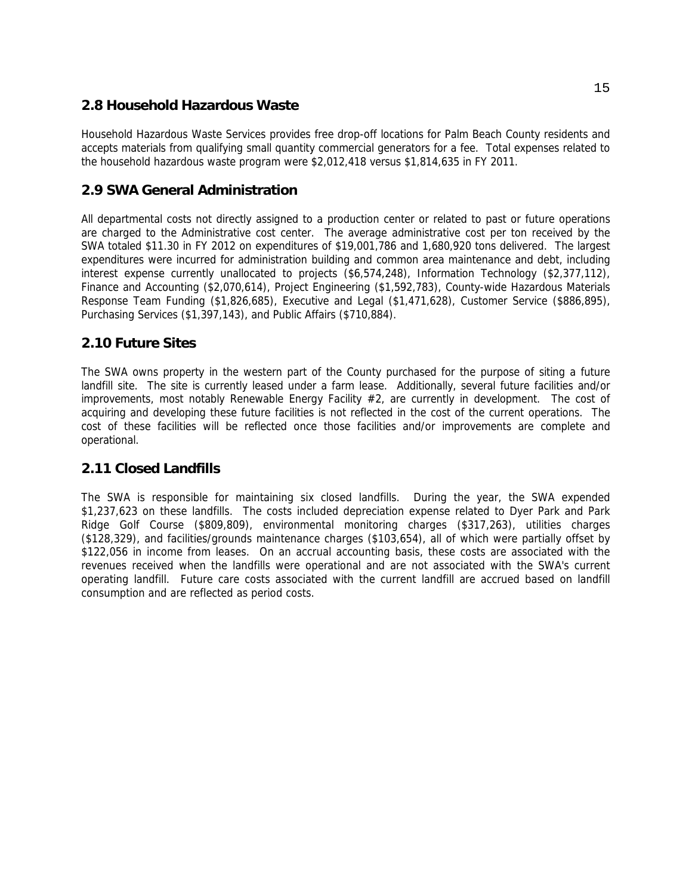## 2.8 Household Hazardous Waste

Household Hazardous Waste Services provides free drop-off locations for Palm Beach County residents and accepts materials from qualifying small quantity commercial generators for a fee. Total expenses related to the household hazardous waste program were $2,012,418 versus $1,814,635 in FY 2011.

## 2.9 SWA General Administration

All departmental costs not directly assigned to a production center or related to past or future operations are charged to the Administrative cost center. The average administrative cost per ton received by the SWA totaled $11.30 in FY 2012 on expenditures of $19,001,786 and 1,680,920 tons delivered. The largest expenditures were incurred for administration building and common area maintenance and debt, including interest expense currently unallocated to projects ($6,574,248), Information Technology ($2,377,112), Finance and Accounting ($2,070,614), Project Engineering ($1,592,783), County-wide Hazardous Materials Response Team Funding ($1,826,685), Executive and Legal ($1,471,628), Customer Service ($886,895), Purchasing Services ($1,397,143), and Public Affairs ($710,884).

## 2.10 Future Sites

The SWA owns property in the western part of the County purchased for the purpose of siting a future landfill site. The site is currently leased under a farm lease. Additionally, several future facilities and/or improvements, most notably Renewable Energy Facility #2, are currently in development. The cost of acquiring and developing these future facilities is not reflected in the cost of the current operations. The cost of these facilities will be reflected once those facilities and/or improvements are complete and operational.

## 2.11 Closed Landfills

The SWA is responsible for maintaining six closed landfills. During the year, the SWA expended $1,237,623 on these landfills. The costs included depreciation expense related to Dyer Park and Park Ridge Golf Course ($809,809), environmental monitoring charges ($317,263), utilities charges ($128,329), and facilities/grounds maintenance charges ($103,654), all of which were partially offset by $122,056 in income from leases. On an accrual accounting basis, these costs are associated with the revenues received when the landfills were operational and are not associated with the SWA's current operating landfill. Future care costs associated with the current landfill are accrued based on landfill consumption and are reflected as period costs.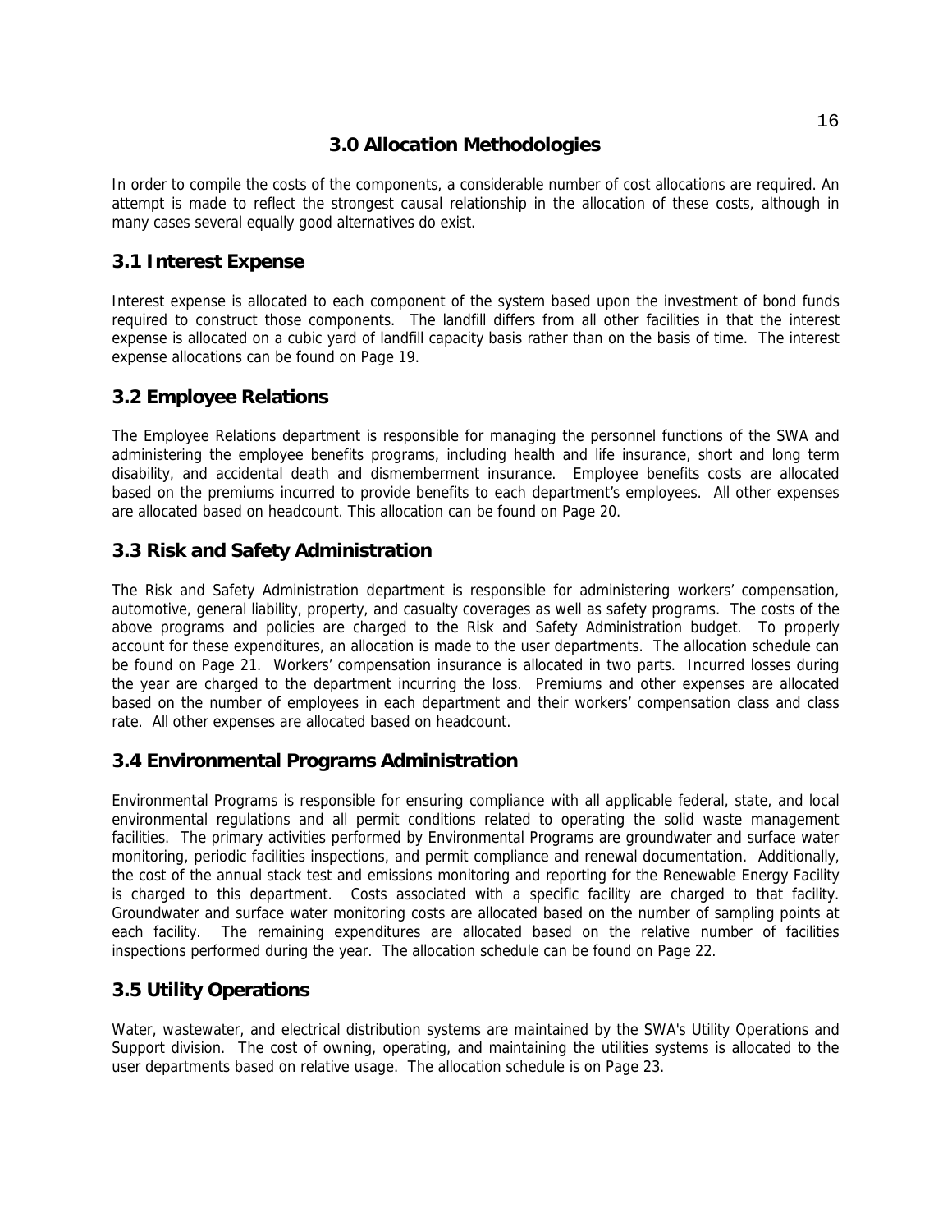# 3.0 Allocation Methodologies

In order to compile the costs of the components, a considerable number of cost allocations are required. An attempt is made to reflect the strongest causal relationship in the allocation of these costs, although in many cases several equally good alternatives do exist.

## 3.1 Interest Expense

Interest expense is allocated to each component of the system based upon the investment of bond funds required to construct those components. The landfill differs from all other facilities in that the interest expense is allocated on a cubic yard of landfill capacity basis rather than on the basis of time. The interest expense allocations can be found on Page 19.

## 3.2 Employee Relations

The Employee Relations department is responsible for managing the personnel functions of the SWA and administering the employee benefits programs, including health and life insurance, short and long term disability, and accidental death and dismemberment insurance. Employee benefits costs are allocated based on the premiums incurred to provide benefits to each department's employees. All other expenses are allocated based on headcount. This allocation can be found on Page 20.

## 3.3 Risk and Safety Administration

The Risk and Safety Administration department is responsible for administering workers' compensation, automotive, general liability, property, and casualty coverages as well as safety programs. The costs of the above programs and policies are charged to the Risk and Safety Administration budget. To properly account for these expenditures, an allocation is made to the user departments. The allocation schedule can be found on Page 21. Workers' compensation insurance is allocated in two parts. Incurred losses during the year are charged to the department incurring the loss. Premiums and other expenses are allocated based on the number of employees in each department and their workers' compensation class and class rate. All other expenses are allocated based on headcount.

## 3.4 Environmental Programs Administration

Environmental Programs is responsible for ensuring compliance with all applicable federal, state, and local environmental regulations and all permit conditions related to operating the solid waste management facilities. The primary activities performed by Environmental Programs are groundwater and surface water monitoring, periodic facilities inspections, and permit compliance and renewal documentation. Additionally, the cost of the annual stack test and emissions monitoring and reporting for the Renewable Energy Facility is charged to this department. Costs associated with a specific facility are charged to that facility. Groundwater and surface water monitoring costs are allocated based on the number of sampling points at each facility. The remaining expenditures are allocated based on the relative number of facilities inspections performed during the year. The allocation schedule can be found on Page 22.

## 3.5 Utility Operations

Water, wastewater, and electrical distribution systems are maintained by the SWA's Utility Operations and Support division. The cost of owning, operating, and maintaining the utilities systems is allocated to the user departments based on relative usage. The allocation schedule is on Page 23.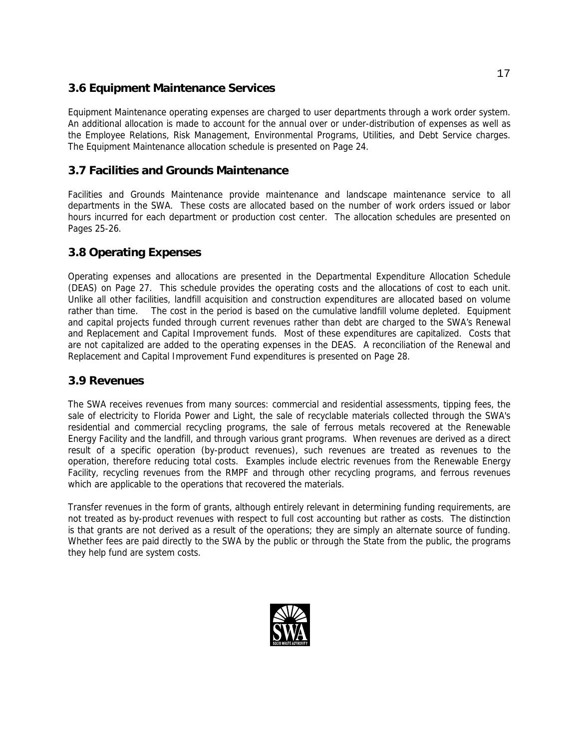## 3.6 Equipment Maintenance Services

Equipment Maintenance operating expenses are charged to user departments through a work order system. An additional allocation is made to account for the annual over or under-distribution of expenses as well as the Employee Relations, Risk Management, Environmental Programs, Utilities, and Debt Service charges. The Equipment Maintenance allocation schedule is presented on Page 24.

## 3.7 Facilities and Grounds Maintenance

Facilities and Grounds Maintenance provide maintenance and landscape maintenance service to all departments in the SWA. These costs are allocated based on the number of work orders issued or labor hours incurred for each department or production cost center. The allocation schedules are presented on Pages 25-26.

## 3.8 Operating Expenses

Operating expenses and allocations are presented in the Departmental Expenditure Allocation Schedule (DEAS) on Page 27. This schedule provides the operating costs and the allocations of cost to each unit. Unlike all other facilities, landfill acquisition and construction expenditures are allocated based on volume rather than time. The cost in the period is based on the cumulative landfill volume depleted. Equipment and capital projects funded through current revenues rather than debt are charged to the SWA's Renewal and Replacement and Capital Improvement funds. Most of these expenditures are capitalized. Costs that are not capitalized are added to the operating expenses in the DEAS. A reconciliation of the Renewal and Replacement and Capital Improvement Fund expenditures is presented on Page 28.

## 3.9 Revenues

The SWA receives revenues from many sources: commercial and residential assessments, tipping fees, the sale of electricity to Florida Power and Light, the sale of recyclable materials collected through the SWA's residential and commercial recycling programs, the sale of ferrous metals recovered at the Renewable Energy Facility and the landfill, and through various grant programs. When revenues are derived as a direct result of a specific operation (by-product revenues), such revenues are treated as revenues to the operation, therefore reducing total costs. Examples include electric revenues from the Renewable Energy Facility, recycling revenues from the RMPF and through other recycling programs, and ferrous revenues which are applicable to the operations that recovered the materials.

Transfer revenues in the form of grants, although entirely relevant in determining funding requirements, are not treated as by-product revenues with respect to full cost accounting but rather as costs. The distinction is that grants are not derived as a result of the operations; they are simply an alternate source of funding. Whether fees are paid directly to the SWA by the public or through the State from the public, the programs they help fund are system costs.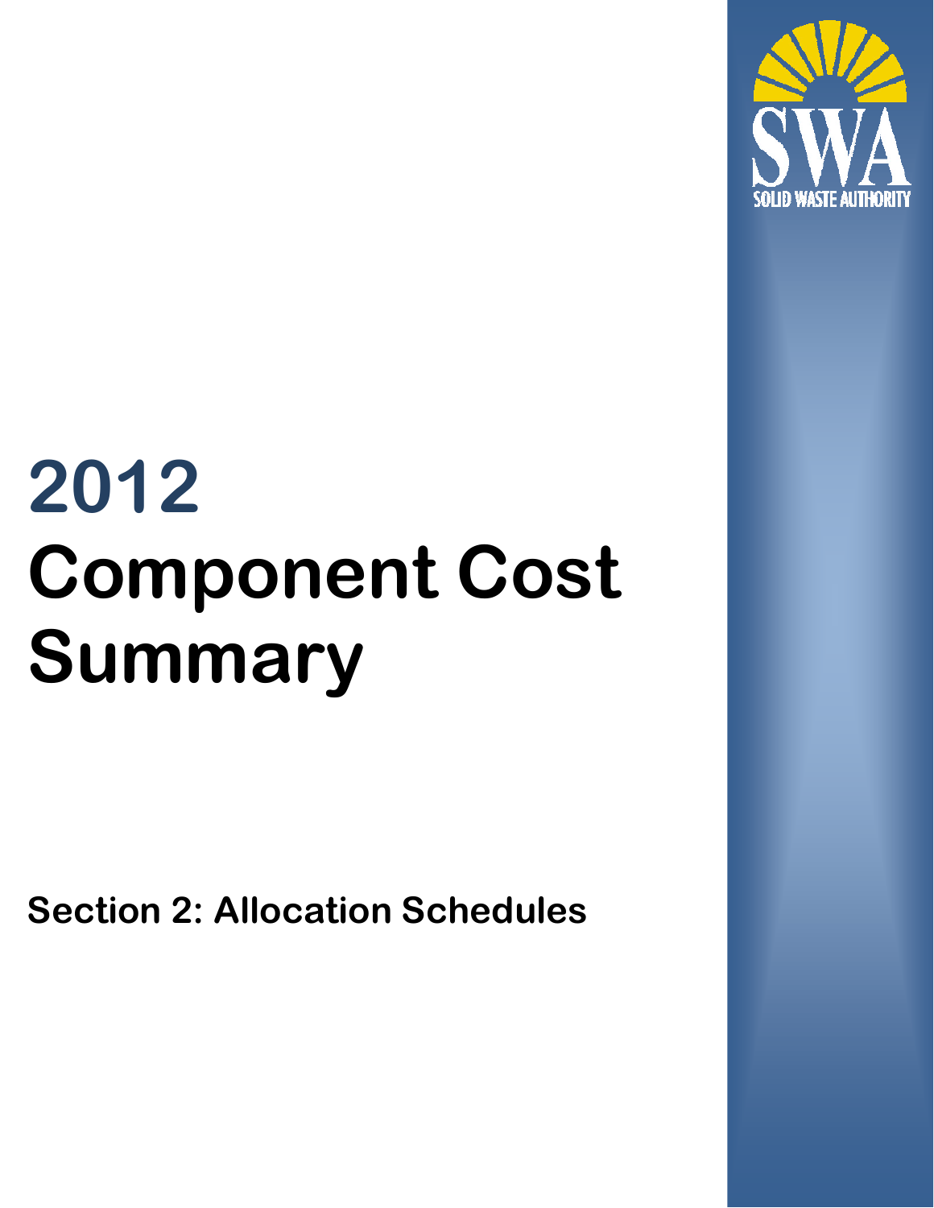# 2012 Component Cost Summary

## Section 2: Allocation Schedules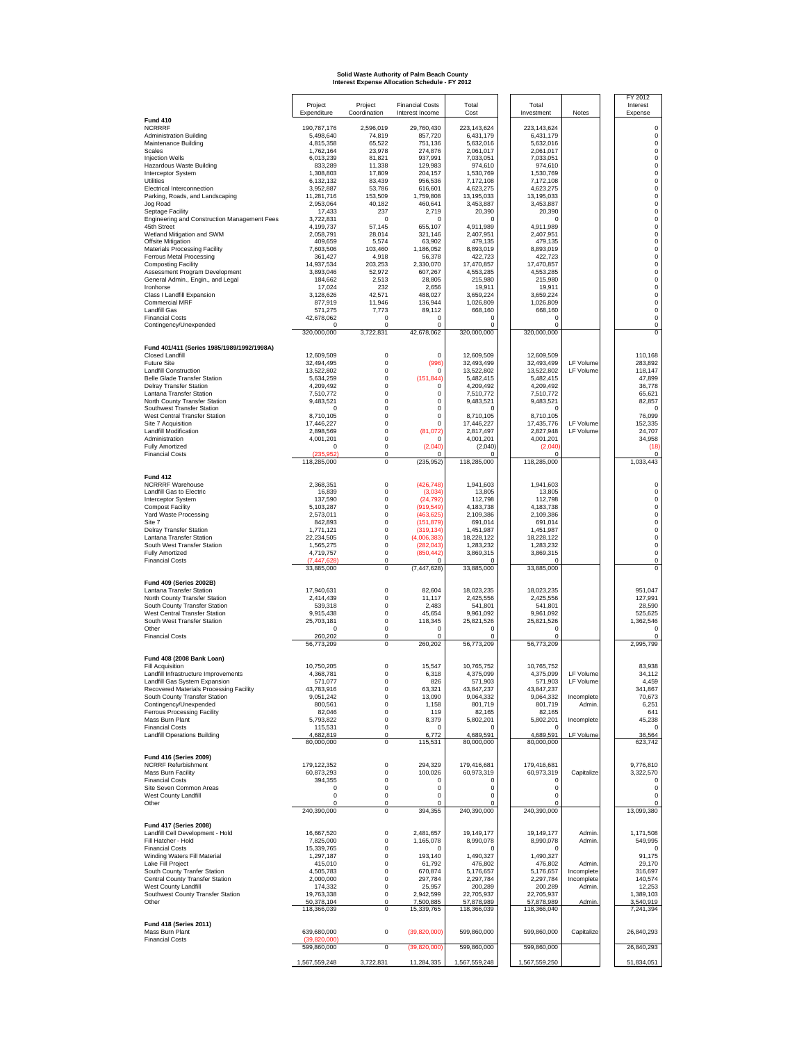# Solid Waste Authority of Palm Beach County
## Interest Expense Allocation Schedule - FY 2012

| | Project Expenditure | Project Coordination | Financial Costs Interest Income | Total Cost | Total Investment | Notes | FY 2012 Interest Expense |
|---|---|---|---|---|---|---|---|
| **Fund 410** | | | | | | | |
| NCRRRF | 190,787,176 | 2,596,019 | 29,760,430 | 223,143,624 | 223,143,624 | | 0 |
| Administration Building | 5,498,640 | 74,819 | 857,720 | 6,431,179 | 6,431,179 | | 0 |
| Maintenance Building | 4,815,358 | 65,522 | 751,136 | 5,632,016 | 5,632,016 | | 0 |
| Scales | 1,762,164 | 23,978 | 274,876 | 2,061,017 | 2,061,017 | | 0 |
| Injection Wells | 6,013,239 | 81,821 | 937,991 | 7,033,051 | 7,033,051 | | 0 |
| Hazardous Waste Building | 833,289 | 11,338 | 129,983 | 974,610 | 974,610 | | 0 |
| Interceptor System | 1,308,803 | 17,809 | 204,157 | 1,530,769 | 1,530,769 | | 0 |
| Utilities | 6,132,132 | 83,439 | 956,536 | 7,172,108 | 7,172,108 | | 0 |
| Electrical Interconnection | 3,952,887 | 53,786 | 616,601 | 4,623,275 | 4,623,275 | | 0 |
| Parking, Roads, and Landscaping | 11,281,716 | 153,509 | 1,759,808 | 13,195,033 | 13,195,033 | | 0 |
| Jog Road | 2,953,064 | 40,182 | 460,641 | 3,453,887 | 3,453,887 | | 0 |
| Septage Facility | 17,433 | 237 | 2,719 | 20,390 | 20,390 | | 0 |
| Engineering and Construction Management Fees | 3,722,831 | 0 | 0 | 0 | 0 | | 0 |
| 45th Street | 4,199,737 | 57,145 | 655,107 | 4,911,989 | 4,911,989 | | 0 |
| Wetland Mitigation and SWM | 2,058,791 | 28,014 | 321,146 | 2,407,951 | 2,407,951 | | 0 |
| Offsite Mitigation | 409,659 | 5,574 | 63,902 | 479,135 | 479,135 | | 0 |
| Materials Processing Facility | 7,603,506 | 103,460 | 1,186,052 | 8,893,019 | 8,893,019 | | 0 |
| Ferrous Metal Processing | 361,427 | 4,918 | 56,378 | 422,723 | 422,723 | | 0 |
| Composting Facility | 14,937,534 | 203,253 | 2,330,070 | 17,470,857 | 17,470,857 | | 0 |
| Assessment Program Development | 3,893,046 | 52,972 | 607,267 | 4,553,285 | 4,553,285 | | 0 |
| General Admin., Engin., and Legal | 184,662 | 2,513 | 28,805 | 215,980 | 215,980 | | 0 |
| Ironhorse | 17,024 | 232 | 2,656 | 19,911 | 19,911 | | 0 |
| Class I Landfill Expansion | 3,128,626 | 42,571 | 488,027 | 3,659,224 | 3,659,224 | | 0 |
| Commercial MRF | 877,919 | 11,946 | 136,944 | 1,026,809 | 1,026,809 | | 0 |
| Landfill Gas | 571,275 | 7,773 | 89,112 | 668,160 | 668,160 | | 0 |
| Financial Costs | 42,678,062 | 0 | 0 | 0 | 0 | | 0 |
| Contingency/Unexpended | 0 | 0 | 0 | 0 | 0 | | 0 |
| | 320,000,000 | 3,722,831 | 42,678,062 | 320,000,000 | 320,000,000 | | 0 |
| **Fund 401/411 (Series 1985/1989/1992/1998A)** | | | | | | | |
| Closed Landfill | 12,609,509 | 0 | 0 | 12,609,509 | 12,609,509 | | 110,168 |
| Future Site | 32,494,495 | 0 | (996) | 32,493,499 | 32,493,499 | LF Volume | 283,892 |
| Landfill Construction | 13,522,802 | 0 | 0 | 13,522,802 | 13,522,802 | LF Volume | 118,147 |
| Belle Glade Transfer Station | 5,634,259 | 0 | (151,844) | 5,482,415 | 5,482,415 | | 47,899 |
| Delray Transfer Station | 4,209,492 | 0 | 0 | 4,209,492 | 4,209,492 | | 36,778 |
| Lantana Transfer Station | 7,510,772 | 0 | 0 | 7,510,772 | 7,510,772 | | 65,621 |
| North County Transfer Station | 9,483,521 | 0 | 0 | 9,483,521 | 9,483,521 | | 82,857 |
| Southwest Transfer Station | 0 | 0 | 0 | 0 | 0 | | 0 |
| West Central Transfer Station | 8,710,105 | 0 | 0 | 8,710,105 | 8,710,105 | | 76,099 |
| Site 7 Acquisition | 17,446,227 | 0 | 0 | 17,446,227 | 17,435,776 | LF Volume | 152,335 |
| Landfill Modification | 2,898,569 | 0 | (81,072) | 2,817,497 | 2,827,948 | LF Volume | 24,707 |
| Administration | 4,001,201 | 0 | 0 | 4,001,201 | 4,001,201 | | 34,958 |
| Fully Amortized | 0 | 0 | (2,040) | (2,040) | (2,040) | | (18) |
| Financial Costs | (235,952) | 0 | 0 | 0 | 0 | | 0 |
| | 118,285,000 | 0 | (235,952) | 118,285,000 | 118,285,000 | | 1,033,443 |
| **Fund 412** | | | | | | | |
| NCRRRF Warehouse | 2,368,351 | 0 | (426,748) | 1,941,603 | 1,941,603 | | 0 |
| Landfill Gas to Electric | 16,839 | 0 | (3,034) | 13,805 | 13,805 | | 0 |
| Interceptor System | 137,590 | 0 | (24,792) | 112,798 | 112,798 | | 0 |
| Compost Facility | 5,103,287 | 0 | (919,549) | 4,183,738 | 4,183,738 | | 0 |
| Yard Waste Processing | 2,573,011 | 0 | (463,625) | 2,109,386 | 2,109,386 | | 0 |
| Site 7 | 842,893 | 0 | (151,879) | 691,014 | 691,014 | | 0 |
| Delray Transfer Station | 1,771,121 | 0 | (319,134) | 1,451,987 | 1,451,987 | | 0 |
| Lantana Transfer Station | 22,234,505 | 0 | (4,006,383) | 18,228,122 | 18,228,122 | | 0 |
| South West Transfer Station | 1,565,275 | 0 | (282,043) | 1,283,232 | 1,283,232 | | 0 |
| Fully Amortized | 4,719,757 | 0 | (850,442) | 3,869,315 | 3,869,315 | | 0 |
| Financial Costs | (7,447,628) | 0 | 0 | 0 | 0 | | 0 |
| | 33,885,000 | 0 | (7,447,628) | 33,885,000 | 33,885,000 | | 0 |
| **Fund 409 (Series 2002B)** | | | | | | | |
| Lantana Transfer Station | 17,940,631 | 0 | 82,604 | 18,023,235 | 18,023,235 | | 951,047 |
| North County Transfer Station | 2,414,439 | 0 | 11,117 | 2,425,556 | 2,425,556 | | 127,991 |
| South County Transfer Station | 539,318 | 0 | 2,483 | 541,801 | 541,801 | | 28,590 |
| West Central Transfer Station | 9,915,438 | 0 | 45,654 | 9,961,092 | 9,961,092 | | 525,625 |
| South West Transfer Station | 25,703,181 | 0 | 118,345 | 25,821,526 | 25,821,526 | | 1,362,546 |
| Other | 0 | 0 | 0 | 0 | 0 | | 0 |
| Financial Costs | 260,202 | 0 | 0 | 0 | 0 | | 0 |
| | 56,773,209 | 0 | 260,202 | 56,773,209 | 56,773,209 | | 2,995,799 |
| **Fund 408 (2008 Bank Loan)** | | | | | | | |
| Fill Acquisition | 10,750,205 | 0 | 15,547 | 10,765,752 | 10,765,752 | | 83,938 |
| Landfill Infrastructure Improvements | 4,368,781 | 0 | 6,318 | 4,375,099 | 4,375,099 | LF Volume | 34,112 |
| Landfill Gas System Expansion | 571,077 | 0 | 826 | 571,903 | 571,903 | LF Volume | 4,459 |
| Recovered Materials Processing Facility | 43,783,916 | 0 | 63,321 | 43,847,237 | 43,847,237 | | 341,867 |
| South County Transfer Station | 9,051,242 | 0 | 13,090 | 9,064,332 | 9,064,332 | Incomplete | 70,673 |
| Contingency/Unexpended | 800,561 | 0 | 1,158 | 801,719 | 801,719 | Admin. | 6,251 |
| Ferrous Processing Facility | 82,046 | 0 | 119 | 82,165 | 82,165 | | 641 |
| Mass Burn Plant | 5,793,822 | 0 | 8,379 | 5,802,201 | 5,802,201 | Incomplete | 45,238 |
| Financial Costs | 115,531 | 0 | 0 | 0 | 0 | | 0 |
| Landfill Operations Building | 4,682,819 | 0 | 6,772 | 4,689,591 | 4,689,591 | LF Volume | 36,564 |
| | 80,000,000 | 0 | 115,531 | 80,000,000 | 80,000,000 | | 623,742 |
| **Fund 416 (Series 2009)** | | | | | | | |
| NCRRF Refurbishment | 179,122,352 | 0 | 294,329 | 179,416,681 | 179,416,681 | | 9,776,810 |
| Mass Burn Facility | 60,873,293 | 0 | 100,026 | 60,973,319 | 60,973,319 | Capitalize | 3,322,570 |
| Financial Costs | 394,355 | 0 | 0 | 0 | 0 | | 0 |
| Site Seven Common Areas | 0 | 0 | 0 | 0 | 0 | | 0 |
| West County Landfill | 0 | 0 | 0 | 0 | 0 | | 0 |
| Other | 0 | 0 | 0 | 0 | 0 | | 0 |
| | 240,390,000 | 0 | 394,355 | 240,390,000 | 240,390,000 | | 13,099,380 |
| **Fund 417 (Series 2008)** | | | | | | | |
| Landfill Cell Development - Hold | 16,667,520 | 0 | 2,481,657 | 19,149,177 | 19,149,177 | Admin. | 1,171,508 |
| Fill Hatcher - Hold | 7,825,000 | 0 | 1,165,078 | 8,990,078 | 8,990,078 | Admin. | 549,995 |
| Financial Costs | 15,339,765 | 0 | 0 | 0 | 0 | | 0 |
| Winding Waters Fill Material | 1,297,187 | 0 | 193,140 | 1,490,327 | 1,490,327 | | 91,175 |
| Lake Fill Project | 415,010 | 0 | 61,792 | 476,802 | 476,802 | Admin. | 29,170 |
| South County Tranfer Station | 4,505,783 | 0 | 670,874 | 5,176,657 | 5,176,657 | Incomplete | 316,697 |
| Central County Transfer Station | 2,000,000 | 0 | 297,784 | 2,297,784 | 2,297,784 | Incomplete | 140,574 |
| West County Landfill | 174,332 | 0 | 25,957 | 200,289 | 200,289 | Admin. | 12,253 |
| Southwest County Transfer Station | 19,763,338 | 0 | 2,942,599 | 22,705,937 | 22,705,937 | | 1,389,103 |
| Other | 50,378,104 | 0 | 7,500,885 | 57,878,989 | 57,878,989 | Admin. | 3,540,919 |
| | 118,366,039 | 0 | 15,339,765 | 118,366,039 | 118,366,040 | | 7,241,394 |
| **Fund 418 (Series 2011)** | | | | | | | |
| Mass Burn Plant | 639,680,000 | 0 | (39,820,000) | 599,860,000 | 599,860,000 | Capitalize | 26,840,293 |
| Financial Costs | (39,820,000) | | | | | | |
| | 599,860,000 | 0 | (39,820,000) | 599,860,000 | 599,860,000 | | 26,840,293 |
| | 1,567,559,248 | 3,722,831 | 11,284,335 | 1,567,559,248 | 1,567,559,250 | | 51,834,051 |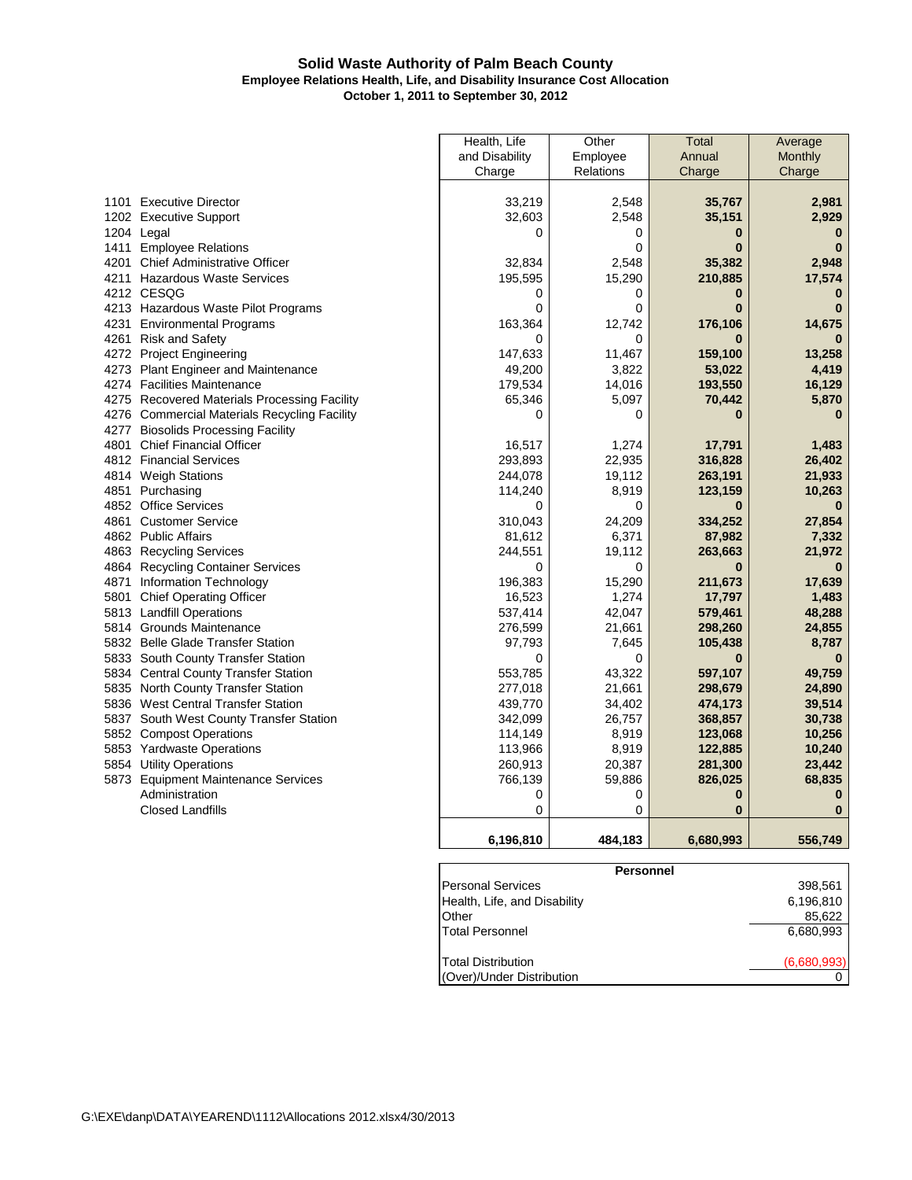### Solid Waste Authority of Palm Beach County
**Employee Relations Health, Life, and Disability Insurance Cost Allocation**
**October 1, 2011 to September 30, 2012**

| | Health, Life and Disability Charge | Other Employee Relations | Total Annual Charge | Average Monthly Charge |
|---|---|---|---|---|
| 1101 Executive Director | 33,219 | 2,548 | **35,767** | **2,981** |
| 1202 Executive Support | 32,603 | 2,548 | **35,151** | **2,929** |
| 1204 Legal | 0 | 0 | **0** | **0** |
| 1411 Employee Relations | | 0 | **0** | **0** |
| 4201 Chief Administrative Officer | 32,834 | 2,548 | **35,382** | **2,948** |
| 4211 Hazardous Waste Services | 195,595 | 15,290 | **210,885** | **17,574** |
| 4212 CESQG | 0 | 0 | **0** | **0** |
| 4213 Hazardous Waste Pilot Programs | 0 | 0 | **0** | **0** |
| 4231 Environmental Programs | 163,364 | 12,742 | **176,106** | **14,675** |
| 4261 Risk and Safety | 0 | 0 | **0** | **0** |
| 4272 Project Engineering | 147,633 | 11,467 | **159,100** | **13,258** |
| 4273 Plant Engineer and Maintenance | 49,200 | 3,822 | **53,022** | **4,419** |
| 4274 Facilities Maintenance | 179,534 | 14,016 | **193,550** | **16,129** |
| 4275 Recovered Materials Processing Facility | 65,346 | 5,097 | **70,442** | **5,870** |
| 4276 Commercial Materials Recycling Facility | 0 | 0 | **0** | **0** |
| 4277 Biosolids Processing Facility | | | | |
| 4801 Chief Financial Officer | 16,517 | 1,274 | **17,791** | **1,483** |
| 4812 Financial Services | 293,893 | 22,935 | **316,828** | **26,402** |
| 4814 Weigh Stations | 244,078 | 19,112 | **263,191** | **21,933** |
| 4851 Purchasing | 114,240 | 8,919 | **123,159** | **10,263** |
| 4852 Office Services | 0 | 0 | **0** | **0** |
| 4861 Customer Service | 310,043 | 24,209 | **334,252** | **27,854** |
| 4862 Public Affairs | 81,612 | 6,371 | **87,982** | **7,332** |
| 4863 Recycling Services | 244,551 | 19,112 | **263,663** | **21,972** |
| 4864 Recycling Container Services | 0 | 0 | **0** | **0** |
| 4871 Information Technology | 196,383 | 15,290 | **211,673** | **17,639** |
| 5801 Chief Operating Officer | 16,523 | 1,274 | **17,797** | **1,483** |
| 5813 Landfill Operations | 537,414 | 42,047 | **579,461** | **48,288** |
| 5814 Grounds Maintenance | 276,599 | 21,661 | **298,260** | **24,855** |
| 5832 Belle Glade Transfer Station | 97,793 | 7,645 | **105,438** | **8,787** |
| 5833 South County Transfer Station | 0 | 0 | **0** | **0** |
| 5834 Central County Transfer Station | 553,785 | 43,322 | **597,107** | **49,759** |
| 5835 North County Transfer Station | 277,018 | 21,661 | **298,679** | **24,890** |
| 5836 West Central Transfer Station | 439,770 | 34,402 | **474,173** | **39,514** |
| 5837 South West County Transfer Station | 342,099 | 26,757 | **368,857** | **30,738** |
| 5852 Compost Operations | 114,149 | 8,919 | **123,068** | **10,256** |
| 5853 Yardwaste Operations | 113,966 | 8,919 | **122,885** | **10,240** |
| 5854 Utility Operations | 260,913 | 20,387 | **281,300** | **23,442** |
| 5873 Equipment Maintenance Services | 766,139 | 59,886 | **826,025** | **68,835** |
| Administration | 0 | 0 | **0** | **0** |
| Closed Landfills | 0 | 0 | **0** | **0** |
| | **6,196,810** | **484,183** | **6,680,993** | **556,749** |

| **Personnel** | |
|---|---|
| Personal Services | 398,561 |
| Health, Life, and Disability | 6,196,810 |
| Other | 85,622 |
| Total Personnel | 6,680,993 |
| | |
| Total Distribution | (6,680,993) |
| (Over)/Under Distribution | 0 |

G:\EXE\danp\DATA\YEAREND\1112\Allocations 2012.xlsx4/30/2013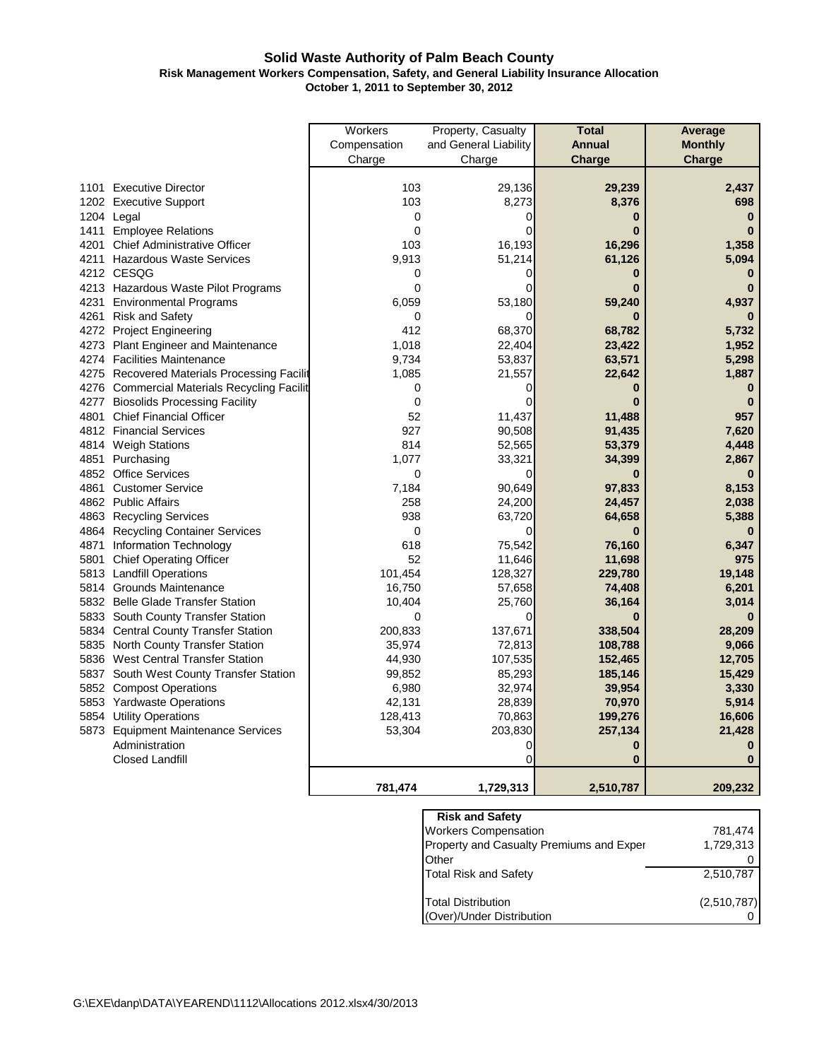# Solid Waste Authority of Palm Beach County

## Risk Management Workers Compensation, Safety, and General Liability Insurance Allocation

### October 1, 2011 to September 30, 2012

| | | Workers Compensation Charge | Property, Casualty and General Liability Charge | **Total Annual Charge** | **Average Monthly Charge** |
|---|---|---|---|---|---|
| 1101 | Executive Director | 103 | 29,136 | **29,239** | **2,437** |
| 1202 | Executive Support | 103 | 8,273 | **8,376** | **698** |
| 1204 | Legal | 0 | 0 | **0** | **0** |
| 1411 | Employee Relations | 0 | 0 | **0** | **0** |
| 4201 | Chief Administrative Officer | 103 | 16,193 | **16,296** | **1,358** |
| 4211 | Hazardous Waste Services | 9,913 | 51,214 | **61,126** | **5,094** |
| 4212 | CESQG | 0 | 0 | **0** | **0** |
| 4213 | Hazardous Waste Pilot Programs | 0 | 0 | **0** | **0** |
| 4231 | Environmental Programs | 6,059 | 53,180 | **59,240** | **4,937** |
| 4261 | Risk and Safety | 0 | 0 | **0** | **0** |
| 4272 | Project Engineering | 412 | 68,370 | **68,782** | **5,732** |
| 4273 | Plant Engineer and Maintenance | 1,018 | 22,404 | **23,422** | **1,952** |
| 4274 | Facilities Maintenance | 9,734 | 53,837 | **63,571** | **5,298** |
| 4275 | Recovered Materials Processing Facilit | 1,085 | 21,557 | **22,642** | **1,887** |
| 4276 | Commercial Materials Recycling Facilit | 0 | 0 | **0** | **0** |
| 4277 | Biosolids Processing Facility | 0 | 0 | **0** | **0** |
| 4801 | Chief Financial Officer | 52 | 11,437 | **11,488** | **957** |
| 4812 | Financial Services | 927 | 90,508 | **91,435** | **7,620** |
| 4814 | Weigh Stations | 814 | 52,565 | **53,379** | **4,448** |
| 4851 | Purchasing | 1,077 | 33,321 | **34,399** | **2,867** |
| 4852 | Office Services | 0 | 0 | **0** | **0** |
| 4861 | Customer Service | 7,184 | 90,649 | **97,833** | **8,153** |
| 4862 | Public Affairs | 258 | 24,200 | **24,457** | **2,038** |
| 4863 | Recycling Services | 938 | 63,720 | **64,658** | **5,388** |
| 4864 | Recycling Container Services | 0 | 0 | **0** | **0** |
| 4871 | Information Technology | 618 | 75,542 | **76,160** | **6,347** |
| 5801 | Chief Operating Officer | 52 | 11,646 | **11,698** | **975** |
| 5813 | Landfill Operations | 101,454 | 128,327 | **229,780** | **19,148** |
| 5814 | Grounds Maintenance | 16,750 | 57,658 | **74,408** | **6,201** |
| 5832 | Belle Glade Transfer Station | 10,404 | 25,760 | **36,164** | **3,014** |
| 5833 | South County Transfer Station | 0 | 0 | **0** | **0** |
| 5834 | Central County Transfer Station | 200,833 | 137,671 | **338,504** | **28,209** |
| 5835 | North County Transfer Station | 35,974 | 72,813 | **108,788** | **9,066** |
| 5836 | West Central Transfer Station | 44,930 | 107,535 | **152,465** | **12,705** |
| 5837 | South West County Transfer Station | 99,852 | 85,293 | **185,146** | **15,429** |
| 5852 | Compost Operations | 6,980 | 32,974 | **39,954** | **3,330** |
| 5853 | Yardwaste Operations | 42,131 | 28,839 | **70,970** | **5,914** |
| 5854 | Utility Operations | 128,413 | 70,863 | **199,276** | **16,606** |
| 5873 | Equipment Maintenance Services | 53,304 | 203,830 | **257,134** | **21,428** |
| | Administration | | 0 | **0** | **0** |
| | Closed Landfill | | 0 | **0** | **0** |
| | | **781,474** | **1,729,313** | **2,510,787** | **209,232** |

| **Risk and Safety** | |
|---|---|
| Workers Compensation | 781,474 |
| Property and Casualty Premiums and Exper | 1,729,313 |
| Other | 0 |
| Total Risk and Safety | 2,510,787 |
| | |
| Total Distribution | (2,510,787) |
| (Over)/Under Distribution | 0 |

G:\EXE\danp\DATA\YEAREND\1112\Allocations 2012.xlsx4/30/2013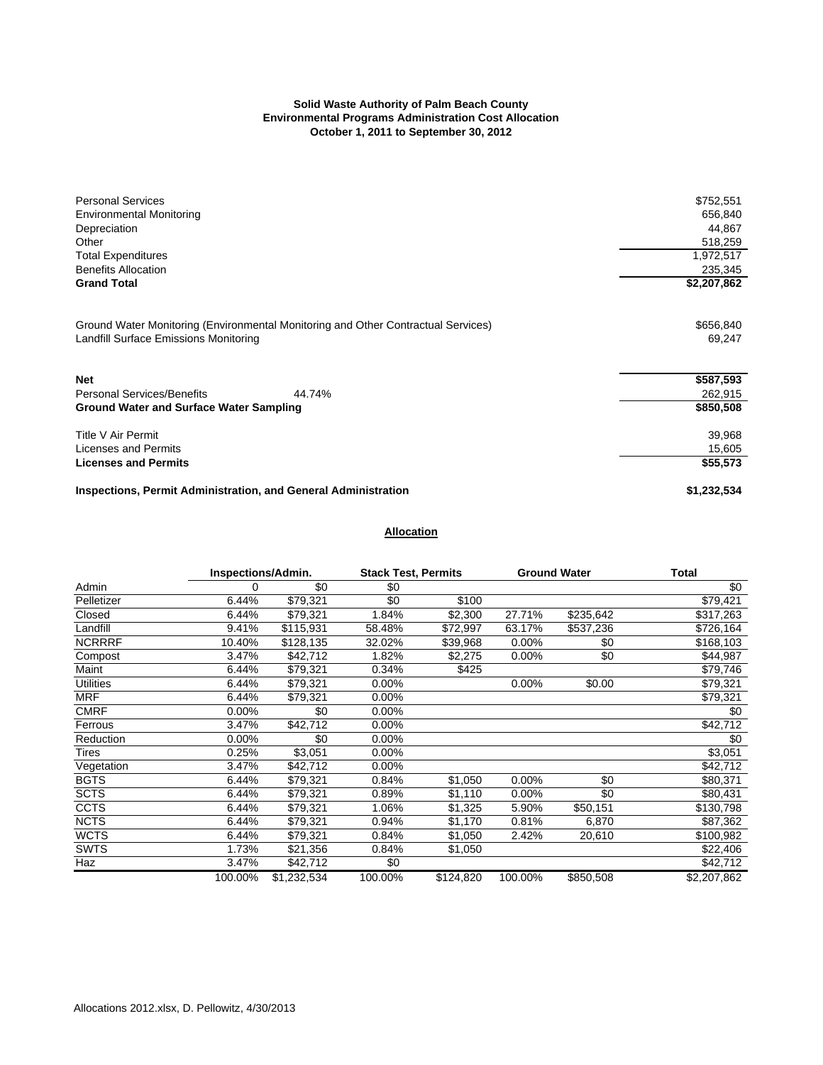**Solid Waste Authority of Palm Beach County**
**Environmental Programs Administration Cost Allocation**
**October 1, 2011 to September 30, 2012**

| | | |
|---|---|---|
| Personal Services | | $752,551 |
| Environmental Monitoring | | 656,840 |
| Depreciation | | 44,867 |
| Other | | 518,259 |
| Total Expenditures | | 1,972,517 |
| Benefits Allocation | | 235,345 |
| **Grand Total** | | **$2,207,862** |
| | | |
| Ground Water Monitoring (Environmental Monitoring and Other Contractual Services) | | $656,840 |
| Landfill Surface Emissions Monitoring | | 69,247 |
| | | |
| **Net** | | **$587,593** |
| Personal Services/Benefits | 44.74% | 262,915 |
| **Ground Water and Surface Water Sampling** | | **$850,508** |
| | | |
| Title V Air Permit | | 39,968 |
| Licenses and Permits | | 15,605 |
| **Licenses and Permits** | | **$55,573** |
| | | |
| **Inspections, Permit Administration, and General Administration** | | **$1,232,534** |

**Allocation**

| | Inspections/Admin. | | Stack Test, Permits | | Ground Water | | Total |
|---|---|---|---|---|---|---|---|
| Admin | 0 | $0 | $0 | | | | $0 |
| Pelletizer | 6.44% | $79,321 | $0 | $100 | | | $79,421 |
| Closed | 6.44% | $79,321 | 1.84% | $2,300 | 27.71% | $235,642 | $317,263 |
| Landfill | 9.41% | $115,931 | 58.48% | $72,997 | 63.17% | $537,236 | $726,164 |
| NCRRRF | 10.40% | $128,135 | 32.02% | $39,968 | 0.00% | $0 | $168,103 |
| Compost | 3.47% | $42,712 | 1.82% | $2,275 | 0.00% | $0 | $44,987 |
| Maint | 6.44% | $79,321 | 0.34% | $425 | | | $79,746 |
| Utilities | 6.44% | $79,321 | 0.00% | | 0.00% | $0.00 | $79,321 |
| MRF | 6.44% | $79,321 | 0.00% | | | | $79,321 |
| CMRF | 0.00% | $0 | 0.00% | | | | $0 |
| Ferrous | 3.47% | $42,712 | 0.00% | | | | $42,712 |
| Reduction | 0.00% | $0 | 0.00% | | | | $0 |
| Tires | 0.25% | $3,051 | 0.00% | | | | $3,051 |
| Vegetation | 3.47% | $42,712 | 0.00% | | | | $42,712 |
| BGTS | 6.44% | $79,321 | 0.84% | $1,050 | 0.00% | $0 | $80,371 |
| SCTS | 6.44% | $79,321 | 0.89% | $1,110 | 0.00% | $0 | $80,431 |
| CCTS | 6.44% | $79,321 | 1.06% | $1,325 | 5.90% | $50,151 | $130,798 |
| NCTS | 6.44% | $79,321 | 0.94% | $1,170 | 0.81% | 6,870 | $87,362 |
| WCTS | 6.44% | $79,321 | 0.84% | $1,050 | 2.42% | 20,610 | $100,982 |
| SWTS | 1.73% | $21,356 | 0.84% | $1,050 | | | $22,406 |
| Haz | 3.47% | $42,712 | $0 | | | | $42,712 |
| | 100.00% | $1,232,534 | 100.00% | $124,820 | 100.00% | $850,508 | $2,207,862 |

Allocations 2012.xlsx, D. Pellowitz, 4/30/2013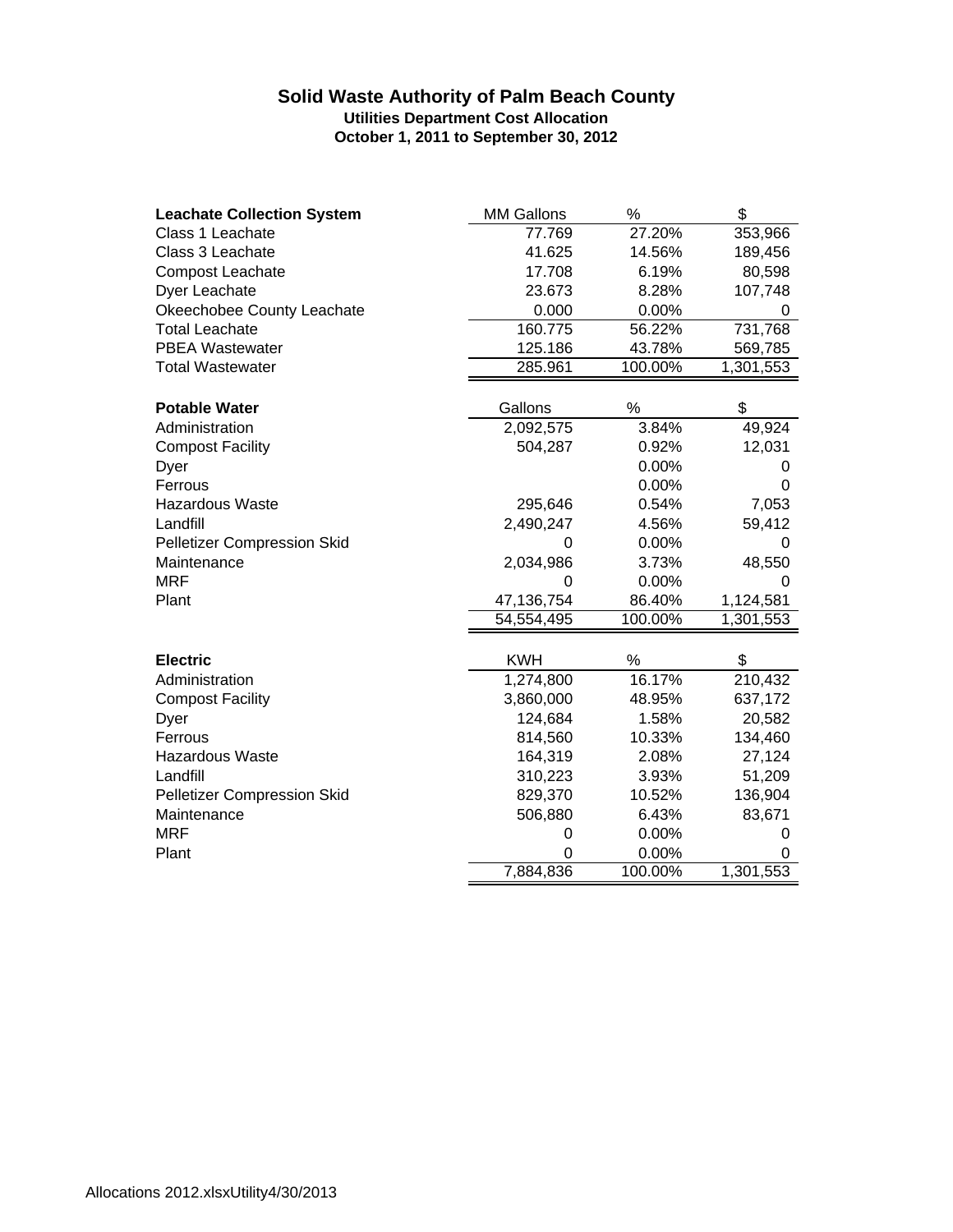# Solid Waste Authority of Palm Beach County

## Utilities Department Cost Allocation

### October 1, 2011 to September 30, 2012

| Leachate Collection System | MM Gallons | % | $ |
|---|---|---|---|
| Class 1 Leachate | 77.769 | 27.20% | 353,966 |
| Class 3 Leachate | 41.625 | 14.56% | 189,456 |
| Compost Leachate | 17.708 | 6.19% | 80,598 |
| Dyer Leachate | 23.673 | 8.28% | 107,748 |
| Okeechobee County Leachate | 0.000 | 0.00% | 0 |
| Total Leachate | 160.775 | 56.22% | 731,768 |
| PBEA Wastewater | 125.186 | 43.78% | 569,785 |
| Total Wastewater | 285.961 | 100.00% | 1,301,553 |

| Potable Water | Gallons | % | $ |
|---|---|---|---|
| Administration | 2,092,575 | 3.84% | 49,924 |
| Compost Facility | 504,287 | 0.92% | 12,031 |
| Dyer | | 0.00% | 0 |
| Ferrous | | 0.00% | 0 |
| Hazardous Waste | 295,646 | 0.54% | 7,053 |
| Landfill | 2,490,247 | 4.56% | 59,412 |
| Pelletizer Compression Skid | 0 | 0.00% | 0 |
| Maintenance | 2,034,986 | 3.73% | 48,550 |
| MRF | 0 | 0.00% | 0 |
| Plant | 47,136,754 | 86.40% | 1,124,581 |
| | 54,554,495 | 100.00% | 1,301,553 |

| Electric | KWH | % | $ |
|---|---|---|---|
| Administration | 1,274,800 | 16.17% | 210,432 |
| Compost Facility | 3,860,000 | 48.95% | 637,172 |
| Dyer | 124,684 | 1.58% | 20,582 |
| Ferrous | 814,560 | 10.33% | 134,460 |
| Hazardous Waste | 164,319 | 2.08% | 27,124 |
| Landfill | 310,223 | 3.93% | 51,209 |
| Pelletizer Compression Skid | 829,370 | 10.52% | 136,904 |
| Maintenance | 506,880 | 6.43% | 83,671 |
| MRF | 0 | 0.00% | 0 |
| Plant | 0 | 0.00% | 0 |
| | 7,884,836 | 100.00% | 1,301,553 |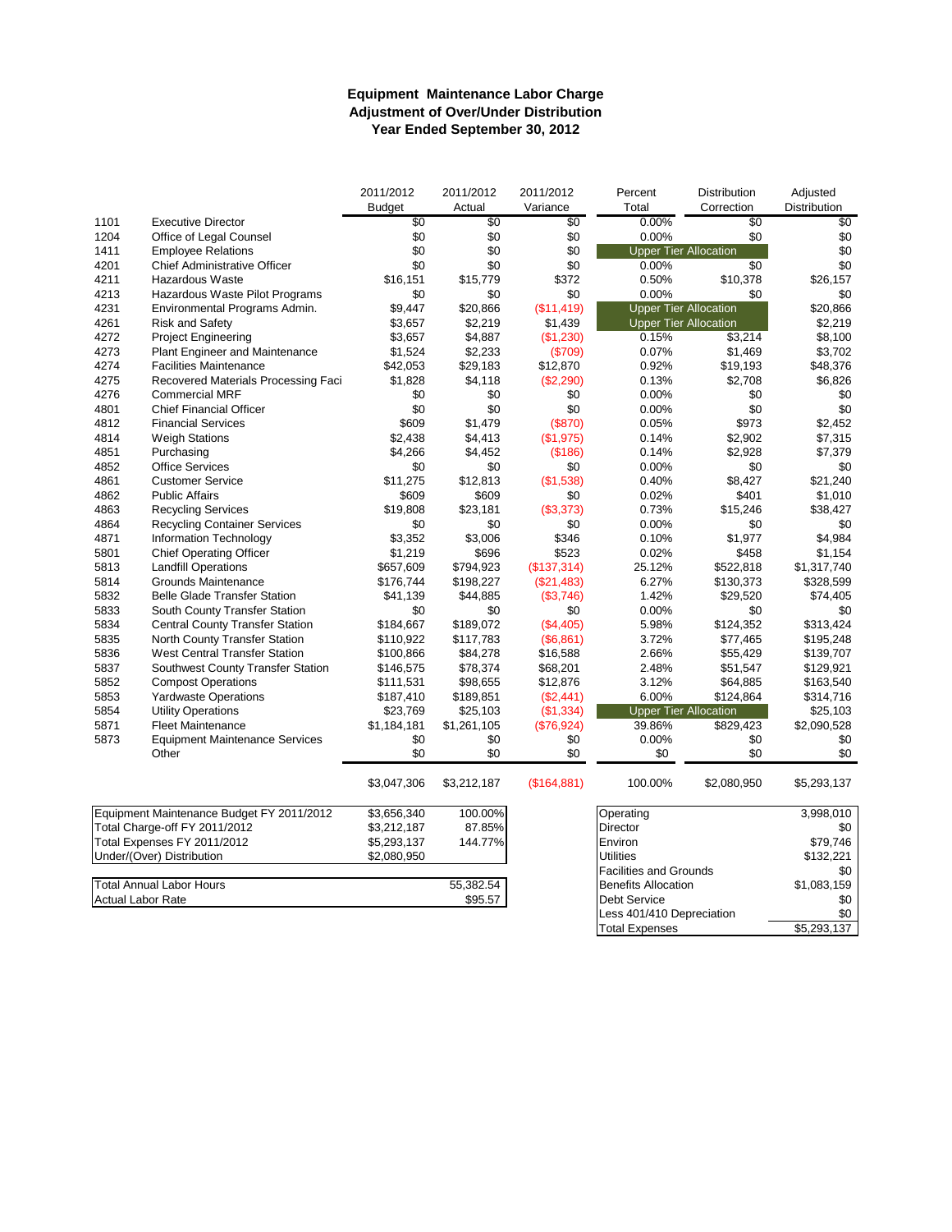## Equipment Maintenance Labor Charge
## Adjustment of Over/Under Distribution
## Year Ended September 30, 2012

| | | 2011/2012 Budget | 2011/2012 Actual | 2011/2012 Variance | Percent Total | Distribution Correction | Adjusted Distribution |
|---|---|---|---|---|---|---|---|
| 1101 | Executive Director | $0 | $0 | $0 | 0.00% | $0 | $0 |
| 1204 | Office of Legal Counsel | $0 | $0 | $0 | 0.00% | $0 | $0 |
| 1411 | Employee Relations | $0 | $0 | $0 | Upper Tier Allocation | | $0 |
| 4201 | Chief Administrative Officer | $0 | $0 | $0 | 0.00% | $0 | $0 |
| 4211 | Hazardous Waste | $16,151 | $15,779 | $372 | 0.50% | $10,378 | $26,157 |
| 4213 | Hazardous Waste Pilot Programs | $0 | $0 | $0 | 0.00% | $0 | $0 |
| 4231 | Environmental Programs Admin. | $9,447 | $20,866 | ($11,419) | Upper Tier Allocation | | $20,866 |
| 4261 | Risk and Safety | $3,657 | $2,219 | $1,439 | Upper Tier Allocation | | $2,219 |
| 4272 | Project Engineering | $3,657 | $4,887 | ($1,230) | 0.15% | $3,214 | $8,100 |
| 4273 | Plant Engineer and Maintenance | $1,524 | $2,233 | ($709) | 0.07% | $1,469 | $3,702 |
| 4274 | Facilities Maintenance | $42,053 | $29,183 | $12,870 | 0.92% | $19,193 | $48,376 |
| 4275 | Recovered Materials Processing Faci | $1,828 | $4,118 | ($2,290) | 0.13% | $2,708 | $6,826 |
| 4276 | Commercial MRF | $0 | $0 | $0 | 0.00% | $0 | $0 |
| 4801 | Chief Financial Officer | $0 | $0 | $0 | 0.00% | $0 | $0 |
| 4812 | Financial Services | $609 | $1,479 | ($870) | 0.05% | $973 | $2,452 |
| 4814 | Weigh Stations | $2,438 | $4,413 | ($1,975) | 0.14% | $2,902 | $7,315 |
| 4851 | Purchasing | $4,266 | $4,452 | ($186) | 0.14% | $2,928 | $7,379 |
| 4852 | Office Services | $0 | $0 | $0 | 0.00% | $0 | $0 |
| 4861 | Customer Service | $11,275 | $12,813 | ($1,538) | 0.40% | $8,427 | $21,240 |
| 4862 | Public Affairs | $609 | $609 | $0 | 0.02% | $401 | $1,010 |
| 4863 | Recycling Services | $19,808 | $23,181 | ($3,373) | 0.73% | $15,246 | $38,427 |
| 4864 | Recycling Container Services | $0 | $0 | $0 | 0.00% | $0 | $0 |
| 4871 | Information Technology | $3,352 | $3,006 | $346 | 0.10% | $1,977 | $4,984 |
| 5801 | Chief Operating Officer | $1,219 | $696 | $523 | 0.02% | $458 | $1,154 |
| 5813 | Landfill Operations | $657,609 | $794,923 | ($137,314) | 25.12% | $522,818 | $1,317,740 |
| 5814 | Grounds Maintenance | $176,744 | $198,227 | ($21,483) | 6.27% | $130,373 | $328,599 |
| 5832 | Belle Glade Transfer Station | $41,139 | $44,885 | ($3,746) | 1.42% | $29,520 | $74,405 |
| 5833 | South County Transfer Station | $0 | $0 | $0 | 0.00% | $0 | $0 |
| 5834 | Central County Transfer Station | $184,667 | $189,072 | ($4,405) | 5.98% | $124,352 | $313,424 |
| 5835 | North County Transfer Station | $110,922 | $117,783 | ($6,861) | 3.72% | $77,465 | $195,248 |
| 5836 | West Central Transfer Station | $100,866 | $84,278 | $16,588 | 2.66% | $55,429 | $139,707 |
| 5837 | Southwest County Transfer Station | $146,575 | $78,374 | $68,201 | 2.48% | $51,547 | $129,921 |
| 5852 | Compost Operations | $111,531 | $98,655 | $12,876 | 3.12% | $64,885 | $163,540 |
| 5853 | Yardwaste Operations | $187,410 | $189,851 | ($2,441) | 6.00% | $124,864 | $314,716 |
| 5854 | Utility Operations | $23,769 | $25,103 | ($1,334) | Upper Tier Allocation | | $25,103 |
| 5871 | Fleet Maintenance | $1,184,181 | $1,261,105 | ($76,924) | 39.86% | $829,423 | $2,090,528 |
| 5873 | Equipment Maintenance Services | $0 | $0 | $0 | 0.00% | $0 | $0 |
| | Other | $0 | $0 | $0 | $0 | $0 | $0 |
| | | $3,047,306 | $3,212,187 | ($164,881) | 100.00% | $2,080,950 | $5,293,137 |

| | | |
|---|---|---|
| Equipment Maintenance Budget FY 2011/2012 | $3,656,340 | 100.00% |
| Total Charge-off FY 2011/2012 | $3,212,187 | 87.85% |
| Total Expenses FY 2011/2012 | $5,293,137 | 144.77% |
| Under/(Over) Distribution | $2,080,950 | |

| | |
|---|---|
| Total Annual Labor Hours | 55,382.54 |
| Actual Labor Rate | $95.57 |

| | |
|---|---|
| Operating | 3,998,010 |
| Director | $0 |
| Environ | $79,746 |
| Utilities | $132,221 |
| Facilities and Grounds | $0 |
| Benefits Allocation | $1,083,159 |
| Debt Service | $0 |
| Less 401/410 Depreciation | $0 |
| Total Expenses | $5,293,137 |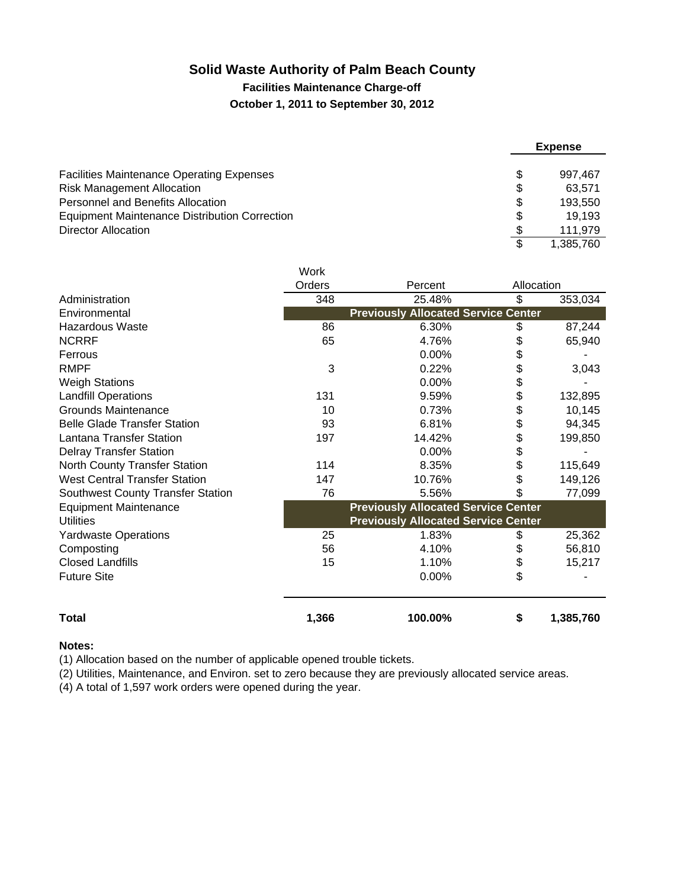# Solid Waste Authority of Palm Beach County

## Facilities Maintenance Charge-off

### October 1, 2011 to September 30, 2012

| | | Expense |
|---|---|---|
| Facilities Maintenance Operating Expenses | $ | 997,467 |
| Risk Management Allocation | $ | 63,571 |
| Personnel and Benefits Allocation | $ | 193,550 |
| Equipment Maintenance Distribution Correction | $ | 19,193 |
| Director Allocation | $ | 111,979 |
| | $ | 1,385,760 |

| | Work Orders | Percent | | Allocation |
|---|---|---|---|---|
| Administration | 348 | 25.48% | $ | 353,034 |
| Environmental | | Previously Allocated Service Center | | |
| Hazardous Waste | 86 | 6.30% | $ | 87,244 |
| NCRRF | 65 | 4.76% | $ | 65,940 |
| Ferrous | | 0.00% | $ | - |
| RMPF | 3 | 0.22% | $ | 3,043 |
| Weigh Stations | | 0.00% | $ | - |
| Landfill Operations | 131 | 9.59% | $ | 132,895 |
| Grounds Maintenance | 10 | 0.73% | $ | 10,145 |
| Belle Glade Transfer Station | 93 | 6.81% | $ | 94,345 |
| Lantana Transfer Station | 197 | 14.42% | $ | 199,850 |
| Delray Transfer Station | | 0.00% | $ | - |
| North County Transfer Station | 114 | 8.35% | $ | 115,649 |
| West Central Transfer Station | 147 | 10.76% | $ | 149,126 |
| Southwest County Transfer Station | 76 | 5.56% | $ | 77,099 |
| Equipment Maintenance | | Previously Allocated Service Center | | |
| Utilities | | Previously Allocated Service Center | | |
| Yardwaste Operations | 25 | 1.83% | $ | 25,362 |
| Composting | 56 | 4.10% | $ | 56,810 |
| Closed Landfills | 15 | 1.10% | $ | 15,217 |
| Future Site | | 0.00% | $ | - |
| **Total** | **1,366** | **100.00%** | **$** | **1,385,760** |

**Notes:**

(1) Allocation based on the number of applicable opened trouble tickets.

(2) Utilities, Maintenance, and Environ. set to zero because they are previously allocated service areas.

(4) A total of 1,597 work orders were opened during the year.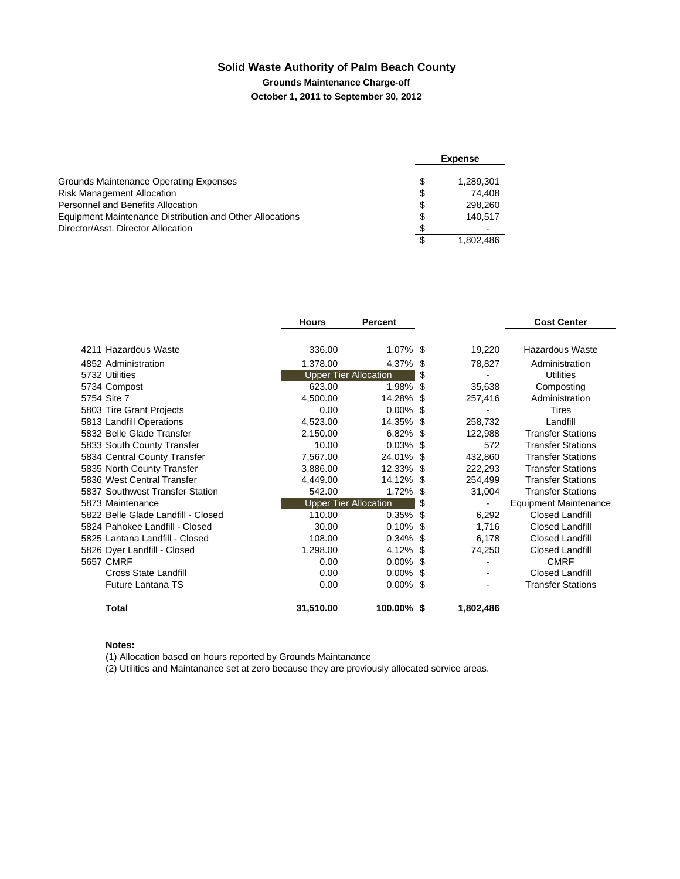# Solid Waste Authority of Palm Beach County

## Grounds Maintenance Charge-off

### October 1, 2011 to September 30, 2012

| | | Expense |
|---|---|---|
| Grounds Maintenance Operating Expenses | $ | 1,289,301 |
| Risk Management Allocation | $ | 74,408 |
| Personnel and Benefits Allocation | $ | 298,260 |
| Equipment Maintenance Distribution and Other Allocations | $ | 140,517 |
| Director/Asst. Director Allocation | $ | - |
| | $ | 1,802,486 |

| | Hours | Percent | | | Cost Center |
|---|---|---|---|---|---|
| 4211 Hazardous Waste | 336.00 | 1.07% | $ | 19,220 | Hazardous Waste |
| 4852 Administration | 1,378.00 | 4.37% | $ | 78,827 | Administration |
| 5732 Utilities | Upper Tier Allocation | | $ | - | Utilities |
| 5734 Compost | 623.00 | 1.98% | $ | 35,638 | Composting |
| 5754 Site 7 | 4,500.00 | 14.28% | $ | 257,416 | Administration |
| 5803 Tire Grant Projects | 0.00 | 0.00% | $ | - | Tires |
| 5813 Landfill Operations | 4,523.00 | 14.35% | $ | 258,732 | Landfill |
| 5832 Belle Glade Transfer | 2,150.00 | 6.82% | $ | 122,988 | Transfer Stations |
| 5833 South County Transfer | 10.00 | 0.03% | $ | 572 | Transfer Stations |
| 5834 Central County Transfer | 7,567.00 | 24.01% | $ | 432,860 | Transfer Stations |
| 5835 North County Transfer | 3,886.00 | 12.33% | $ | 222,293 | Transfer Stations |
| 5836 West Central Transfer | 4,449.00 | 14.12% | $ | 254,499 | Transfer Stations |
| 5837 Southwest Transfer Station | 542.00 | 1.72% | $ | 31,004 | Transfer Stations |
| 5873 Maintenance | Upper Tier Allocation | | $ | - | Equipment Maintenance |
| 5822 Belle Glade Landfill - Closed | 110.00 | 0.35% | $ | 6,292 | Closed Landfill |
| 5824 Pahokee Landfill - Closed | 30.00 | 0.10% | $ | 1,716 | Closed Landfill |
| 5825 Lantana Landfill - Closed | 108.00 | 0.34% | $ | 6,178 | Closed Landfill |
| 5826 Dyer Landfill - Closed | 1,298.00 | 4.12% | $ | 74,250 | Closed Landfill |
| 5657 CMRF | 0.00 | 0.00% | $ | - | CMRF |
| Cross State Landfill | 0.00 | 0.00% | $ | - | Closed Landfill |
| Future Lantana TS | 0.00 | 0.00% | $ | - | Transfer Stations |
| **Total** | **31,510.00** | **100.00%** | **$** | **1,802,486** | |

**Notes:**

(1) Allocation based on hours reported by Grounds Maintanance

(2) Utilities and Maintanance set at zero because they are previously allocated service areas.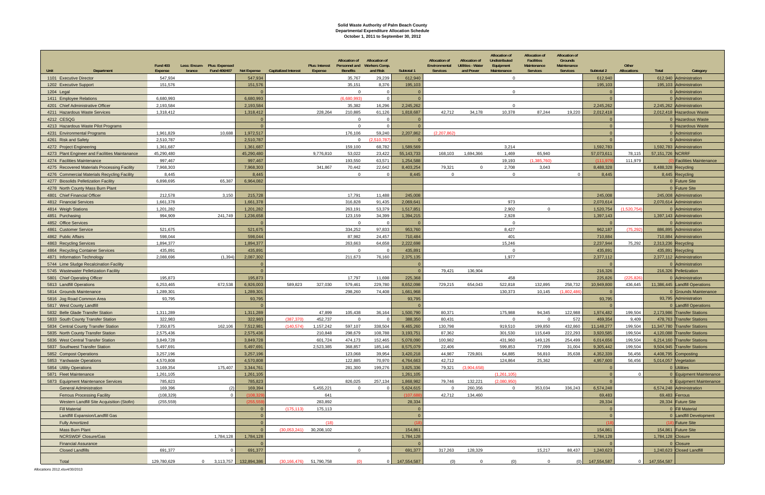# Solid Waste Authority of Palm Beach County
## Departmental Expenditure Allocation Schedule
### October 1, 2011 to September 30, 2012

| Unit | Department | Fund 403 Expense | Less: Encumbrance | Plus: Expensed Fund 406/407 | Net Expense | Capitalized Interest | Plus: Interest Expense | Allocation of Personnel and Benefits | Allocation of Workers Comp. and Risk | Subtotal 1 | Allocation of Environmental Services | Allocation of Utilities - Water and Power | Allocation of Undistributed Equipment Maintenance | Allocation of Facilities Maintenance Services | Allocation of Grounds Maintenance Services | Subtotal 2 | Other Allocations | Total | Category |
|---|---|---|---|---|---|---|---|---|---|---|---|---|---|---|---|---|---|---|---|
| 1101 | Executive Director | 547,934 | | | 547,934 | | | 35,767 | 29,239 | 612,940 | | | 0 | | | 612,940 | | 612,940 | Administration |
| 1202 | Executive Support | 151,576 | | | 151,576 | | | 35,151 | 8,376 | 195,103 | | | | | | 195,103 | | 195,103 | Administration |
| 1204 | Legal | | | | 0 | | | 0 | 0 | 0 | | | 0 | | | 0 | | 0 | Administration |
| 1411 | Employee Relations | 6,680,993 | | | 6,680,993 | | | (6,680,993) | 0 | 0 | | | | | | 0 | | 0 | Administration |
| 4201 | Chief Administrative Officer | 2,193,584 | | | 2,193,584 | | | 35,382 | 16,296 | 2,245,262 | | | 0 | | | 2,245,262 | | 2,245,262 | Administration |
| 4211 | Hazardous Waste Services | 1,318,412 | | | 1,318,412 | | 228,264 | 210,885 | 61,126 | 1,818,687 | 42,712 | 34,178 | 10,378 | 87,244 | 19,220 | 2,012,418 | | 2,012,418 | Hazardous Waste |
| 4212 | CESQG | | | | 0 | | | 0 | 0 | 0 | | | | | | 0 | | 0 | Hazardous Waste |
| 4213 | Hazardous Waste Pilot Programs | | | | 0 | | | 0 | 0 | 0 | | | | | | 0 | | 0 | Hazardous Waste |
| 4231 | Environmental Programs | 1,961,829 | | 10,688 | 1,972,517 | | | 176,106 | 59,240 | 2,207,862 | (2,207,862) | | | | | 0 | | 0 | Administration |
| 4261 | Risk and Safety | 2,510,787 | | | 2,510,787 | | | 0 | (2,510,787) | 0 | | | | | | 0 | | 0 | Administration |
| 4272 | Project Engineering | 1,361,687 | | | 1,361,687 | | | 159,100 | 68,782 | 1,589,569 | | | 3,214 | | | 1,592,783 | | 1,592,783 | Administration |
| 4273 | Plant Engineer and Facilities Maintanance | 45,290,480 | | | 45,290,480 | | 9,776,810 | 53,022 | 23,422 | 55,143,733 | 168,103 | 1,694,366 | 1,469 | 65,940 | | 57,073,611 | 78,115 | 57,151,726 | NCRRF |
| 4274 | Facilities Maintenance | 997,467 | | | 997,467 | | | 193,550 | 63,571 | 1,254,588 | | | 19,193 | (1,385,760) | | (111,979) | 111,979 | (0) | Facilities Maintenance |
| 4275 | Recovered Materials Processing Facility | 7,968,303 | | | 7,968,303 | | 341,867 | 70,442 | 22,642 | 8,403,254 | 79,321 | 0 | 2,708 | 3,043 | | 8,488,328 | | 8,488,328 | Recycling |
| 4276 | Commercial Materials Recycling Facility | 8,445 | | | 8,445 | | | 0 | 0 | 8,445 | 0 | | 0 | | 0 | 8,445 | | 8,445 | Recycling |
| 4277 | Biosolids Pelletization Facility | 6,898,695 | | 65,387 | 6,964,082 | | | | | | | | | | | | | 0 | Future Site |
| 4278 | North County Mass Burn Plant | | | | | | | | | | | | | | | | | 0 | Future Site |
| 4801 | Chief Financial Officer | 212,578 | | 3,150 | 215,728 | | | 17,791 | 11,488 | 245,008 | | | | | | 245,008 | | 245,008 | Administration |
| 4812 | Financial Services | 1,661,378 | | | 1,661,378 | | | 316,828 | 91,435 | 2,069,641 | | | 973 | | | 2,070,614 | | 2,070,614 | Administration |
| 4814 | Weigh Stations | 1,201,282 | | | 1,201,282 | | | 263,191 | 53,379 | 1,517,851 | | | 2,902 | 0 | | 1,520,754 | (1,520,754) | 0 | Administration |
| 4851 | Purchasing | 994,909 | | 241,749 | 1,236,658 | | | 123,159 | 34,399 | 1,394,215 | | | 2,928 | | | 1,397,143 | | 1,397,143 | Administration |
| 4852 | Office Services | | | | 0 | | | 0 | 0 | 0 | | | 0 | | | 0 | | 0 | Administration |
| 4861 | Customer Service | 521,675 | | | 521,675 | | | 334,252 | 97,833 | 953,760 | | | 8,427 | | | 962,187 | (75,292) | 886,895 | Administration |
| 4862 | Public Affairs | 598,044 | | | 598,044 | | | 87,982 | 24,457 | 710,484 | | | 401 | | | 710,884 | | 710,884 | Administration |
| 4863 | Recycling Services | 1,894,377 | | | 1,894,377 | | | 263,663 | 64,658 | 2,222,698 | | | 15,246 | | | 2,237,944 | 75,292 | 2,313,236 | Recycling |
| 4864 | Recycling Container Services | 435,891 | | | 435,891 | | | 0 | 0 | 435,891 | | | 0 | | | 435,891 | | 435,891 | Recycling |
| 4871 | Information Technology | 2,088,696 | | (1,394) | 2,087,302 | | | 211,673 | 76,160 | 2,375,135 | | | 1,977 | | | 2,377,112 | | 2,377,112 | Administration |
| 5744 | Lime Sludge Recalcination Facility | | | | 0 | | | | | 0 | | | | | | 0 | | 0 | Administration |
| 5745 | Wastewater Pelletization Facility | | | | 0 | | | | | 0 | 79,421 | 136,904 | | | | 216,326 | | 216,326 | Pelletization |
| 5801 | Chief Operating Officer | 195,873 | | | 195,873 | | | 17,797 | 11,698 | 225,368 | | | 458 | | | 225,826 | (225,826) | 0 | Administration |
| 5813 | Landfill Operations | 6,253,465 | | 672,538 | 6,926,003 | 589,823 | 327,030 | 579,461 | 229,780 | 8,652,098 | 729,215 | 654,043 | 522,818 | 132,895 | 258,732 | 10,949,800 | 436,645 | 11,386,445 | Landfill Operations |
| 5814 | Grounds Maintenance | 1,289,301 | | | 1,289,301 | | | 298,260 | 74,408 | 1,661,968 | | | 130,373 | 10,145 | (1,802,486) | 0 | | 0 | Grounds Maintenance |
| 5816 | Jog Road Common Area | 93,795 | | | 93,795 | | | | | 93,795 | | | | | | 93,795 | | 93,795 | Administration |
| 5817 | West County Landfill | | | | 0 | | | | | 0 | | | | | | 0 | | 0 | Landfill Operations |
| 5832 | Belle Glade Transfer Station | 1,311,289 | | | 1,311,289 | | 47,899 | 105,438 | 36,164 | 1,500,790 | 80,371 | | 175,988 | 94,345 | 122,988 | 1,974,482 | 199,504 | 2,173,986 | Transfer Stations |
| 5833 | South County Transfer Station | 322,983 | | | 322,983 | (387,370) | 452,737 | 0 | 0 | 388,350 | 80,431 | | 0 | 0 | 572 | 469,354 | 9,409 | 478,763 | Transfer Stations |
| 5834 | Central County Transfer Station | 7,350,875 | | 162,106 | 7,512,981 | (140,574) | 1,157,242 | 597,107 | 338,504 | 9,465,260 | 130,798 | | 919,510 | 199,850 | 432,860 | 11,148,277 | 199,504 | 11,347,780 | Transfer Stations |
| 5835 | North County Transfer Station | 2,575,436 | | | 2,575,436 | | 210,848 | 298,679 | 108,788 | 3,193,751 | 87,362 | | 301,530 | 115,649 | 222,293 | 3,920,585 | 199,504 | 4,120,088 | Transfer Stations |
| 5836 | West Central Transfer Station | 3,849,728 | | | 3,849,728 | | 601,724 | 474,173 | 152,465 | 5,078,090 | 100,982 | | 431,960 | 149,126 | 254,499 | 6,014,656 | 199,504 | 6,214,160 | Transfer Stations |
| 5837 | Southwest Transfer Station | 5,497,691 | | | 5,497,691 | | 2,523,385 | 368,857 | 185,146 | 8,575,079 | 22,406 | | 599,853 | 77,099 | 31,004 | 9,305,442 | 199,504 | 9,504,945 | Transfer Stations |
| 5852 | Compost Operations | 3,257,196 | | | 3,257,196 | | | 123,068 | 39,954 | 3,420,218 | 44,987 | 729,801 | 64,885 | 56,810 | 35,638 | 4,352,339 | 56,456 | 4,408,795 | Composting |
| 5853 | Yardwaste Operations | 4,570,808 | | | 4,570,808 | | | 122,885 | 70,970 | 4,764,663 | 42,712 | | 124,864 | 25,362 | | 4,957,600 | 56,456 | 5,014,057 | Vegetation |
| 5854 | Utility Operations | 3,169,354 | | 175,407 | 3,344,761 | | | 281,300 | 199,276 | 3,825,336 | 79,321 | (3,904,658) | | | | 0 | | 0 | Utilities |
| 5871 | Fleet Maintenance | 1,261,105 | | | 1,261,105 | | | | | 1,261,105 | | | (1,261,105) | | | 0 | 0 | 0 | Equipment Maintenance |
| 5873 | Equipment Maintenance Services | 785,823 | | | 785,823 | | | 826,025 | 257,134 | 1,868,982 | 79,746 | 132,221 | (2,080,950) | | | 0 | | 0 | Equipment Maintenance |
| | General Administration | 169,396 | | (2) | 169,394 | | 5,455,221 | 0 | 0 | 5,624,615 | 0 | 260,356 | 0 | 353,034 | 336,243 | 6,574,248 | | 6,574,248 | Administration |
| | Ferrous Processing Facility | (108,329) | | 0 | (108,329) | | 641 | | | (107,688) | 42,712 | 134,460 | | | | 69,483 | | 69,483 | Ferrous |
| | Western Landfill Site Acquisition (Stofin) | (255,559) | | | (255,559) | | 283,892 | | | 28,334 | | | | | | 28,334 | | 28,334 | Future Site |
| | Fill Material | | | | 0 | (175,113) | 175,113 | | | 0 | | | | | | 0 | | 0 | Fill Material |
| | Landfill Expansion/Landfill Gas | | | | 0 | | | | | 0 | | | | | | 0 | | 0 | Landfill Development |
| | Fully Amortized | | | | 0 | | (18) | | | (18) | | | | | | (18) | | (18) | Future Site |
| | Mass Burn Plant | | | | 0 | (30,053,241) | 30,208,102 | | | 154,861 | | | | | | 154,861 | | 154,861 | Future Site |
| | NCRSWDF Closure/Gas | | | 1,784,128 | 1,784,128 | | | | | 1,784,128 | | | | | | 1,784,128 | | 1,784,128 | Closure |
| | Financial Assurance | | | | 0 | | | | | 0 | | | | | | 0 | | 0 | Closure |
| | Closed Landfills | 691,377 | | 0 | 691,377 | | | 0 | | 691,377 | 317,263 | 128,329 | | 15,217 | 88,437 | 1,240,623 | | 1,240,623 | Closed Landfill |
| | Total | 129,780,629 | 0 | 3,113,757 | 132,894,386 | (30,166,476) | 51,790,758 | (0) | 0 | 147,554,587 | (0) | 0 | (0) | 0 | (0) | 147,554,587 | 0 | 147,554,587 | |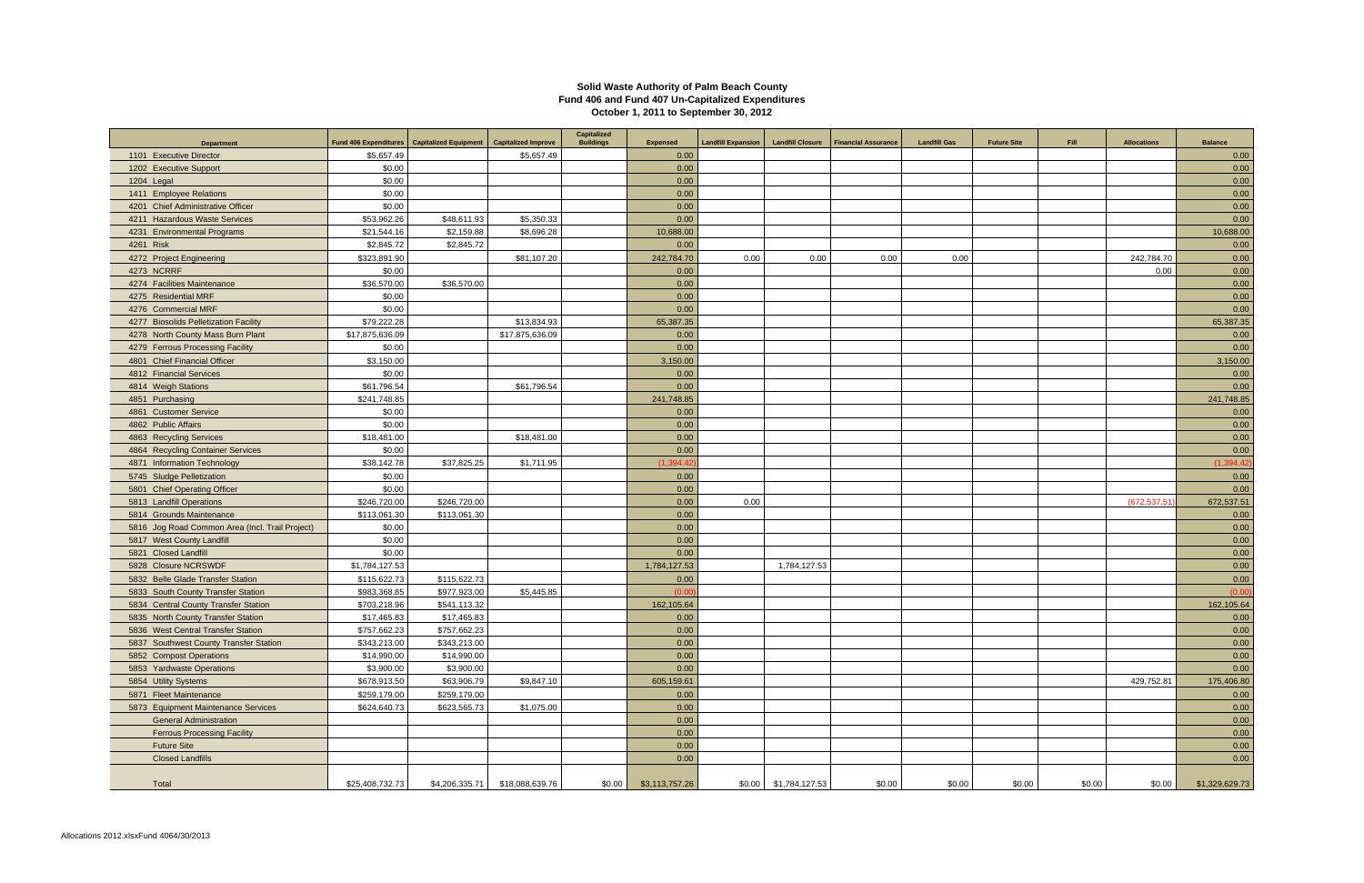**Solid Waste Authority of Palm Beach County**
**Fund 406 and Fund 407 Un-Capitalized Expenditures**
**October 1, 2011 to September 30, 2012**

| Department | Fund 406 Expenditures | Capitalized Equipment | Capitalized Improve | Capitalized Buildings | Expensed | Landfill Expansion | Landfill Closure | Financial Assurance | Landfill Gas | Future Site | Fill | Allocations | Balance |
|---|---|---|---|---|---|---|---|---|---|---|---|---|---|
| 1101 Executive Director | $5,657.49 | | $5,657.49 | | 0.00 | | | | | | | | 0.00 |
| 1202 Executive Support | $0.00 | | | | 0.00 | | | | | | | | 0.00 |
| 1204 Legal | $0.00 | | | | 0.00 | | | | | | | | 0.00 |
| 1411 Employee Relations | $0.00 | | | | 0.00 | | | | | | | | 0.00 |
| 4201 Chief Administrative Officer | $0.00 | | | | 0.00 | | | | | | | | 0.00 |
| 4211 Hazardous Waste Services | $53,962.26 | $48,611.93 | $5,350.33 | | 0.00 | | | | | | | | 0.00 |
| 4231 Environmental Programs | $21,544.16 | $2,159.88 | $8,696.28 | | 10,688.00 | | | | | | | | 10,688.00 |
| 4261 Risk | $2,845.72 | $2,845.72 | | | 0.00 | | | | | | | | 0.00 |
| 4272 Project Engineering | $323,891.90 | | $81,107.20 | | 242,784.70 | 0.00 | 0.00 | 0.00 | 0.00 | | | 242,784.70 | 0.00 |
| 4273 NCRRF | $0.00 | | | | 0.00 | | | | | | | 0.00 | 0.00 |
| 4274 Facilities Maintenance | $36,570.00 | $36,570.00 | | | 0.00 | | | | | | | | 0.00 |
| 4275 Residential MRF | $0.00 | | | | 0.00 | | | | | | | | 0.00 |
| 4276 Commercial MRF | $0.00 | | | | 0.00 | | | | | | | | 0.00 |
| 4277 Biosolids Pelletization Facility | $79,222.28 | | $13,834.93 | | 65,387.35 | | | | | | | | 65,387.35 |
| 4278 North County Mass Burn Plant | $17,875,636.09 | | $17,875,636.09 | | 0.00 | | | | | | | | 0.00 |
| 4279 Ferrous Processing Facility | $0.00 | | | | 0.00 | | | | | | | | 0.00 |
| 4801 Chief Financial Officer | $3,150.00 | | | | 3,150.00 | | | | | | | | 3,150.00 |
| 4812 Financial Services | $0.00 | | | | 0.00 | | | | | | | | 0.00 |
| 4814 Weigh Stations | $61,796.54 | | $61,796.54 | | 0.00 | | | | | | | | 0.00 |
| 4851 Purchasing | $241,748.85 | | | | 241,748.85 | | | | | | | | 241,748.85 |
| 4861 Customer Service | $0.00 | | | | 0.00 | | | | | | | | 0.00 |
| 4862 Public Affairs | $0.00 | | | | 0.00 | | | | | | | | 0.00 |
| 4863 Recycling Services | $18,481.00 | | $18,481.00 | | 0.00 | | | | | | | | 0.00 |
| 4864 Recycling Container Services | $0.00 | | | | 0.00 | | | | | | | | 0.00 |
| 4871 Information Technology | $38,142.78 | $37,825.25 | $1,711.95 | | (1,394.42) | | | | | | | | (1,394.42) |
| 5745 Sludge Pelletization | $0.00 | | | | 0.00 | | | | | | | | 0.00 |
| 5801 Chief Operating Officer | $0.00 | | | | 0.00 | | | | | | | | 0.00 |
| 5813 Landfill Operations | $246,720.00 | $246,720.00 | | | 0.00 | 0.00 | | | | | | (672,537.51) | 672,537.51 |
| 5814 Grounds Maintenance | $113,061.30 | $113,061.30 | | | 0.00 | | | | | | | | 0.00 |
| 5816 Jog Road Common Area (Incl. Trail Project) | $0.00 | | | | 0.00 | | | | | | | | 0.00 |
| 5817 West County Landfill | $0.00 | | | | 0.00 | | | | | | | | 0.00 |
| 5821 Closed Landfill | $0.00 | | | | 0.00 | | | | | | | | 0.00 |
| 5828 Closure NCRSWDF | $1,784,127.53 | | | | 1,784,127.53 | | 1,784,127.53 | | | | | | 0.00 |
| 5832 Belle Glade Transfer Station | $115,622.73 | $115,622.73 | | | 0.00 | | | | | | | | 0.00 |
| 5833 South County Transfer Station | $983,368.85 | $977,923.00 | $5,445.85 | | (0.00) | | | | | | | | (0.00) |
| 5834 Central County Transfer Station | $703,218.96 | $541,113.32 | | | 162,105.64 | | | | | | | | 162,105.64 |
| 5835 North County Transfer Station | $17,465.83 | $17,465.83 | | | 0.00 | | | | | | | | 0.00 |
| 5836 West Central Transfer Station | $757,662.23 | $757,662.23 | | | 0.00 | | | | | | | | 0.00 |
| 5837 Southwest County Transfer Station | $343,213.00 | $343,213.00 | | | 0.00 | | | | | | | | 0.00 |
| 5852 Compost Operations | $14,990.00 | $14,990.00 | | | 0.00 | | | | | | | | 0.00 |
| 5853 Yardwaste Operations | $3,900.00 | $3,900.00 | | | 0.00 | | | | | | | | 0.00 |
| 5854 Utility Systems | $678,913.50 | $63,906.79 | $9,847.10 | | 605,159.61 | | | | | | | 429,752.81 | 175,406.80 |
| 5871 Fleet Maintenance | $259,179.00 | $259,179.00 | | | 0.00 | | | | | | | | 0.00 |
| 5873 Equipment Maintenance Services | $624,640.73 | $623,565.73 | $1,075.00 | | 0.00 | | | | | | | | 0.00 |
| General Administration | | | | | 0.00 | | | | | | | | 0.00 |
| Ferrous Processing Facility | | | | | 0.00 | | | | | | | | 0.00 |
| Future Site | | | | | 0.00 | | | | | | | | 0.00 |
| Closed Landfills | | | | | 0.00 | | | | | | | | 0.00 |
| Total | $25,408,732.73 | $4,206,335.71 | $18,088,639.76 | $0.00 | $3,113,757.26 | $0.00 | $1,784,127.53 | $0.00 | $0.00 | $0.00 | $0.00 | $0.00 | $1,329,629.73 |

Allocations 2012.xlsxFund 4064/30/2013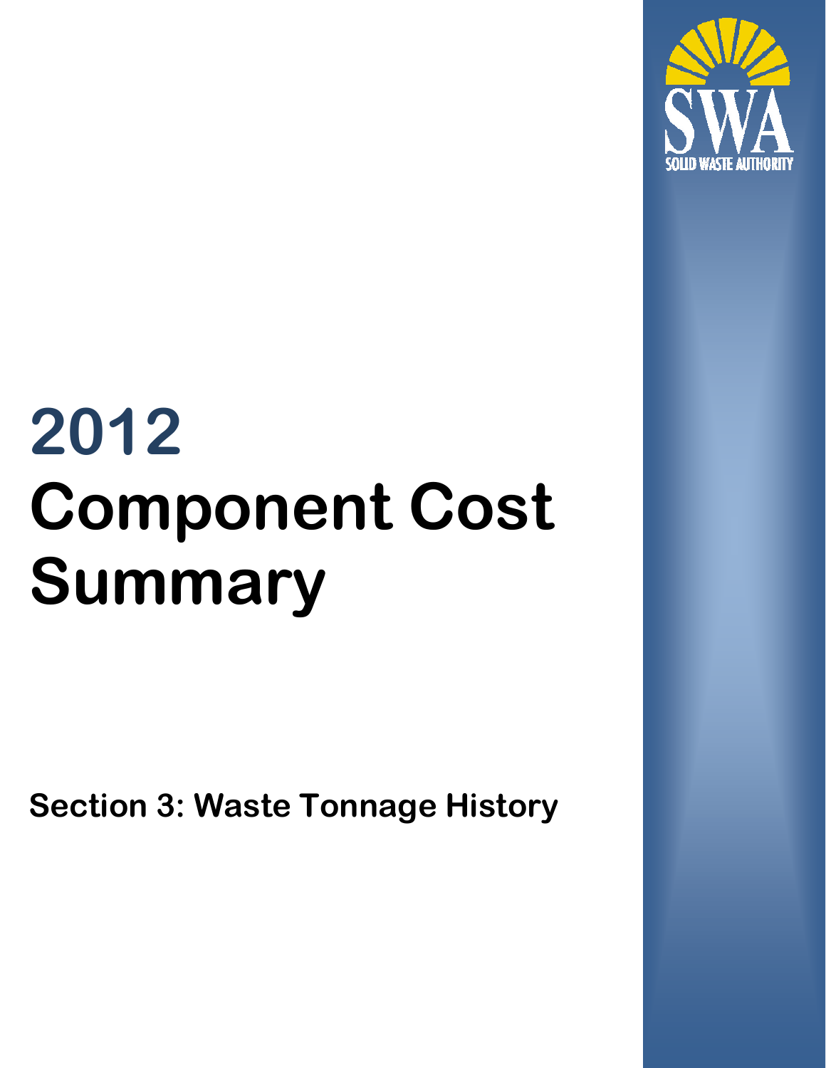SWA

SOLID WASTE AUTHORITY

# 2012 Component Cost Summary

## Section 3: Waste Tonnage History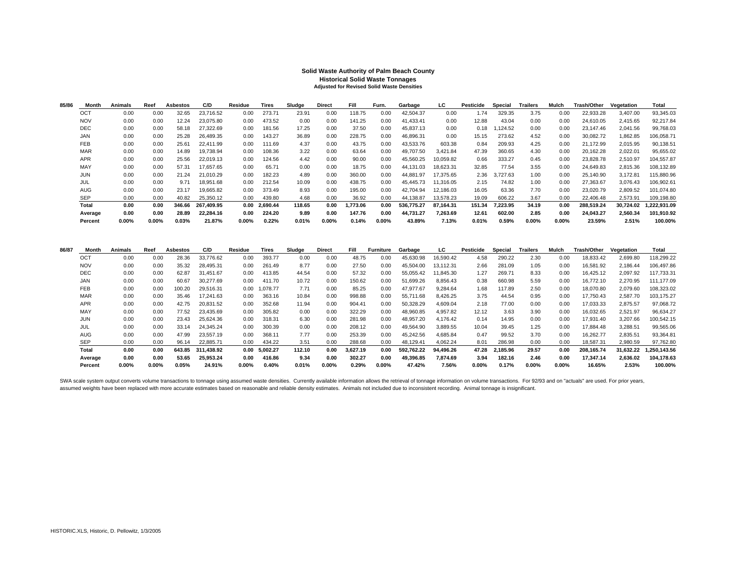**Solid Waste Authority of Palm Beach County**
**Historical Solid Waste Tonnages**
**Adjusted for Revised Solid Waste Densities**

| 85/86 | Month | Animals | Reef | Asbestos | C/D | Residue | Tires | Sludge | Direct | Fill | Furn. | Garbage | LC | Pesticide | Special | Trailers | Mulch | Trash/Other | Vegetation | Total |
|---|---|---|---|---|---|---|---|---|---|---|---|---|---|---|---|---|---|---|---|---|
| | OCT | 0.00 | 0.00 | 32.65 | 23,716.52 | 0.00 | 273.71 | 23.91 | 0.00 | 118.75 | 0.00 | 42,504.37 | 0.00 | 1.74 | 329.35 | 3.75 | 0.00 | 22,933.28 | 3,407.00 | 93,345.03 |
| | NOV | 0.00 | 0.00 | 12.24 | 23,075.80 | 0.00 | 473.52 | 0.00 | 0.00 | 141.25 | 0.00 | 41,433.41 | 0.00 | 12.88 | 43.04 | 0.00 | 0.00 | 24,610.05 | 2,415.65 | 92,217.84 |
| | DEC | 0.00 | 0.00 | 58.18 | 27,322.69 | 0.00 | 181.56 | 17.25 | 0.00 | 37.50 | 0.00 | 45,837.13 | 0.00 | 0.18 | 1,124.52 | 0.00 | 0.00 | 23,147.46 | 2,041.56 | 99,768.03 |
| | JAN | 0.00 | 0.00 | 25.28 | 26,489.35 | 0.00 | 143.27 | 36.89 | 0.00 | 228.75 | 0.00 | 46,896.31 | 0.00 | 15.15 | 273.62 | 4.52 | 0.00 | 30,082.72 | 1,862.85 | 106,058.71 |
| | FEB | 0.00 | 0.00 | 25.61 | 22,411.99 | 0.00 | 111.69 | 4.37 | 0.00 | 43.75 | 0.00 | 43,533.76 | 603.38 | 0.84 | 209.93 | 4.25 | 0.00 | 21,172.99 | 2,015.95 | 90,138.51 |
| | MAR | 0.00 | 0.00 | 14.89 | 19,738.94 | 0.00 | 108.36 | 3.22 | 0.00 | 63.64 | 0.00 | 49,707.50 | 3,421.84 | 47.39 | 360.65 | 4.30 | 0.00 | 20,162.28 | 2,022.01 | 95,655.02 |
| | APR | 0.00 | 0.00 | 25.56 | 22,019.13 | 0.00 | 124.56 | 4.42 | 0.00 | 90.00 | 0.00 | 45,560.25 | 10,059.82 | 0.66 | 333.27 | 0.45 | 0.00 | 23,828.78 | 2,510.97 | 104,557.87 |
| | MAY | 0.00 | 0.00 | 57.31 | 17,657.65 | 0.00 | 65.71 | 0.00 | 0.00 | 18.75 | 0.00 | 44,131.03 | 18,623.31 | 32.85 | 77.54 | 3.55 | 0.00 | 24,649.83 | 2,815.36 | 108,132.89 |
| | JUN | 0.00 | 0.00 | 21.24 | 21,010.29 | 0.00 | 182.23 | 4.89 | 0.00 | 360.00 | 0.00 | 44,881.97 | 17,375.65 | 2.36 | 3,727.63 | 1.00 | 0.00 | 25,140.90 | 3,172.81 | 115,880.96 |
| | JUL | 0.00 | 0.00 | 9.71 | 18,951.68 | 0.00 | 212.54 | 10.09 | 0.00 | 438.75 | 0.00 | 45,445.73 | 11,316.05 | 2.15 | 74.82 | 1.00 | 0.00 | 27,363.67 | 3,076.43 | 106,902.61 |
| | AUG | 0.00 | 0.00 | 23.17 | 19,665.82 | 0.00 | 373.49 | 8.93 | 0.00 | 195.00 | 0.00 | 42,704.94 | 12,186.03 | 16.05 | 63.36 | 7.70 | 0.00 | 23,020.79 | 2,809.52 | 101,074.80 |
| | SEP | 0.00 | 0.00 | 40.82 | 25,350.12 | 0.00 | 439.80 | 4.68 | 0.00 | 36.92 | 0.00 | 44,138.87 | 13,578.23 | 19.09 | 606.22 | 3.67 | 0.00 | 22,406.48 | 2,573.91 | 109,198.80 |
| | **Total** | **0.00** | **0.00** | **346.66** | **267,409.95** | **0.00** | **2,690.44** | **118.65** | **0.00** | **1,773.06** | **0.00** | **536,775.27** | **87,164.31** | **151.34** | **7,223.95** | **34.19** | **0.00** | **288,519.24** | **30,724.02** | **1,222,931.09** |
| | **Average** | **0.00** | **0.00** | **28.89** | **22,284.16** | **0.00** | **224.20** | **9.89** | **0.00** | **147.76** | **0.00** | **44,731.27** | **7,263.69** | **12.61** | **602.00** | **2.85** | **0.00** | **24,043.27** | **2,560.34** | **101,910.92** |
| | **Percent** | **0.00%** | **0.00%** | **0.03%** | **21.87%** | **0.00%** | **0.22%** | **0.01%** | **0.00%** | **0.14%** | **0.00%** | **43.89%** | **7.13%** | **0.01%** | **0.59%** | **0.00%** | **0.00%** | **23.59%** | **2.51%** | **100.00%** |

| 86/87 | Month | Animals | Reef | Asbestos | C/D | Residue | Tires | Sludge | Direct | Fill | Furniture | Garbage | LC | Pesticide | Special | Trailers | Mulch | Trash/Other | Vegetation | Total |
|---|---|---|---|---|---|---|---|---|---|---|---|---|---|---|---|---|---|---|---|---|
| | OCT | 0.00 | 0.00 | 28.36 | 33,776.62 | 0.00 | 393.77 | 0.00 | 0.00 | 48.75 | 0.00 | 45,630.98 | 16,590.42 | 4.58 | 290.22 | 2.30 | 0.00 | 18,833.42 | 2,699.80 | 118,299.22 |
| | NOV | 0.00 | 0.00 | 35.32 | 28,495.31 | 0.00 | 261.49 | 8.77 | 0.00 | 27.50 | 0.00 | 45,504.00 | 13,112.31 | 2.66 | 281.09 | 1.05 | 0.00 | 16,581.92 | 2,186.44 | 106,497.86 |
| | DEC | 0.00 | 0.00 | 62.87 | 31,451.67 | 0.00 | 413.85 | 44.54 | 0.00 | 57.32 | 0.00 | 55,055.42 | 11,845.30 | 1.27 | 269.71 | 8.33 | 0.00 | 16,425.12 | 2,097.92 | 117,733.31 |
| | JAN | 0.00 | 0.00 | 60.67 | 30,277.69 | 0.00 | 411.70 | 10.72 | 0.00 | 150.62 | 0.00 | 51,699.26 | 8,856.43 | 0.38 | 660.98 | 5.59 | 0.00 | 16,772.10 | 2,270.95 | 111,177.09 |
| | FEB | 0.00 | 0.00 | 100.20 | 29,516.31 | 0.00 | 1,078.77 | 7.71 | 0.00 | 85.25 | 0.00 | 47,977.67 | 9,284.64 | 1.68 | 117.89 | 2.50 | 0.00 | 18,070.80 | 2,079.60 | 108,323.02 |
| | MAR | 0.00 | 0.00 | 35.46 | 17,241.63 | 0.00 | 363.16 | 10.84 | 0.00 | 998.88 | 0.00 | 55,711.68 | 8,426.25 | 3.75 | 44.54 | 0.95 | 0.00 | 17,750.43 | 2,587.70 | 103,175.27 |
| | APR | 0.00 | 0.00 | 42.75 | 20,831.52 | 0.00 | 352.68 | 11.94 | 0.00 | 904.41 | 0.00 | 50,328.29 | 4,609.04 | 2.18 | 77.00 | 0.00 | 0.00 | 17,033.33 | 2,875.57 | 97,068.72 |
| | MAY | 0.00 | 0.00 | 77.52 | 23,435.69 | 0.00 | 305.82 | 0.00 | 0.00 | 322.29 | 0.00 | 48,960.85 | 4,957.82 | 12.12 | 3.63 | 3.90 | 0.00 | 16,032.65 | 2,521.97 | 96,634.27 |
| | JUN | 0.00 | 0.00 | 23.43 | 25,624.36 | 0.00 | 318.31 | 6.30 | 0.00 | 281.98 | 0.00 | 48,957.20 | 4,176.42 | 0.14 | 14.95 | 0.00 | 0.00 | 17,931.40 | 3,207.66 | 100,542.15 |
| | JUL | 0.00 | 0.00 | 33.14 | 24,345.24 | 0.00 | 300.39 | 0.00 | 0.00 | 208.12 | 0.00 | 49,564.90 | 3,889.55 | 10.04 | 39.45 | 1.25 | 0.00 | 17,884.48 | 3,288.51 | 99,565.06 |
| | AUG | 0.00 | 0.00 | 47.99 | 23,557.19 | 0.00 | 368.11 | 7.77 | 0.00 | 253.39 | 0.00 | 45,242.56 | 4,685.84 | 0.47 | 99.52 | 3.70 | 0.00 | 16,262.77 | 2,835.51 | 93,364.81 |
| | SEP | 0.00 | 0.00 | 96.14 | 22,885.71 | 0.00 | 434.22 | 3.51 | 0.00 | 288.68 | 0.00 | 48,129.41 | 4,062.24 | 8.01 | 286.98 | 0.00 | 0.00 | 18,587.31 | 2,980.59 | 97,762.80 |
| | **Total** | **0.00** | **0.00** | **643.85** | **311,438.92** | **0.00** | **5,002.27** | **112.10** | **0.00** | **3,627.19** | **0.00** | **592,762.22** | **94,496.26** | **47.28** | **2,185.96** | **29.57** | **0.00** | **208,165.74** | **31,632.22** | **1,250,143.56** |
| | **Average** | **0.00** | **0.00** | **53.65** | **25,953.24** | **0.00** | **416.86** | **9.34** | **0.00** | **302.27** | **0.00** | **49,396.85** | **7,874.69** | **3.94** | **182.16** | **2.46** | **0.00** | **17,347.14** | **2,636.02** | **104,178.63** |
| | **Percent** | **0.00%** | **0.00%** | **0.05%** | **24.91%** | **0.00%** | **0.40%** | **0.01%** | **0.00%** | **0.29%** | **0.00%** | **47.42%** | **7.56%** | **0.00%** | **0.17%** | **0.00%** | **0.00%** | **16.65%** | **2.53%** | **100.00%** |

SWA scale system output converts volume transactions to tonnage using assumed waste densities. Currently available information allows the retrieval of tonnage information on volume transactions. For 92/93 and on "actuals" are used. For prior years, assumed weights have been replaced with more accurate estimates based on reasonable and reliable density estimates. Animals not included due to inconsistent recording. Animal tonnage is insignificant.

HISTORIC.XLS, Historic, D. Pellowitz, 1/3/2005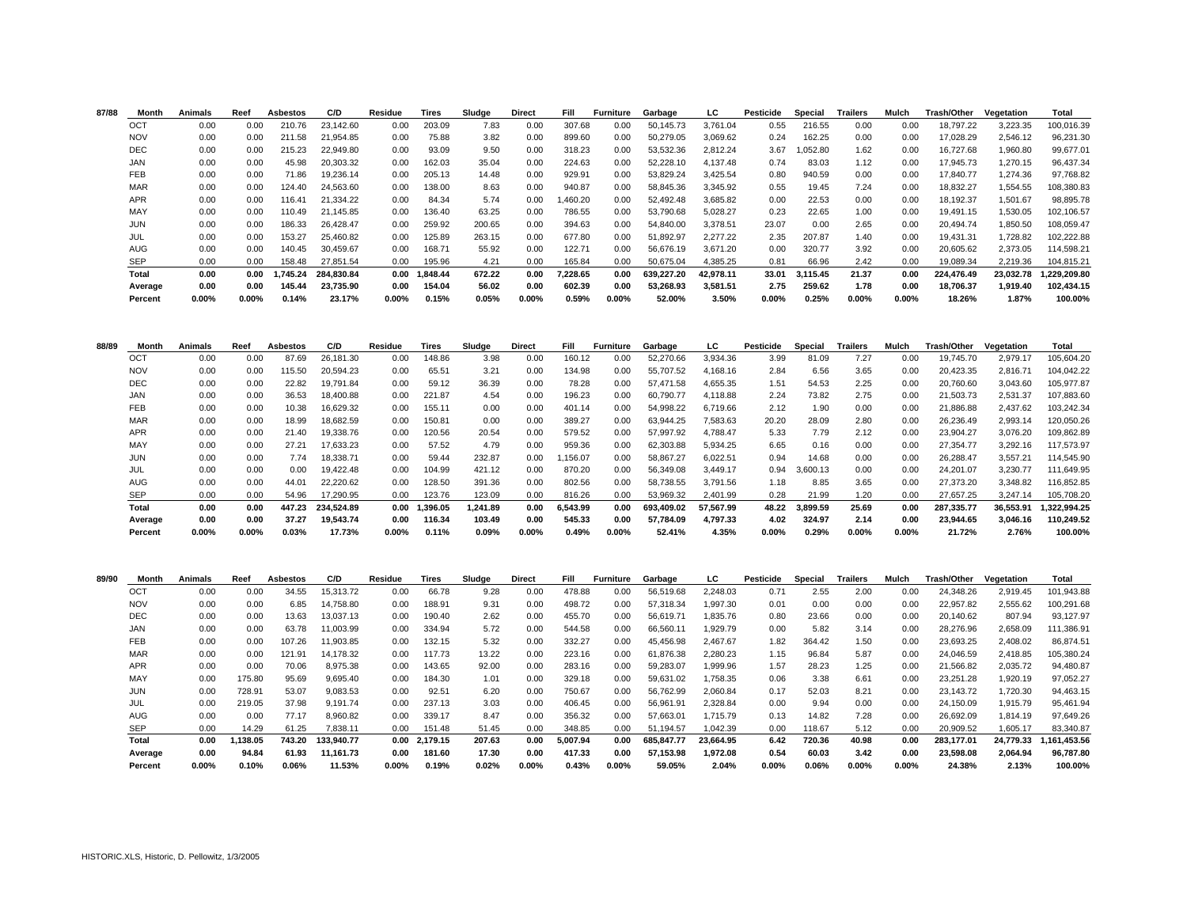| 87/88 | Month | Animals | Reef | Asbestos | C/D | Residue | Tires | Sludge | Direct | Fill | Furniture | Garbage | LC | Pesticide | Special | Trailers | Mulch | Trash/Other | Vegetation | Total |
|---|---|---|---|---|---|---|---|---|---|---|---|---|---|---|---|---|---|---|---|---|
| | OCT | 0.00 | 0.00 | 210.76 | 23,142.60 | 0.00 | 203.09 | 7.83 | 0.00 | 307.68 | 0.00 | 50,145.73 | 3,761.04 | 0.55 | 216.55 | 0.00 | 0.00 | 18,797.22 | 3,223.35 | 100,016.39 |
| | NOV | 0.00 | 0.00 | 211.58 | 21,954.85 | 0.00 | 75.88 | 3.82 | 0.00 | 899.60 | 0.00 | 50,279.05 | 3,069.62 | 0.24 | 162.25 | 0.00 | 0.00 | 17,028.29 | 2,546.12 | 96,231.30 |
| | DEC | 0.00 | 0.00 | 215.23 | 22,949.80 | 0.00 | 93.09 | 9.50 | 0.00 | 318.23 | 0.00 | 53,532.36 | 2,812.24 | 3.67 | 1,052.80 | 1.62 | 0.00 | 16,727.68 | 1,960.80 | 99,677.01 |
| | JAN | 0.00 | 0.00 | 45.98 | 20,303.32 | 0.00 | 162.03 | 35.04 | 0.00 | 224.63 | 0.00 | 52,228.10 | 4,137.48 | 0.74 | 83.03 | 1.12 | 0.00 | 17,945.73 | 1,270.15 | 96,437.34 |
| | FEB | 0.00 | 0.00 | 71.86 | 19,236.14 | 0.00 | 205.13 | 14.48 | 0.00 | 929.91 | 0.00 | 53,829.24 | 3,425.54 | 0.80 | 940.59 | 0.00 | 0.00 | 17,840.77 | 1,274.36 | 97,768.82 |
| | MAR | 0.00 | 0.00 | 124.40 | 24,563.60 | 0.00 | 138.00 | 8.63 | 0.00 | 940.87 | 0.00 | 58,845.36 | 3,345.92 | 0.55 | 19.45 | 7.24 | 0.00 | 18,832.27 | 1,554.55 | 108,380.83 |
| | APR | 0.00 | 0.00 | 116.41 | 21,334.22 | 0.00 | 84.34 | 5.74 | 0.00 | 1,460.20 | 0.00 | 52,492.48 | 3,685.82 | 0.00 | 22.53 | 0.00 | 0.00 | 18,192.37 | 1,501.67 | 98,895.78 |
| | MAY | 0.00 | 0.00 | 110.49 | 21,145.85 | 0.00 | 136.40 | 63.25 | 0.00 | 786.55 | 0.00 | 53,790.68 | 5,028.27 | 0.23 | 22.65 | 1.00 | 0.00 | 19,491.15 | 1,530.05 | 102,106.57 |
| | JUN | 0.00 | 0.00 | 186.33 | 26,428.47 | 0.00 | 259.92 | 200.65 | 0.00 | 394.63 | 0.00 | 54,840.00 | 3,378.51 | 23.07 | 0.00 | 2.65 | 0.00 | 20,494.74 | 1,850.50 | 108,059.47 |
| | JUL | 0.00 | 0.00 | 153.27 | 25,460.82 | 0.00 | 125.89 | 263.15 | 0.00 | 677.80 | 0.00 | 51,892.97 | 2,277.22 | 2.35 | 207.87 | 1.40 | 0.00 | 19,431.31 | 1,728.82 | 102,222.88 |
| | AUG | 0.00 | 0.00 | 140.45 | 30,459.67 | 0.00 | 168.71 | 55.92 | 0.00 | 122.71 | 0.00 | 56,676.19 | 3,671.20 | 0.00 | 320.77 | 3.92 | 0.00 | 20,605.62 | 2,373.05 | 114,598.21 |
| | SEP | 0.00 | 0.00 | 158.48 | 27,851.54 | 0.00 | 195.96 | 4.21 | 0.00 | 165.84 | 0.00 | 50,675.04 | 4,385.25 | 0.81 | 66.96 | 2.42 | 0.00 | 19,089.34 | 2,219.36 | 104,815.21 |
| | **Total** | **0.00** | **0.00** | **1,745.24** | **284,830.84** | **0.00** | **1,848.44** | **672.22** | **0.00** | **7,228.65** | **0.00** | **639,227.20** | **42,978.11** | **33.01** | **3,115.45** | **21.37** | **0.00** | **224,476.49** | **23,032.78** | **1,229,209.80** |
| | **Average** | **0.00** | **0.00** | **145.44** | **23,735.90** | **0.00** | **154.04** | **56.02** | **0.00** | **602.39** | **0.00** | **53,268.93** | **3,581.51** | **2.75** | **259.62** | **1.78** | **0.00** | **18,706.37** | **1,919.40** | **102,434.15** |
| | **Percent** | **0.00%** | **0.00%** | **0.14%** | **23.17%** | **0.00%** | **0.15%** | **0.05%** | **0.00%** | **0.59%** | **0.00%** | **52.00%** | **3.50%** | **0.00%** | **0.25%** | **0.00%** | **0.00%** | **18.26%** | **1.87%** | **100.00%** |

| 88/89 | Month | Animals | Reef | Asbestos | C/D | Residue | Tires | Sludge | Direct | Fill | Furniture | Garbage | LC | Pesticide | Special | Trailers | Mulch | Trash/Other | Vegetation | Total |
|---|---|---|---|---|---|---|---|---|---|---|---|---|---|---|---|---|---|---|---|---|
| | OCT | 0.00 | 0.00 | 87.69 | 26,181.30 | 0.00 | 148.86 | 3.98 | 0.00 | 160.12 | 0.00 | 52,270.66 | 3,934.36 | 3.99 | 81.09 | 7.27 | 0.00 | 19,745.70 | 2,979.17 | 105,604.20 |
| | NOV | 0.00 | 0.00 | 115.50 | 20,594.23 | 0.00 | 65.51 | 3.21 | 0.00 | 134.98 | 0.00 | 55,707.52 | 4,168.16 | 2.84 | 6.56 | 3.65 | 0.00 | 20,423.35 | 2,816.71 | 104,042.22 |
| | DEC | 0.00 | 0.00 | 22.82 | 19,791.84 | 0.00 | 59.12 | 36.39 | 0.00 | 78.28 | 0.00 | 57,471.58 | 4,655.35 | 1.51 | 54.53 | 2.25 | 0.00 | 20,760.60 | 3,043.60 | 105,977.87 |
| | JAN | 0.00 | 0.00 | 36.53 | 18,400.88 | 0.00 | 221.87 | 4.54 | 0.00 | 196.23 | 0.00 | 60,790.77 | 4,118.88 | 2.24 | 73.82 | 2.75 | 0.00 | 21,503.73 | 2,531.37 | 107,883.60 |
| | FEB | 0.00 | 0.00 | 10.38 | 16,629.32 | 0.00 | 155.11 | 0.00 | 0.00 | 401.14 | 0.00 | 54,998.22 | 6,719.66 | 2.12 | 1.90 | 0.00 | 0.00 | 21,886.88 | 2,437.62 | 103,242.34 |
| | MAR | 0.00 | 0.00 | 18.99 | 18,682.59 | 0.00 | 150.81 | 0.00 | 0.00 | 389.27 | 0.00 | 63,944.25 | 7,583.63 | 20.20 | 28.09 | 2.80 | 0.00 | 26,236.49 | 2,993.14 | 120,050.26 |
| | APR | 0.00 | 0.00 | 21.40 | 19,338.76 | 0.00 | 120.56 | 20.54 | 0.00 | 579.52 | 0.00 | 57,997.92 | 4,788.47 | 5.33 | 7.79 | 2.12 | 0.00 | 23,904.27 | 3,076.20 | 109,862.89 |
| | MAY | 0.00 | 0.00 | 27.21 | 17,633.23 | 0.00 | 57.52 | 4.79 | 0.00 | 959.36 | 0.00 | 62,303.88 | 5,934.25 | 6.65 | 0.16 | 0.00 | 0.00 | 27,354.77 | 3,292.16 | 117,573.97 |
| | JUN | 0.00 | 0.00 | 7.74 | 18,338.71 | 0.00 | 59.44 | 232.87 | 0.00 | 1,156.07 | 0.00 | 58,867.27 | 6,022.51 | 0.94 | 14.68 | 0.00 | 0.00 | 26,288.47 | 3,557.21 | 114,545.90 |
| | JUL | 0.00 | 0.00 | 0.00 | 19,422.48 | 0.00 | 104.99 | 421.12 | 0.00 | 870.20 | 0.00 | 56,349.08 | 3,449.17 | 0.94 | 3,600.13 | 0.00 | 0.00 | 24,201.07 | 3,230.77 | 111,649.95 |
| | AUG | 0.00 | 0.00 | 44.01 | 22,220.62 | 0.00 | 128.50 | 391.36 | 0.00 | 802.56 | 0.00 | 58,738.55 | 3,791.56 | 1.18 | 8.85 | 3.65 | 0.00 | 27,373.20 | 3,348.82 | 116,852.85 |
| | SEP | 0.00 | 0.00 | 54.96 | 17,290.95 | 0.00 | 123.76 | 123.09 | 0.00 | 816.26 | 0.00 | 53,969.32 | 2,401.99 | 0.28 | 21.99 | 1.20 | 0.00 | 27,657.25 | 3,247.14 | 105,708.20 |
| | **Total** | **0.00** | **0.00** | **447.23** | **234,524.89** | **0.00** | **1,396.05** | **1,241.89** | **0.00** | **6,543.99** | **0.00** | **693,409.02** | **57,567.99** | **48.22** | **3,899.59** | **25.69** | **0.00** | **287,335.77** | **36,553.91** | **1,322,994.25** |
| | **Average** | **0.00** | **0.00** | **37.27** | **19,543.74** | **0.00** | **116.34** | **103.49** | **0.00** | **545.33** | **0.00** | **57,784.09** | **4,797.33** | **4.02** | **324.97** | **2.14** | **0.00** | **23,944.65** | **3,046.16** | **110,249.52** |
| | **Percent** | **0.00%** | **0.00%** | **0.03%** | **17.73%** | **0.00%** | **0.11%** | **0.09%** | **0.00%** | **0.49%** | **0.00%** | **52.41%** | **4.35%** | **0.00%** | **0.29%** | **0.00%** | **0.00%** | **21.72%** | **2.76%** | **100.00%** |

| 89/90 | Month | Animals | Reef | Asbestos | C/D | Residue | Tires | Sludge | Direct | Fill | Furniture | Garbage | LC | Pesticide | Special | Trailers | Mulch | Trash/Other | Vegetation | Total |
|---|---|---|---|---|---|---|---|---|---|---|---|---|---|---|---|---|---|---|---|---|
| | OCT | 0.00 | 0.00 | 34.55 | 15,313.72 | 0.00 | 66.78 | 9.28 | 0.00 | 478.88 | 0.00 | 56,519.68 | 2,248.03 | 0.71 | 2.55 | 2.00 | 0.00 | 24,348.26 | 2,919.45 | 101,943.88 |
| | NOV | 0.00 | 0.00 | 6.85 | 14,758.80 | 0.00 | 188.91 | 9.31 | 0.00 | 498.72 | 0.00 | 57,318.34 | 1,997.30 | 0.01 | 0.00 | 0.00 | 0.00 | 22,957.82 | 2,555.62 | 100,291.68 |
| | DEC | 0.00 | 0.00 | 13.63 | 13,037.13 | 0.00 | 190.40 | 2.62 | 0.00 | 455.70 | 0.00 | 56,619.71 | 1,835.76 | 0.80 | 23.66 | 0.00 | 0.00 | 20,140.62 | 807.94 | 93,127.97 |
| | JAN | 0.00 | 0.00 | 63.78 | 11,003.99 | 0.00 | 334.94 | 5.72 | 0.00 | 544.58 | 0.00 | 66,560.11 | 1,929.79 | 0.00 | 5.82 | 3.14 | 0.00 | 28,276.96 | 2,658.09 | 111,386.91 |
| | FEB | 0.00 | 0.00 | 107.26 | 11,903.85 | 0.00 | 132.15 | 5.32 | 0.00 | 332.27 | 0.00 | 45,456.98 | 2,467.67 | 1.82 | 364.42 | 1.50 | 0.00 | 23,693.25 | 2,408.02 | 86,874.51 |
| | MAR | 0.00 | 0.00 | 121.91 | 14,178.32 | 0.00 | 117.73 | 13.22 | 0.00 | 223.16 | 0.00 | 61,876.38 | 2,280.23 | 1.15 | 96.84 | 5.87 | 0.00 | 24,046.59 | 2,418.85 | 105,380.24 |
| | APR | 0.00 | 0.00 | 70.06 | 8,975.38 | 0.00 | 143.65 | 92.00 | 0.00 | 283.16 | 0.00 | 59,283.07 | 1,999.96 | 1.57 | 28.23 | 1.25 | 0.00 | 21,566.82 | 2,035.72 | 94,480.87 |
| | MAY | 0.00 | 175.80 | 95.69 | 9,695.40 | 0.00 | 184.30 | 1.01 | 0.00 | 329.18 | 0.00 | 59,631.02 | 1,758.35 | 0.06 | 3.38 | 6.61 | 0.00 | 23,251.28 | 1,920.19 | 97,052.27 |
| | JUN | 0.00 | 728.91 | 53.07 | 9,083.53 | 0.00 | 92.51 | 6.20 | 0.00 | 750.67 | 0.00 | 56,762.99 | 2,060.84 | 0.17 | 52.03 | 8.21 | 0.00 | 23,143.72 | 1,720.30 | 94,463.15 |
| | JUL | 0.00 | 219.05 | 37.98 | 9,191.74 | 0.00 | 237.13 | 3.03 | 0.00 | 406.45 | 0.00 | 56,961.91 | 2,328.84 | 0.00 | 9.94 | 0.00 | 0.00 | 24,150.09 | 1,915.79 | 95,461.94 |
| | AUG | 0.00 | 0.00 | 77.17 | 8,960.82 | 0.00 | 339.17 | 8.47 | 0.00 | 356.32 | 0.00 | 57,663.01 | 1,715.79 | 0.13 | 14.82 | 7.28 | 0.00 | 26,692.09 | 1,814.19 | 97,649.26 |
| | SEP | 0.00 | 14.29 | 61.25 | 7,838.11 | 0.00 | 151.48 | 51.45 | 0.00 | 348.85 | 0.00 | 51,194.57 | 1,042.39 | 0.00 | 118.67 | 5.12 | 0.00 | 20,909.52 | 1,605.17 | 83,340.87 |
| | **Total** | **0.00** | **1,138.05** | **743.20** | **133,940.77** | **0.00** | **2,179.15** | **207.63** | **0.00** | **5,007.94** | **0.00** | **685,847.77** | **23,664.95** | **6.42** | **720.36** | **40.98** | **0.00** | **283,177.01** | **24,779.33** | **1,161,453.56** |
| | **Average** | **0.00** | **94.84** | **61.93** | **11,161.73** | **0.00** | **181.60** | **17.30** | **0.00** | **417.33** | **0.00** | **57,153.98** | **1,972.08** | **0.54** | **60.03** | **3.42** | **0.00** | **23,598.08** | **2,064.94** | **96,787.80** |
| | **Percent** | **0.00%** | **0.10%** | **0.06%** | **11.53%** | **0.00%** | **0.19%** | **0.02%** | **0.00%** | **0.43%** | **0.00%** | **59.05%** | **2.04%** | **0.00%** | **0.06%** | **0.00%** | **0.00%** | **24.38%** | **2.13%** | **100.00%** |

HISTORIC.XLS, Historic, D. Pellowitz, 1/3/2005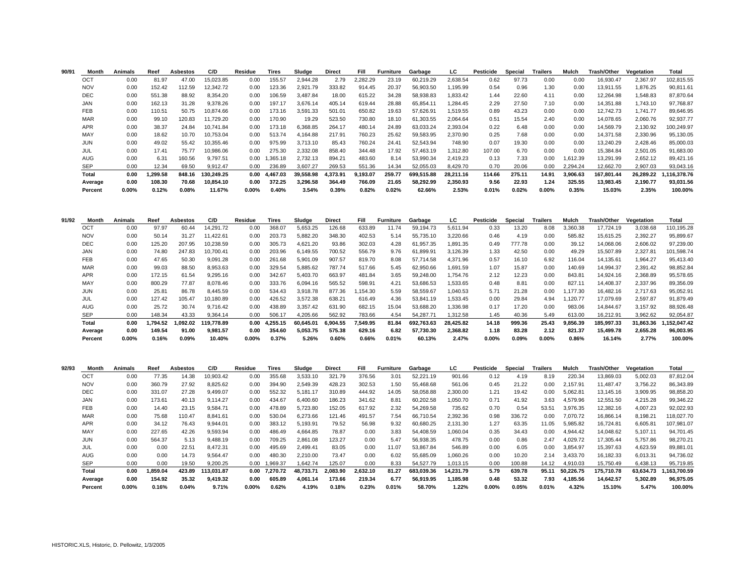| 90/91 | Month | Animals | Reef | Asbestos | C/D | Residue | Tires | Sludge | Direct | Fill | Furniture | Garbage | LC | Pesticide | Special | Trailers | Mulch | Trash/Other | Vegetation | Total |
|---|---|---|---|---|---|---|---|---|---|---|---|---|---|---|---|---|---|---|---|---|
| | OCT | 0.00 | 81.97 | 47.00 | 15,023.85 | 0.00 | 155.57 | 2,944.28 | 2.79 | 2,282.29 | 23.19 | 60,219.29 | 2,638.54 | 0.62 | 97.73 | 0.00 | 0.00 | 16,930.47 | 2,367.97 | 102,815.55 |
| | NOV | 0.00 | 152.42 | 112.59 | 12,342.72 | 0.00 | 123.36 | 2,921.79 | 333.82 | 914.45 | 20.37 | 56,903.50 | 1,195.99 | 0.54 | 0.96 | 1.30 | 0.00 | 13,911.55 | 1,876.25 | 90,811.61 |
| | DEC | 0.00 | 551.38 | 88.92 | 8,354.20 | 0.00 | 106.59 | 3,487.84 | 18.00 | 615.22 | 34.28 | 58,938.83 | 1,833.42 | 1.44 | 22.60 | 4.11 | 0.00 | 12,264.98 | 1,548.83 | 87,870.64 |
| | JAN | 0.00 | 162.13 | 31.28 | 9,378.26 | 0.00 | 197.17 | 3,676.14 | 405.14 | 619.44 | 28.88 | 65,854.11 | 1,284.45 | 2.29 | 27.50 | 7.10 | 0.00 | 14,351.88 | 1,743.10 | 97,768.87 |
| | FEB | 0.00 | 110.51 | 50.75 | 10,874.66 | 0.00 | 173.16 | 3,591.33 | 501.01 | 650.82 | 19.63 | 57,626.91 | 1,519.55 | 0.89 | 43.23 | 0.00 | 0.00 | 12,742.73 | 1,741.77 | 89,646.95 |
| | MAR | 0.00 | 99.10 | 120.83 | 11,729.20 | 0.00 | 170.90 | 19.29 | 523.50 | 730.80 | 18.10 | 61,303.55 | 2,064.64 | 0.51 | 15.54 | 2.40 | 0.00 | 14,078.65 | 2,060.76 | 92,937.77 |
| | APR | 0.00 | 38.37 | 24.84 | 10,741.84 | 0.00 | 173.18 | 6,368.85 | 264.17 | 480.14 | 24.89 | 63,033.24 | 2,393.04 | 0.22 | 6.48 | 0.00 | 0.00 | 14,569.79 | 2,130.92 | 100,249.97 |
| | MAY | 0.00 | 18.62 | 10.70 | 10,753.04 | 0.00 | 513.74 | 4,164.88 | 217.91 | 760.23 | 25.62 | 59,583.95 | 2,370.90 | 0.25 | 7.68 | 0.00 | 0.00 | 14,371.58 | 2,330.96 | 95,130.05 |
| | JUN | 0.00 | 49.02 | 55.42 | 10,355.46 | 0.00 | 975.99 | 3,713.10 | 85.43 | 760.24 | 24.41 | 52,543.94 | 748.90 | 0.07 | 19.30 | 0.00 | 0.00 | 13,240.29 | 2,428.46 | 85,000.03 |
| | JUL | 0.00 | 17.41 | 75.77 | 10,986.06 | 0.00 | 275.30 | 2,332.08 | 858.40 | 344.48 | 17.92 | 57,463.19 | 1,312.80 | 107.00 | 6.70 | 0.00 | 0.00 | 15,384.84 | 2,501.05 | 91,683.00 |
| | AUG | 0.00 | 6.31 | 160.56 | 9,797.51 | 0.00 | 1,365.18 | 2,732.13 | 894.21 | 483.60 | 8.14 | 53,990.34 | 2,419.23 | 0.13 | 7.33 | 0.00 | 1,612.39 | 13,291.99 | 2,652.12 | 89,421.16 |
| | SEP | 0.00 | 12.34 | 69.50 | 9,912.47 | 0.00 | 236.89 | 3,607.27 | 269.53 | 551.36 | 14.34 | 52,055.03 | 8,429.70 | 0.70 | 20.06 | 0.00 | 2,294.24 | 12,662.70 | 2,907.03 | 93,043.16 |
| | **Total** | **0.00** | **1,299.58** | **848.16** | **130,249.25** | **0.00** | **4,467.03** | **39,558.98** | **4,373.91** | **9,193.07** | **259.77** | **699,515.88** | **28,211.16** | **114.66** | **275.11** | **14.91** | **3,906.63** | **167,801.44** | **26,289.22** | **1,116,378.76** |
| | **Average** | **0.00** | **108.30** | **70.68** | **10,854.10** | **0.00** | **372.25** | **3,296.58** | **364.49** | **766.09** | **21.65** | **58,292.99** | **2,350.93** | **9.56** | **22.93** | **1.24** | **325.55** | **13,983.45** | **2,190.77** | **93,031.56** |
| | **Percent** | **0.00%** | **0.12%** | **0.08%** | **11.67%** | **0.00%** | **0.40%** | **3.54%** | **0.39%** | **0.82%** | **0.02%** | **62.66%** | **2.53%** | **0.01%** | **0.02%** | **0.00%** | **0.35%** | **15.03%** | **2.35%** | **100.00%** |

| 91/92 | Month | Animals | Reef | Asbestos | C/D | Residue | Tires | Sludge | Direct | Fill | Furniture | Garbage | LC | Pesticide | Special | Trailers | Mulch | Trash/Other | Vegetation | Total |
|---|---|---|---|---|---|---|---|---|---|---|---|---|---|---|---|---|---|---|---|---|
| | OCT | 0.00 | 97.97 | 60.44 | 14,291.72 | 0.00 | 368.07 | 5,653.25 | 126.68 | 633.89 | 11.74 | 59,194.73 | 5,611.94 | 0.33 | 13.20 | 8.08 | 3,360.38 | 17,724.19 | 3,038.68 | 110,195.28 |
| | NOV | 0.00 | 50.14 | 31.27 | 11,422.61 | 0.00 | 203.73 | 5,882.20 | 348.30 | 402.53 | 5.14 | 55,735.10 | 3,220.66 | 0.46 | 4.19 | 0.00 | 585.82 | 15,615.25 | 2,392.27 | 95,899.67 |
| | DEC | 0.00 | 125.20 | 207.95 | 10,238.59 | 0.00 | 305.73 | 4,621.20 | 93.86 | 302.03 | 4.28 | 61,957.35 | 1,891.35 | 0.49 | 777.78 | 0.00 | 39.12 | 14,068.06 | 2,606.02 | 97,239.00 |
| | JAN | 0.00 | 74.80 | 247.83 | 10,700.41 | 0.00 | 203.96 | 6,149.55 | 700.52 | 556.79 | 9.76 | 61,899.91 | 3,126.39 | 1.33 | 42.50 | 0.00 | 49.29 | 15,507.89 | 2,327.81 | 101,598.74 |
| | FEB | 0.00 | 47.65 | 50.30 | 9,091.28 | 0.00 | 261.68 | 5,901.09 | 907.57 | 819.70 | 8.08 | 57,714.58 | 4,371.96 | 0.57 | 16.10 | 6.92 | 116.04 | 14,135.61 | 1,964.27 | 95,413.40 |
| | MAR | 0.00 | 99.03 | 88.50 | 8,953.63 | 0.00 | 329.54 | 5,885.62 | 787.74 | 517.66 | 5.45 | 62,950.66 | 1,691.59 | 1.07 | 15.87 | 0.00 | 140.69 | 14,994.37 | 2,391.42 | 98,852.84 |
| | APR | 0.00 | 172.15 | 61.54 | 9,295.16 | 0.00 | 342.67 | 5,403.70 | 663.97 | 481.84 | 3.65 | 59,248.00 | 1,754.76 | 2.12 | 12.23 | 0.00 | 843.81 | 14,924.16 | 2,368.89 | 95,578.65 |
| | MAY | 0.00 | 800.29 | 77.87 | 8,078.46 | 0.00 | 333.76 | 6,094.16 | 565.52 | 598.91 | 4.21 | 53,686.53 | 1,533.65 | 0.48 | 8.81 | 0.00 | 827.11 | 14,408.37 | 2,337.96 | 89,356.09 |
| | JUN | 0.00 | 25.81 | 86.78 | 8,445.59 | 0.00 | 534.43 | 3,918.78 | 877.36 | 1,154.30 | 5.59 | 58,559.67 | 1,040.53 | 5.71 | 21.28 | 0.00 | 1,177.30 | 16,482.16 | 2,717.63 | 95,052.91 |
| | JUL | 0.00 | 127.42 | 105.47 | 10,180.89 | 0.00 | 426.52 | 3,572.38 | 638.21 | 616.49 | 4.36 | 53,841.19 | 1,533.45 | 0.00 | 29.84 | 4.94 | 1,120.77 | 17,079.69 | 2,597.87 | 91,879.49 |
| | AUG | 0.00 | 25.72 | 30.74 | 9,716.42 | 0.00 | 438.89 | 3,357.42 | 631.90 | 682.15 | 15.04 | 53,688.20 | 1,336.98 | 0.17 | 17.20 | 0.00 | 983.06 | 14,844.67 | 3,157.92 | 88,926.48 |
| | SEP | 0.00 | 148.34 | 43.33 | 9,364.14 | 0.00 | 506.17 | 4,205.66 | 562.92 | 783.66 | 4.54 | 54,287.71 | 1,312.58 | 1.45 | 40.36 | 5.49 | 613.00 | 16,212.91 | 3,962.62 | 92,054.87 |
| | **Total** | **0.00** | **1,794.52** | **1,092.02** | **119,778.89** | **0.00** | **4,255.15** | **60,645.01** | **6,904.55** | **7,549.95** | **81.84** | **692,763.63** | **28,425.82** | **14.18** | **999.36** | **25.43** | **9,856.39** | **185,997.33** | **31,863.36** | **1,152,047.42** |
| | **Average** | **0.00** | **149.54** | **91.00** | **9,981.57** | **0.00** | **354.60** | **5,053.75** | **575.38** | **629.16** | **6.82** | **57,730.30** | **2,368.82** | **1.18** | **83.28** | **2.12** | **821.37** | **15,499.78** | **2,655.28** | **96,003.95** |
| | **Percent** | **0.00%** | **0.16%** | **0.09%** | **10.40%** | **0.00%** | **0.37%** | **5.26%** | **0.60%** | **0.66%** | **0.01%** | **60.13%** | **2.47%** | **0.00%** | **0.09%** | **0.00%** | **0.86%** | **16.14%** | **2.77%** | **100.00%** |

| 92/93 | Month | Animals | Reef | Asbestos | C/D | Residue | Tires | Sludge | Direct | Fill | Furniture | Garbage | LC | Pesticide | Special | Trailers | Mulch | Trash/Other | Vegetation | Total |
|---|---|---|---|---|---|---|---|---|---|---|---|---|---|---|---|---|---|---|---|---|
| | OCT | 0.00 | 77.35 | 14.38 | 10,903.42 | 0.00 | 355.68 | 3,533.10 | 321.79 | 376.56 | 3.01 | 52,221.19 | 901.66 | 0.12 | 4.19 | 8.19 | 220.34 | 13,869.03 | 5,002.03 | 87,812.04 |
| | NOV | 0.00 | 360.79 | 27.92 | 8,825.62 | 0.00 | 394.90 | 2,549.39 | 428.23 | 302.53 | 1.50 | 55,468.68 | 561.06 | 0.45 | 21.22 | 0.00 | 2,157.91 | 11,487.47 | 3,756.22 | 86,343.89 |
| | DEC | 0.00 | 331.07 | 27.28 | 9,499.07 | 0.00 | 552.32 | 5,181.17 | 310.89 | 444.92 | 14.05 | 58,058.88 | 2,300.00 | 1.21 | 19.42 | 0.00 | 5,062.81 | 13,145.16 | 3,909.95 | 98,858.20 |
| | JAN | 0.00 | 173.61 | 40.13 | 9,114.27 | 0.00 | 434.67 | 6,400.60 | 186.23 | 341.62 | 8.81 | 60,202.58 | 1,050.70 | 0.71 | 41.92 | 3.63 | 4,579.96 | 12,551.50 | 4,215.28 | 99,346.22 |
| | FEB | 0.00 | 14.40 | 23.15 | 9,584.71 | 0.00 | 478.89 | 5,723.80 | 152.05 | 617.92 | 2.32 | 54,269.58 | 735.62 | 0.70 | 0.54 | 53.51 | 3,976.35 | 12,382.16 | 4,007.23 | 92,022.93 |
| | MAR | 0.00 | 75.68 | 110.47 | 8,841.61 | 0.00 | 530.04 | 6,273.66 | 121.46 | 491.57 | 7.54 | 66,710.54 | 2,392.36 | 0.98 | 336.72 | 0.00 | 7,070.72 | 16,866.14 | 8,198.21 | 118,027.70 |
| | APR | 0.00 | 34.12 | 76.43 | 9,944.01 | 0.00 | 383.12 | 5,193.91 | 79.52 | 56.98 | 9.32 | 60,680.25 | 2,131.30 | 1.27 | 63.35 | 11.05 | 5,985.82 | 16,724.81 | 6,605.81 | 107,981.07 |
| | MAY | 0.00 | 227.65 | 42.26 | 9,593.94 | 0.00 | 486.49 | 4,664.85 | 78.87 | 0.00 | 3.83 | 54,408.59 | 1,060.04 | 0.35 | 34.43 | 0.00 | 4,944.42 | 14,048.62 | 5,107.11 | 94,701.45 |
| | JUN | 0.00 | 564.37 | 5.13 | 9,488.19 | 0.00 | 709.25 | 2,861.08 | 123.27 | 0.00 | 5.47 | 56,938.35 | 478.75 | 0.00 | 0.86 | 2.47 | 4,029.72 | 17,305.44 | 5,757.86 | 98,270.21 |
| | JUL | 0.00 | 0.00 | 22.51 | 8,472.31 | 0.00 | 495.69 | 2,499.41 | 83.05 | 0.00 | 11.07 | 53,867.84 | 546.89 | 0.00 | 6.05 | 0.00 | 3,854.97 | 15,397.63 | 4,623.59 | 89,881.01 |
| | AUG | 0.00 | 0.00 | 14.73 | 9,564.47 | 0.00 | 480.30 | 2,210.00 | 73.47 | 0.00 | 6.02 | 55,685.09 | 1,060.26 | 0.00 | 10.20 | 2.14 | 3,433.70 | 16,182.33 | 6,013.31 | 94,736.02 |
| | SEP | 0.00 | 0.00 | 19.50 | 9,200.25 | 0.00 | 1,969.37 | 1,642.74 | 125.07 | 0.00 | 8.33 | 54,527.79 | 1,013.15 | 0.00 | 100.88 | 14.12 | 4,910.03 | 15,750.49 | 6,438.13 | 95,719.85 |
| | **Total** | **0.00** | **1,859.04** | **423.89** | **113,031.87** | **0.00** | **7,270.72** | **48,733.71** | **2,083.90** | **2,632.10** | **81.27** | **683,039.36** | **14,231.79** | **5.79** | **639.78** | **95.11** | **50,226.75** | **175,710.78** | **63,634.73** | **1,163,700.59** |
| | **Average** | **0.00** | **154.92** | **35.32** | **9,419.32** | **0.00** | **605.89** | **4,061.14** | **173.66** | **219.34** | **6.77** | **56,919.95** | **1,185.98** | **0.48** | **53.32** | **7.93** | **4,185.56** | **14,642.57** | **5,302.89** | **96,975.05** |
| | **Percent** | **0.00%** | **0.16%** | **0.04%** | **9.71%** | **0.00%** | **0.62%** | **4.19%** | **0.18%** | **0.23%** | **0.01%** | **58.70%** | **1.22%** | **0.00%** | **0.05%** | **0.01%** | **4.32%** | **15.10%** | **5.47%** | **100.00%** |

HISTORIC.XLS, Historic, D. Pellowitz, 1/3/2005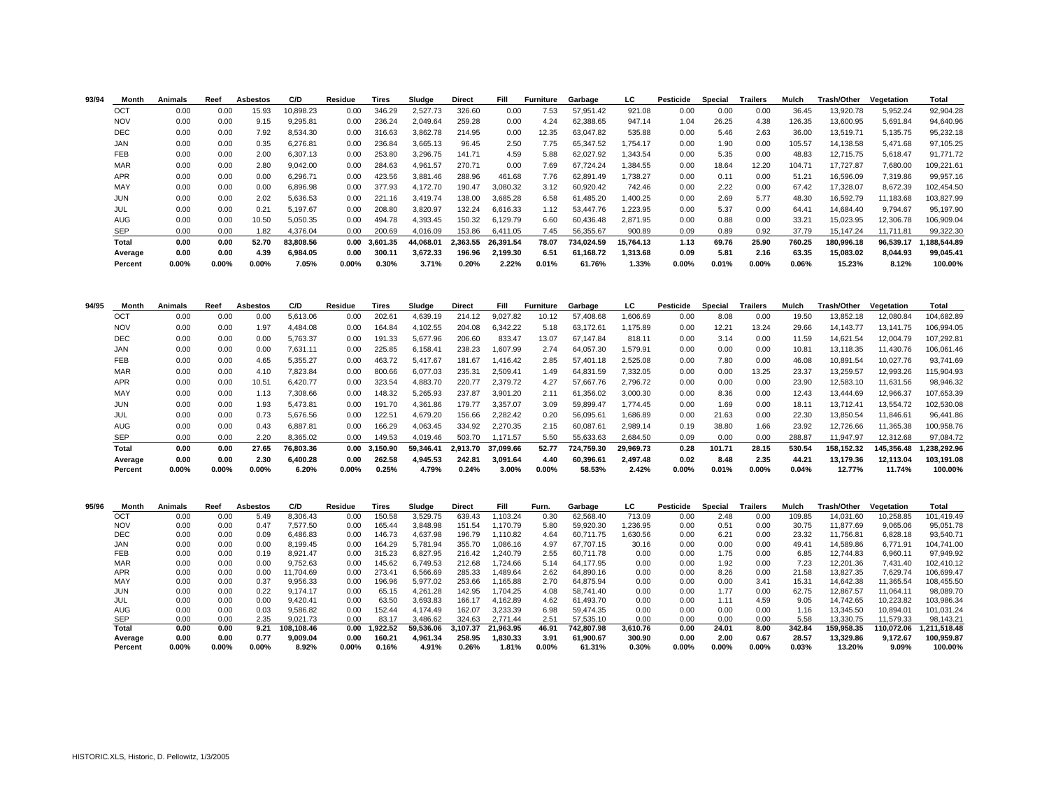| 93/94 | Month | Animals | Reef | Asbestos | C/D | Residue | Tires | Sludge | Direct | Fill | Furniture | Garbage | LC | Pesticide | Special | Trailers | Mulch | Trash/Other | Vegetation | Total |
|---|---|---|---|---|---|---|---|---|---|---|---|---|---|---|---|---|---|---|---|---|
| | OCT | 0.00 | 0.00 | 15.93 | 10,898.23 | 0.00 | 346.29 | 2,527.73 | 326.60 | 0.00 | 7.53 | 57,951.42 | 921.08 | 0.00 | 0.00 | 0.00 | 36.45 | 13,920.78 | 5,952.24 | 92,904.28 |
| | NOV | 0.00 | 0.00 | 9.15 | 9,295.81 | 0.00 | 236.24 | 2,049.64 | 259.28 | 0.00 | 4.24 | 62,388.65 | 947.14 | 1.04 | 26.25 | 4.38 | 126.35 | 13,600.95 | 5,691.84 | 94,640.96 |
| | DEC | 0.00 | 0.00 | 7.92 | 8,534.30 | 0.00 | 316.63 | 3,862.78 | 214.95 | 0.00 | 12.35 | 63,047.82 | 535.88 | 0.00 | 5.46 | 2.63 | 36.00 | 13,519.71 | 5,135.75 | 95,232.18 |
| | JAN | 0.00 | 0.00 | 0.35 | 6,276.81 | 0.00 | 236.84 | 3,665.13 | 96.45 | 2.50 | 7.75 | 65,347.52 | 1,754.17 | 0.00 | 1.90 | 0.00 | 105.57 | 14,138.58 | 5,471.68 | 97,105.25 |
| | FEB | 0.00 | 0.00 | 2.00 | 6,307.13 | 0.00 | 253.80 | 3,296.75 | 141.71 | 4.59 | 5.88 | 62,027.92 | 1,343.54 | 0.00 | 5.35 | 0.00 | 48.83 | 12,715.75 | 5,618.47 | 91,771.72 |
| | MAR | 0.00 | 0.00 | 2.80 | 9,042.00 | 0.00 | 284.63 | 4,961.57 | 270.71 | 0.00 | 7.69 | 67,724.24 | 1,384.55 | 0.00 | 18.64 | 12.20 | 104.71 | 17,727.87 | 7,680.00 | 109,221.61 |
| | APR | 0.00 | 0.00 | 0.00 | 6,296.71 | 0.00 | 423.56 | 3,881.46 | 288.96 | 461.68 | 7.76 | 62,891.49 | 1,738.27 | 0.00 | 0.11 | 0.00 | 51.21 | 16,596.09 | 7,319.86 | 99,957.16 |
| | MAY | 0.00 | 0.00 | 0.00 | 6,896.98 | 0.00 | 377.93 | 4,172.70 | 190.47 | 3,080.32 | 3.12 | 60,920.42 | 742.46 | 0.00 | 2.22 | 0.00 | 67.42 | 17,328.07 | 8,672.39 | 102,454.50 |
| | JUN | 0.00 | 0.00 | 2.02 | 5,636.53 | 0.00 | 221.16 | 3,419.74 | 138.00 | 3,685.28 | 6.58 | 61,485.20 | 1,400.25 | 0.00 | 2.69 | 5.77 | 48.30 | 16,592.79 | 11,183.68 | 103,827.99 |
| | JUL | 0.00 | 0.00 | 0.21 | 5,197.67 | 0.00 | 208.80 | 3,820.97 | 132.24 | 6,616.33 | 1.12 | 53,447.76 | 1,223.95 | 0.00 | 5.37 | 0.00 | 64.41 | 14,684.40 | 9,794.67 | 95,197.90 |
| | AUG | 0.00 | 0.00 | 10.50 | 5,050.35 | 0.00 | 494.78 | 4,393.45 | 150.32 | 6,129.79 | 6.60 | 60,436.48 | 2,871.95 | 0.00 | 0.88 | 0.00 | 33.21 | 15,023.95 | 12,306.78 | 106,909.04 |
| | SEP | 0.00 | 0.00 | 1.82 | 4,376.04 | 0.00 | 200.69 | 4,016.09 | 153.86 | 6,411.05 | 7.45 | 56,355.67 | 900.89 | 0.09 | 0.89 | 0.92 | 37.79 | 15,147.24 | 11,711.81 | 99,322.30 |
| | **Total** | **0.00** | **0.00** | **52.70** | **83,808.56** | **0.00** | **3,601.35** | **44,068.01** | **2,363.55** | **26,391.54** | **78.07** | **734,024.59** | **15,764.13** | **1.13** | **69.76** | **25.90** | **760.25** | **180,996.18** | **96,539.17** | **1,188,544.89** |
| | **Average** | **0.00** | **0.00** | **4.39** | **6,984.05** | **0.00** | **300.11** | **3,672.33** | **196.96** | **2,199.30** | **6.51** | **61,168.72** | **1,313.68** | **0.09** | **5.81** | **2.16** | **63.35** | **15,083.02** | **8,044.93** | **99,045.41** |
| | **Percent** | **0.00%** | **0.00%** | **0.00%** | **7.05%** | **0.00%** | **0.30%** | **3.71%** | **0.20%** | **2.22%** | **0.01%** | **61.76%** | **1.33%** | **0.00%** | **0.01%** | **0.00%** | **0.06%** | **15.23%** | **8.12%** | **100.00%** |

| 94/95 | Month | Animals | Reef | Asbestos | C/D | Residue | Tires | Sludge | Direct | Fill | Furniture | Garbage | LC | Pesticide | Special | Trailers | Mulch | Trash/Other | Vegetation | Total |
|---|---|---|---|---|---|---|---|---|---|---|---|---|---|---|---|---|---|---|---|---|
| | OCT | 0.00 | 0.00 | 0.00 | 5,613.06 | 0.00 | 202.61 | 4,639.19 | 214.12 | 9,027.82 | 10.12 | 57,408.68 | 1,606.69 | 0.00 | 8.08 | 0.00 | 19.50 | 13,852.18 | 12,080.84 | 104,682.89 |
| | NOV | 0.00 | 0.00 | 1.97 | 4,484.08 | 0.00 | 164.84 | 4,102.55 | 204.08 | 6,342.22 | 5.18 | 63,172.61 | 1,175.89 | 0.00 | 12.21 | 13.24 | 29.66 | 14,143.77 | 13,141.75 | 106,994.05 |
| | DEC | 0.00 | 0.00 | 0.00 | 5,763.37 | 0.00 | 191.33 | 5,677.96 | 206.60 | 833.47 | 13.07 | 67,147.84 | 818.11 | 0.00 | 3.14 | 0.00 | 11.59 | 14,621.54 | 12,004.79 | 107,292.81 |
| | JAN | 0.00 | 0.00 | 0.00 | 7,631.11 | 0.00 | 225.85 | 6,158.41 | 238.23 | 1,607.99 | 2.74 | 64,057.30 | 1,579.91 | 0.00 | 0.00 | 0.00 | 10.81 | 13,118.35 | 11,430.76 | 106,061.46 |
| | FEB | 0.00 | 0.00 | 4.65 | 5,355.27 | 0.00 | 463.72 | 5,417.67 | 181.67 | 1,416.42 | 2.85 | 57,401.18 | 2,525.08 | 0.00 | 7.80 | 0.00 | 46.08 | 10,891.54 | 10,027.76 | 93,741.69 |
| | MAR | 0.00 | 0.00 | 4.10 | 7,823.84 | 0.00 | 800.66 | 6,077.03 | 235.31 | 2,509.41 | 1.49 | 64,831.59 | 7,332.05 | 0.00 | 0.00 | 13.25 | 23.37 | 13,259.57 | 12,993.26 | 115,904.93 |
| | APR | 0.00 | 0.00 | 10.51 | 6,420.77 | 0.00 | 323.54 | 4,883.70 | 220.77 | 2,379.72 | 4.27 | 57,667.76 | 2,796.72 | 0.00 | 0.00 | 0.00 | 23.90 | 12,583.10 | 11,631.56 | 98,946.32 |
| | MAY | 0.00 | 0.00 | 1.13 | 7,308.66 | 0.00 | 148.32 | 5,265.93 | 237.87 | 3,901.20 | 2.11 | 61,356.02 | 3,000.30 | 0.00 | 8.36 | 0.00 | 12.43 | 13,444.69 | 12,966.37 | 107,653.39 |
| | JUN | 0.00 | 0.00 | 1.93 | 5,473.81 | 0.00 | 191.70 | 4,361.86 | 179.77 | 3,357.07 | 3.09 | 59,899.47 | 1,774.45 | 0.00 | 1.69 | 0.00 | 18.11 | 13,712.41 | 13,554.72 | 102,530.08 |
| | JUL | 0.00 | 0.00 | 0.73 | 5,676.56 | 0.00 | 122.51 | 4,679.20 | 156.66 | 2,282.42 | 0.20 | 56,095.61 | 1,686.89 | 0.00 | 21.63 | 0.00 | 22.30 | 13,850.54 | 11,846.61 | 96,441.86 |
| | AUG | 0.00 | 0.00 | 0.43 | 6,887.81 | 0.00 | 166.29 | 4,063.45 | 334.92 | 2,270.35 | 2.15 | 60,087.61 | 2,989.14 | 0.19 | 38.80 | 1.66 | 23.92 | 12,726.66 | 11,365.38 | 100,958.76 |
| | SEP | 0.00 | 0.00 | 2.20 | 8,365.02 | 0.00 | 149.53 | 4,019.46 | 503.70 | 1,171.57 | 5.50 | 55,633.63 | 2,684.50 | 0.09 | 0.00 | 0.00 | 288.87 | 11,947.97 | 12,312.68 | 97,084.72 |
| | **Total** | **0.00** | **0.00** | **27.65** | **76,803.36** | **0.00** | **3,150.90** | **59,346.41** | **2,913.70** | **37,099.66** | **52.77** | **724,759.30** | **29,969.73** | **0.28** | **101.71** | **28.15** | **530.54** | **158,152.32** | **145,356.48** | **1,238,292.96** |
| | **Average** | **0.00** | **0.00** | **2.30** | **6,400.28** | **0.00** | **262.58** | **4,945.53** | **242.81** | **3,091.64** | **4.40** | **60,396.61** | **2,497.48** | **0.02** | **8.48** | **2.35** | **44.21** | **13,179.36** | **12,113.04** | **103,191.08** |
| | **Percent** | **0.00%** | **0.00%** | **0.00%** | **6.20%** | **0.00%** | **0.25%** | **4.79%** | **0.24%** | **3.00%** | **0.00%** | **58.53%** | **2.42%** | **0.00%** | **0.01%** | **0.00%** | **0.04%** | **12.77%** | **11.74%** | **100.00%** |

| 95/96 | Month | Animals | Reef | Asbestos | C/D | Residue | Tires | Sludge | Direct | Fill | Furn. | Garbage | LC | Pesticide | Special | Trailers | Mulch | Trash/Other | Vegetation | Total |
|---|---|---|---|---|---|---|---|---|---|---|---|---|---|---|---|---|---|---|---|---|
| | OCT | 0.00 | 0.00 | 5.49 | 8,306.43 | 0.00 | 150.58 | 3,529.75 | 639.43 | 1,103.24 | 0.30 | 62,568.40 | 713.09 | 0.00 | 2.48 | 0.00 | 109.85 | 14,031.60 | 10,258.85 | 101,419.49 |
| | NOV | 0.00 | 0.00 | 0.47 | 7,577.50 | 0.00 | 165.44 | 3,848.98 | 151.54 | 1,170.79 | 5.80 | 59,920.30 | 1,236.95 | 0.00 | 0.51 | 0.00 | 30.75 | 11,877.69 | 9,065.06 | 95,051.78 |
| | DEC | 0.00 | 0.00 | 0.09 | 6,486.83 | 0.00 | 146.73 | 4,637.98 | 196.79 | 1,110.82 | 4.64 | 60,711.75 | 1,630.56 | 0.00 | 6.21 | 0.00 | 23.32 | 11,756.81 | 6,828.18 | 93,540.71 |
| | JAN | 0.00 | 0.00 | 0.00 | 8,199.45 | 0.00 | 164.29 | 5,781.94 | 355.70 | 1,086.16 | 4.97 | 67,707.15 | 30.16 | 0.00 | 0.00 | 0.00 | 49.41 | 14,589.86 | 6,771.91 | 104,741.00 |
| | FEB | 0.00 | 0.00 | 0.19 | 8,921.47 | 0.00 | 315.23 | 6,827.95 | 216.42 | 1,240.79 | 2.55 | 60,711.78 | 0.00 | 0.00 | 1.75 | 0.00 | 6.85 | 12,744.83 | 6,960.11 | 97,949.92 |
| | MAR | 0.00 | 0.00 | 0.00 | 9,752.63 | 0.00 | 145.62 | 6,749.53 | 212.68 | 1,724.66 | 5.14 | 64,177.95 | 0.00 | 0.00 | 1.92 | 0.00 | 7.23 | 12,201.36 | 7,431.40 | 102,410.12 |
| | APR | 0.00 | 0.00 | 0.00 | 11,704.69 | 0.00 | 273.41 | 6,566.69 | 285.33 | 1,489.64 | 2.62 | 64,890.16 | 0.00 | 0.00 | 8.26 | 0.00 | 21.58 | 13,827.35 | 7,629.74 | 106,699.47 |
| | MAY | 0.00 | 0.00 | 0.37 | 9,956.33 | 0.00 | 196.96 | 5,977.02 | 253.66 | 1,165.88 | 2.70 | 64,875.94 | 0.00 | 0.00 | 0.00 | 3.41 | 15.31 | 14,642.38 | 11,365.54 | 108,455.50 |
| | JUN | 0.00 | 0.00 | 0.22 | 9,174.17 | 0.00 | 65.15 | 4,261.28 | 142.95 | 1,704.25 | 4.08 | 58,741.40 | 0.00 | 0.00 | 1.77 | 0.00 | 62.75 | 12,867.57 | 11,064.11 | 98,089.70 |
| | JUL | 0.00 | 0.00 | 0.00 | 9,420.41 | 0.00 | 63.50 | 3,693.83 | 166.17 | 4,162.89 | 4.62 | 61,493.70 | 0.00 | 0.00 | 1.11 | 4.59 | 9.05 | 14,742.65 | 10,223.82 | 103,986.34 |
| | AUG | 0.00 | 0.00 | 0.03 | 9,586.82 | 0.00 | 152.44 | 4,174.49 | 162.07 | 3,233.39 | 6.98 | 59,474.35 | 0.00 | 0.00 | 0.00 | 0.00 | 1.16 | 13,345.50 | 10,894.01 | 101,031.24 |
| | SEP | 0.00 | 0.00 | 2.35 | 9,021.73 | 0.00 | 83.17 | 3,486.62 | 324.63 | 2,771.44 | 2.51 | 57,535.10 | 0.00 | 0.00 | 0.00 | 0.00 | 5.58 | 13,330.75 | 11,579.33 | 98,143.21 |
| | **Total** | **0.00** | **0.00** | **9.21** | **108,108.46** | **0.00** | **1,922.52** | **59,536.06** | **3,107.37** | **21,963.95** | **46.91** | **742,807.98** | **3,610.76** | **0.00** | **24.01** | **8.00** | **342.84** | **159,958.35** | **110,072.06** | **1,211,518.48** |
| | **Average** | **0.00** | **0.00** | **0.77** | **9,009.04** | **0.00** | **160.21** | **4,961.34** | **258.95** | **1,830.33** | **3.91** | **61,900.67** | **300.90** | **0.00** | **2.00** | **0.67** | **28.57** | **13,329.86** | **9,172.67** | **100,959.87** |
| | **Percent** | **0.00%** | **0.00%** | **0.00%** | **8.92%** | **0.00%** | **0.16%** | **4.91%** | **0.26%** | **1.81%** | **0.00%** | **61.31%** | **0.30%** | **0.00%** | **0.00%** | **0.00%** | **0.03%** | **13.20%** | **9.09%** | **100.00%** |

HISTORIC.XLS, Historic, D. Pellowitz, 1/3/2005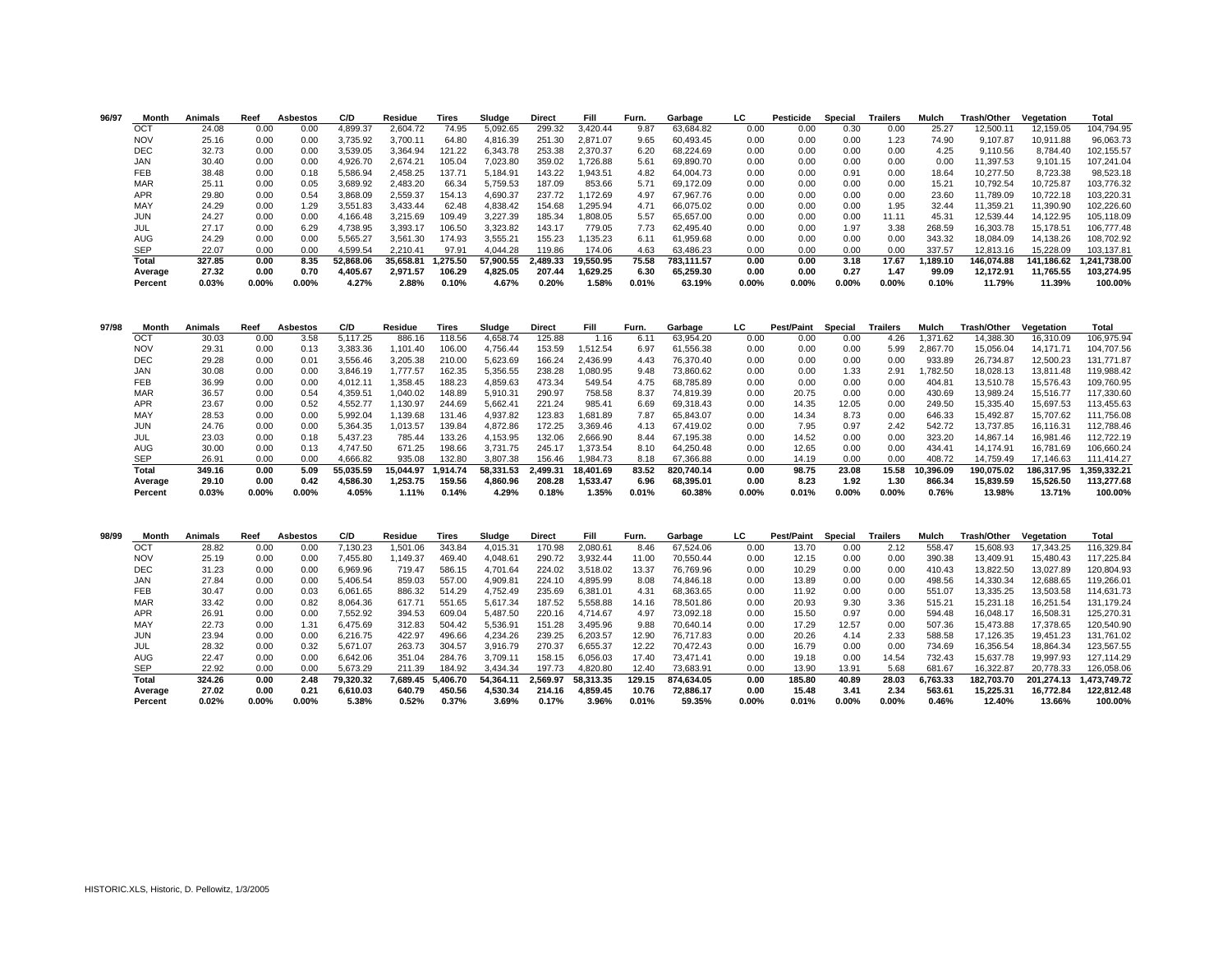## 96/97

| Month | Animals | Reef | Asbestos | C/D | Residue | Tires | Sludge | Direct | Fill | Furn. | Garbage | LC | Pesticide | Special | Trailers | Mulch | Trash/Other | Vegetation | Total |
|---|---|---|---|---|---|---|---|---|---|---|---|---|---|---|---|---|---|---|---|
| OCT | 24.08 | 0.00 | 0.00 | 4,899.37 | 2,604.72 | 74.95 | 5,092.65 | 299.32 | 3,420.44 | 9.87 | 63,684.82 | 0.00 | 0.00 | 0.30 | 0.00 | 25.27 | 12,500.11 | 12,159.05 | 104,794.95 |
| NOV | 25.16 | 0.00 | 0.00 | 3,735.92 | 3,700.11 | 64.80 | 4,816.39 | 251.30 | 2,871.07 | 9.65 | 60,493.45 | 0.00 | 0.00 | 0.00 | 1.23 | 74.90 | 9,107.87 | 10,911.88 | 96,063.73 |
| DEC | 32.73 | 0.00 | 0.00 | 3,539.05 | 3,364.94 | 121.22 | 6,343.78 | 253.38 | 2,370.37 | 6.20 | 68,224.69 | 0.00 | 0.00 | 0.00 | 0.00 | 4.25 | 9,110.56 | 8,784.40 | 102,155.57 |
| JAN | 30.40 | 0.00 | 0.00 | 4,926.70 | 2,674.21 | 105.04 | 7,023.80 | 359.02 | 1,726.88 | 5.61 | 69,890.70 | 0.00 | 0.00 | 0.00 | 0.00 | 0.00 | 11,397.53 | 9,101.15 | 107,241.04 |
| FEB | 38.48 | 0.00 | 0.18 | 5,586.94 | 2,458.25 | 137.71 | 5,184.91 | 143.22 | 1,943.51 | 4.82 | 64,004.73 | 0.00 | 0.00 | 0.91 | 0.00 | 18.64 | 10,277.50 | 8,723.38 | 98,523.18 |
| MAR | 25.11 | 0.00 | 0.05 | 3,689.92 | 2,483.20 | 66.34 | 5,759.53 | 187.09 | 853.66 | 5.71 | 69,172.09 | 0.00 | 0.00 | 0.00 | 0.00 | 15.21 | 10,792.54 | 10,725.87 | 103,776.32 |
| APR | 29.80 | 0.00 | 0.54 | 3,868.09 | 2,559.37 | 154.13 | 4,690.37 | 237.72 | 1,172.69 | 4.97 | 67,967.76 | 0.00 | 0.00 | 0.00 | 0.00 | 23.60 | 11,789.09 | 10,722.18 | 103,220.31 |
| MAY | 24.29 | 0.00 | 1.29 | 3,551.83 | 3,433.44 | 62.48 | 4,838.42 | 154.68 | 1,295.94 | 4.71 | 66,075.02 | 0.00 | 0.00 | 0.00 | 1.95 | 32.44 | 11,359.21 | 11,390.90 | 102,226.60 |
| JUN | 24.27 | 0.00 | 0.00 | 4,166.48 | 3,215.69 | 109.49 | 3,227.39 | 185.34 | 1,808.05 | 5.57 | 65,657.00 | 0.00 | 0.00 | 0.00 | 11.11 | 45.31 | 12,539.44 | 14,122.95 | 105,118.09 |
| JUL | 27.17 | 0.00 | 6.29 | 4,738.95 | 3,393.17 | 106.50 | 3,323.82 | 143.17 | 779.05 | 7.73 | 62,495.40 | 0.00 | 0.00 | 1.97 | 3.38 | 268.59 | 16,303.78 | 15,178.51 | 106,777.48 |
| AUG | 24.29 | 0.00 | 0.00 | 5,565.27 | 3,561.30 | 174.93 | 3,555.21 | 155.23 | 1,135.23 | 6.11 | 61,959.68 | 0.00 | 0.00 | 0.00 | 0.00 | 343.32 | 18,084.09 | 14,138.26 | 108,702.92 |
| SEP | 22.07 | 0.00 | 0.00 | 4,599.54 | 2,210.41 | 97.91 | 4,044.28 | 119.86 | 174.06 | 4.63 | 63,486.23 | 0.00 | 0.00 | 0.00 | 0.00 | 337.57 | 12,813.16 | 15,228.09 | 103,137.81 |
| **Total** | **327.85** | **0.00** | **8.35** | **52,868.06** | **35,658.81** | **1,275.50** | **57,900.55** | **2,489.33** | **19,550.95** | **75.58** | **783,111.57** | **0.00** | **0.00** | **3.18** | **17.67** | **1,189.10** | **146,074.88** | **141,186.62** | **1,241,738.00** |
| **Average** | **27.32** | **0.00** | **0.70** | **4,405.67** | **2,971.57** | **106.29** | **4,825.05** | **207.44** | **1,629.25** | **6.30** | **65,259.30** | **0.00** | **0.00** | **0.27** | **1.47** | **99.09** | **12,172.91** | **11,765.55** | **103,274.95** |
| **Percent** | **0.03%** | **0.00%** | **0.00%** | **4.27%** | **2.88%** | **0.10%** | **4.67%** | **0.20%** | **1.58%** | **0.01%** | **63.19%** | **0.00%** | **0.00%** | **0.00%** | **0.00%** | **0.10%** | **11.79%** | **11.39%** | **100.00%** |

## 97/98

| Month | Animals | Reef | Asbestos | C/D | Residue | Tires | Sludge | Direct | Fill | Furn. | Garbage | LC | Pest/Paint | Special | Trailers | Mulch | Trash/Other | Vegetation | Total |
|---|---|---|---|---|---|---|---|---|---|---|---|---|---|---|---|---|---|---|---|
| OCT | 30.03 | 0.00 | 3.58 | 5,117.25 | 886.16 | 118.56 | 4,658.74 | 125.88 | 1.16 | 6.11 | 63,954.20 | 0.00 | 0.00 | 0.00 | 4.26 | 1,371.62 | 14,388.30 | 16,310.09 | 106,975.94 |
| NOV | 29.31 | 0.00 | 0.13 | 3,383.36 | 1,101.40 | 106.00 | 4,756.44 | 153.59 | 1,512.54 | 6.97 | 61,556.38 | 0.00 | 0.00 | 0.00 | 5.99 | 2,867.70 | 15,056.04 | 14,171.71 | 104,707.56 |
| DEC | 29.28 | 0.00 | 0.01 | 3,556.46 | 3,205.38 | 210.00 | 5,623.69 | 166.24 | 2,436.99 | 4.43 | 76,370.40 | 0.00 | 0.00 | 0.00 | 0.00 | 933.89 | 26,734.87 | 12,500.23 | 131,771.87 |
| JAN | 30.08 | 0.00 | 0.00 | 3,846.19 | 1,777.57 | 162.35 | 5,356.55 | 238.28 | 1,080.95 | 9.48 | 73,860.62 | 0.00 | 0.00 | 1.33 | 2.91 | 1,782.50 | 18,028.13 | 13,811.48 | 119,988.42 |
| FEB | 36.99 | 0.00 | 0.00 | 4,012.11 | 1,358.45 | 188.23 | 4,859.63 | 473.34 | 549.54 | 4.75 | 68,785.89 | 0.00 | 0.00 | 0.00 | 0.00 | 404.81 | 13,510.78 | 15,576.43 | 109,760.95 |
| MAR | 36.57 | 0.00 | 0.54 | 4,359.51 | 1,040.02 | 148.89 | 5,910.31 | 290.97 | 758.58 | 8.37 | 74,819.39 | 0.00 | 20.75 | 0.00 | 0.00 | 430.69 | 13,989.24 | 15,516.77 | 117,330.60 |
| APR | 23.67 | 0.00 | 0.52 | 4,552.77 | 1,130.97 | 244.69 | 5,662.41 | 221.24 | 985.41 | 6.69 | 69,318.43 | 0.00 | 14.35 | 12.05 | 0.00 | 249.50 | 15,335.40 | 15,697.53 | 113,455.63 |
| MAY | 28.53 | 0.00 | 0.00 | 5,992.04 | 1,139.68 | 131.46 | 4,937.82 | 123.83 | 1,681.89 | 7.87 | 65,843.07 | 0.00 | 14.34 | 8.73 | 0.00 | 646.33 | 15,492.87 | 15,707.62 | 111,756.08 |
| JUN | 24.76 | 0.00 | 0.00 | 5,364.35 | 1,013.57 | 139.84 | 4,872.86 | 172.25 | 3,369.46 | 4.13 | 67,419.02 | 0.00 | 7.95 | 0.97 | 2.42 | 542.72 | 13,737.85 | 16,116.31 | 112,788.46 |
| JUL | 23.03 | 0.00 | 0.18 | 5,437.23 | 785.44 | 133.26 | 4,153.95 | 132.06 | 2,666.90 | 8.44 | 67,195.38 | 0.00 | 14.52 | 0.00 | 0.00 | 323.20 | 14,867.14 | 16,981.46 | 112,722.19 |
| AUG | 30.00 | 0.00 | 0.13 | 4,747.50 | 671.25 | 198.66 | 3,731.75 | 245.17 | 1,373.54 | 8.10 | 64,250.48 | 0.00 | 12.65 | 0.00 | 0.00 | 434.41 | 14,174.91 | 16,781.69 | 106,660.24 |
| SEP | 26.91 | 0.00 | 0.00 | 4,666.82 | 935.08 | 132.80 | 3,807.38 | 156.46 | 1,984.73 | 8.18 | 67,366.88 | 0.00 | 14.19 | 0.00 | 0.00 | 408.72 | 14,759.49 | 17,146.63 | 111,414.27 |
| **Total** | **349.16** | **0.00** | **5.09** | **55,035.59** | **15,044.97** | **1,914.74** | **58,331.53** | **2,499.31** | **18,401.69** | **83.52** | **820,740.14** | **0.00** | **98.75** | **23.08** | **15.58** | **10,396.09** | **190,075.02** | **186,317.95** | **1,359,332.21** |
| **Average** | **29.10** | **0.00** | **0.42** | **4,586.30** | **1,253.75** | **159.56** | **4,860.96** | **208.28** | **1,533.47** | **6.96** | **68,395.01** | **0.00** | **8.23** | **1.92** | **1.30** | **866.34** | **15,839.59** | **15,526.50** | **113,277.68** |
| **Percent** | **0.03%** | **0.00%** | **0.00%** | **4.05%** | **1.11%** | **0.14%** | **4.29%** | **0.18%** | **1.35%** | **0.01%** | **60.38%** | **0.00%** | **0.01%** | **0.00%** | **0.00%** | **0.76%** | **13.98%** | **13.71%** | **100.00%** |

## 98/99

| Month | Animals | Reef | Asbestos | C/D | Residue | Tires | Sludge | Direct | Fill | Furn. | Garbage | LC | Pest/Paint | Special | Trailers | Mulch | Trash/Other | Vegetation | Total |
|---|---|---|---|---|---|---|---|---|---|---|---|---|---|---|---|---|---|---|---|
| OCT | 28.82 | 0.00 | 0.00 | 7,130.23 | 1,501.06 | 343.84 | 4,015.31 | 170.98 | 2,080.61 | 8.46 | 67,524.06 | 0.00 | 13.70 | 0.00 | 2.12 | 558.47 | 15,608.93 | 17,343.25 | 116,329.84 |
| NOV | 25.19 | 0.00 | 0.00 | 7,455.80 | 1,149.37 | 469.40 | 4,048.61 | 290.72 | 3,932.44 | 11.00 | 70,550.44 | 0.00 | 12.15 | 0.00 | 0.00 | 390.38 | 13,409.91 | 15,480.43 | 117,225.84 |
| DEC | 31.23 | 0.00 | 0.00 | 6,969.96 | 719.47 | 586.15 | 4,701.64 | 224.02 | 3,518.02 | 13.37 | 76,769.96 | 0.00 | 10.29 | 0.00 | 0.00 | 410.43 | 13,822.50 | 13,027.89 | 120,804.93 |
| JAN | 27.84 | 0.00 | 0.00 | 5,406.54 | 859.03 | 557.00 | 4,909.81 | 224.10 | 4,895.99 | 8.08 | 74,846.18 | 0.00 | 13.89 | 0.00 | 0.00 | 498.56 | 14,330.34 | 12,688.65 | 119,266.01 |
| FEB | 30.47 | 0.00 | 0.03 | 6,061.65 | 886.32 | 514.29 | 4,752.49 | 235.69 | 6,381.01 | 4.31 | 68,363.65 | 0.00 | 11.92 | 0.00 | 0.00 | 551.07 | 13,335.25 | 13,503.58 | 114,631.73 |
| MAR | 33.42 | 0.00 | 0.82 | 8,064.36 | 617.71 | 551.65 | 5,617.34 | 187.52 | 5,558.88 | 14.16 | 78,501.86 | 0.00 | 20.93 | 9.30 | 3.36 | 515.21 | 15,231.18 | 16,251.54 | 131,179.24 |
| APR | 26.91 | 0.00 | 0.00 | 7,552.92 | 394.53 | 609.04 | 5,487.50 | 220.16 | 4,714.67 | 4.97 | 73,092.18 | 0.00 | 15.50 | 0.97 | 0.00 | 594.48 | 16,048.17 | 16,508.31 | 125,270.31 |
| MAY | 22.73 | 0.00 | 1.31 | 6,475.69 | 312.83 | 504.42 | 5,536.91 | 151.28 | 3,495.96 | 9.88 | 70,640.14 | 0.00 | 17.29 | 12.57 | 0.00 | 507.36 | 15,473.88 | 17,378.65 | 120,540.90 |
| JUN | 23.94 | 0.00 | 0.00 | 6,216.75 | 422.97 | 496.66 | 4,234.26 | 239.25 | 6,203.57 | 12.90 | 76,717.83 | 0.00 | 20.26 | 4.14 | 2.33 | 588.58 | 17,126.35 | 19,451.23 | 131,761.02 |
| JUL | 28.32 | 0.00 | 0.32 | 5,671.07 | 263.73 | 304.57 | 3,916.79 | 270.37 | 6,655.37 | 12.22 | 70,472.43 | 0.00 | 16.79 | 0.00 | 0.00 | 734.69 | 16,356.54 | 18,864.34 | 123,567.55 |
| AUG | 22.47 | 0.00 | 0.00 | 6,642.06 | 351.04 | 284.76 | 3,709.11 | 158.15 | 6,056.03 | 17.40 | 73,471.41 | 0.00 | 19.18 | 0.00 | 14.54 | 732.43 | 15,637.78 | 19,997.93 | 127,114.29 |
| SEP | 22.92 | 0.00 | 0.00 | 5,673.29 | 211.39 | 184.92 | 3,434.34 | 197.73 | 4,820.80 | 12.40 | 73,683.91 | 0.00 | 13.90 | 13.91 | 5.68 | 681.67 | 16,322.87 | 20,778.33 | 126,058.06 |
| **Total** | **324.26** | **0.00** | **2.48** | **79,320.32** | **7,689.45** | **5,406.70** | **54,364.11** | **2,569.97** | **58,313.35** | **129.15** | **874,634.05** | **0.00** | **185.80** | **40.89** | **28.03** | **6,763.33** | **182,703.70** | **201,274.13** | **1,473,749.72** |
| **Average** | **27.02** | **0.00** | **0.21** | **6,610.03** | **640.79** | **450.56** | **4,530.34** | **214.16** | **4,859.45** | **10.76** | **72,886.17** | **0.00** | **15.48** | **3.41** | **2.34** | **563.61** | **15,225.31** | **16,772.84** | **122,812.48** |
| **Percent** | **0.02%** | **0.00%** | **0.00%** | **5.38%** | **0.52%** | **0.37%** | **3.69%** | **0.17%** | **3.96%** | **0.01%** | **59.35%** | **0.00%** | **0.01%** | **0.00%** | **0.00%** | **0.46%** | **12.40%** | **13.66%** | **100.00%** |

HISTORIC.XLS, Historic, D. Pellowitz, 1/3/2005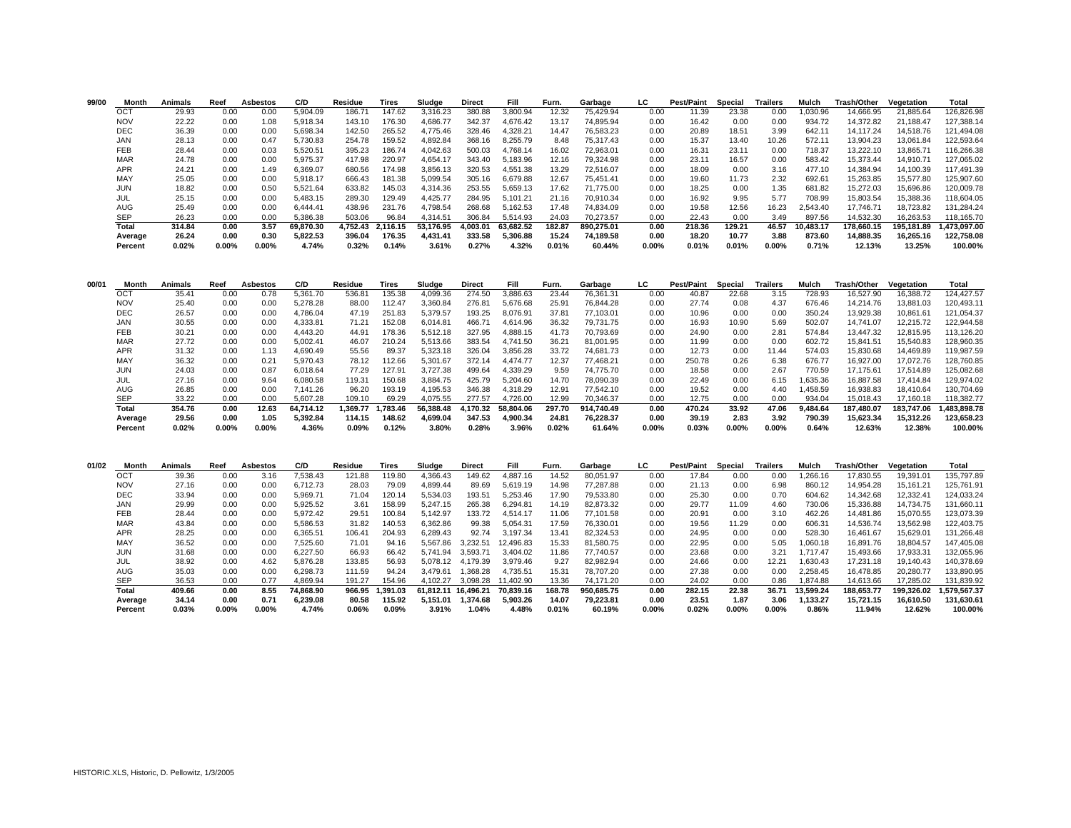| 99/00 | Month | Animals | Reef | Asbestos | C/D | Residue | Tires | Sludge | Direct | Fill | Furn. | Garbage | LC | Pest/Paint | Special | Trailers | Mulch | Trash/Other | Vegetation | Total |
|---|---|---|---|---|---|---|---|---|---|---|---|---|---|---|---|---|---|---|---|---|
| | OCT | 29.93 | 0.00 | 0.00 | 5,904.09 | 186.71 | 147.62 | 3,316.23 | 380.88 | 3,800.94 | 12.32 | 75,429.94 | 0.00 | 11.39 | 23.38 | 0.00 | 1,030.96 | 14,666.95 | 21,885.64 | 126,826.98 |
| | NOV | 22.22 | 0.00 | 1.08 | 5,918.34 | 143.10 | 176.30 | 4,686.77 | 342.37 | 4,676.42 | 13.17 | 74,895.94 | 0.00 | 16.42 | 0.00 | 0.00 | 934.72 | 14,372.82 | 21,188.47 | 127,388.14 |
| | DEC | 36.39 | 0.00 | 0.00 | 5,698.34 | 142.50 | 265.52 | 4,775.46 | 328.46 | 4,328.21 | 14.47 | 76,583.23 | 0.00 | 20.89 | 18.51 | 3.99 | 642.11 | 14,117.24 | 14,518.76 | 121,494.08 |
| | JAN | 28.13 | 0.00 | 0.47 | 5,730.83 | 254.78 | 159.52 | 4,892.84 | 368.16 | 8,255.79 | 8.48 | 75,317.43 | 0.00 | 15.37 | 13.40 | 10.26 | 572.11 | 13,904.23 | 13,061.84 | 122,593.64 |
| | FEB | 28.44 | 0.00 | 0.03 | 5,520.51 | 395.23 | 186.74 | 4,042.63 | 500.03 | 4,768.14 | 16.02 | 72,963.01 | 0.00 | 16.31 | 23.11 | 0.00 | 718.37 | 13,222.10 | 13,865.71 | 116,266.38 |
| | MAR | 24.78 | 0.00 | 0.00 | 5,975.37 | 417.98 | 220.97 | 4,654.17 | 343.40 | 5,183.96 | 12.16 | 79,324.98 | 0.00 | 23.11 | 16.57 | 0.00 | 583.42 | 15,373.44 | 14,910.71 | 127,065.02 |
| | APR | 24.21 | 0.00 | 1.49 | 6,369.07 | 680.56 | 174.98 | 3,856.13 | 320.53 | 4,551.38 | 13.29 | 72,516.07 | 0.00 | 18.09 | 0.00 | 3.16 | 477.10 | 14,384.94 | 14,100.39 | 117,491.39 |
| | MAY | 25.05 | 0.00 | 0.00 | 5,918.17 | 666.43 | 181.38 | 5,099.54 | 305.16 | 6,679.88 | 12.67 | 75,451.41 | 0.00 | 19.60 | 11.73 | 2.32 | 692.61 | 15,263.85 | 15,577.80 | 125,907.60 |
| | JUN | 18.82 | 0.00 | 0.50 | 5,521.64 | 633.82 | 145.03 | 4,314.36 | 253.55 | 5,659.13 | 17.62 | 71,775.00 | 0.00 | 18.25 | 0.00 | 1.35 | 681.82 | 15,272.03 | 15,696.86 | 120,009.78 |
| | JUL | 25.15 | 0.00 | 0.00 | 5,483.15 | 289.30 | 129.49 | 4,425.77 | 284.95 | 5,101.21 | 21.16 | 70,910.34 | 0.00 | 16.92 | 9.95 | 5.77 | 708.99 | 15,803.54 | 15,388.36 | 118,604.05 |
| | AUG | 25.49 | 0.00 | 0.00 | 6,444.41 | 438.96 | 231.76 | 4,798.54 | 268.68 | 5,162.53 | 17.48 | 74,834.09 | 0.00 | 19.58 | 12.56 | 16.23 | 2,543.40 | 17,746.71 | 18,723.82 | 131,284.24 |
| | SEP | 26.23 | 0.00 | 0.00 | 5,386.38 | 503.06 | 96.84 | 4,314.51 | 306.84 | 5,514.93 | 24.03 | 70,273.57 | 0.00 | 22.43 | 0.00 | 3.49 | 897.56 | 14,532.30 | 16,263.53 | 118,165.70 |
| | **Total** | **314.84** | **0.00** | **3.57** | **69,870.30** | **4,752.43** | **2,116.15** | **53,176.95** | **4,003.01** | **63,682.52** | **182.87** | **890,275.01** | **0.00** | **218.36** | **129.21** | **46.57** | **10,483.17** | **178,660.15** | **195,181.89** | **1,473,097.00** |
| | **Average** | **26.24** | **0.00** | **0.30** | **5,822.53** | **396.04** | **176.35** | **4,431.41** | **333.58** | **5,306.88** | **15.24** | **74,189.58** | **0.00** | **18.20** | **10.77** | **3.88** | **873.60** | **14,888.35** | **16,265.16** | **122,758.08** |
| | **Percent** | **0.02%** | **0.00%** | **0.00%** | **4.74%** | **0.32%** | **0.14%** | **3.61%** | **0.27%** | **4.32%** | **0.01%** | **60.44%** | **0.00%** | **0.01%** | **0.01%** | **0.00%** | **0.71%** | **12.13%** | **13.25%** | **100.00%** |

| 00/01 | Month | Animals | Reef | Asbestos | C/D | Residue | Tires | Sludge | Direct | Fill | Furn. | Garbage | LC | Pest/Paint | Special | Trailers | Mulch | Trash/Other | Vegetation | Total |
|---|---|---|---|---|---|---|---|---|---|---|---|---|---|---|---|---|---|---|---|---|
| | OCT | 35.41 | 0.00 | 0.78 | 5,361.70 | 536.81 | 135.38 | 4,099.36 | 274.50 | 3,886.63 | 23.44 | 76,361.31 | 0.00 | 40.87 | 22.68 | 3.15 | 728.93 | 16,527.90 | 16,388.72 | 124,427.57 |
| | NOV | 25.40 | 0.00 | 0.00 | 5,278.28 | 88.00 | 112.47 | 3,360.84 | 276.81 | 5,676.68 | 25.91 | 76,844.28 | 0.00 | 27.74 | 0.08 | 4.37 | 676.46 | 14,214.76 | 13,881.03 | 120,493.11 |
| | DEC | 26.57 | 0.00 | 0.00 | 4,786.04 | 47.19 | 251.83 | 5,379.57 | 193.25 | 8,076.91 | 37.81 | 77,103.01 | 0.00 | 10.96 | 0.00 | 0.00 | 350.24 | 13,929.38 | 10,861.61 | 121,054.37 |
| | JAN | 30.55 | 0.00 | 0.00 | 4,333.81 | 71.21 | 152.08 | 6,014.81 | 466.71 | 4,614.96 | 36.32 | 79,731.75 | 0.00 | 16.93 | 10.90 | 5.69 | 502.07 | 14,741.07 | 12,215.72 | 122,944.58 |
| | FEB | 30.21 | 0.00 | 0.00 | 4,443.20 | 44.91 | 178.36 | 5,512.18 | 327.95 | 4,888.15 | 41.73 | 70,793.69 | 0.00 | 24.90 | 0.00 | 2.81 | 574.84 | 13,447.32 | 12,815.95 | 113,126.20 |
| | MAR | 27.72 | 0.00 | 0.00 | 5,002.41 | 46.07 | 210.24 | 5,513.66 | 383.54 | 4,741.50 | 36.21 | 81,001.95 | 0.00 | 11.99 | 0.00 | 0.00 | 602.72 | 15,841.51 | 15,540.83 | 128,960.35 |
| | APR | 31.32 | 0.00 | 1.13 | 4,690.49 | 55.56 | 89.37 | 5,323.18 | 326.04 | 3,856.28 | 33.72 | 74,681.73 | 0.00 | 12.73 | 0.00 | 11.44 | 574.03 | 15,830.68 | 14,469.89 | 119,987.59 |
| | MAY | 36.32 | 0.00 | 0.21 | 5,970.43 | 78.12 | 112.66 | 5,301.67 | 372.14 | 4,474.77 | 12.37 | 77,468.21 | 0.00 | 250.78 | 0.26 | 6.38 | 676.77 | 16,927.00 | 17,072.76 | 128,760.85 |
| | JUN | 24.03 | 0.00 | 0.87 | 6,018.64 | 77.29 | 127.91 | 3,727.38 | 499.64 | 4,339.29 | 9.59 | 74,775.70 | 0.00 | 18.58 | 0.00 | 2.67 | 770.59 | 17,175.61 | 17,514.89 | 125,082.68 |
| | JUL | 27.16 | 0.00 | 9.64 | 6,080.58 | 119.31 | 150.68 | 3,884.75 | 425.79 | 5,204.60 | 14.70 | 78,090.39 | 0.00 | 22.49 | 0.00 | 6.15 | 1,635.36 | 16,887.58 | 17,414.84 | 129,974.02 |
| | AUG | 26.85 | 0.00 | 0.00 | 7,141.26 | 96.20 | 193.19 | 4,195.53 | 346.38 | 4,318.29 | 12.91 | 77,542.10 | 0.00 | 19.52 | 0.00 | 4.40 | 1,458.59 | 16,938.83 | 18,410.64 | 130,704.69 |
| | SEP | 33.22 | 0.00 | 0.00 | 5,607.28 | 109.10 | 69.29 | 4,075.55 | 277.57 | 4,726.00 | 12.99 | 70,346.37 | 0.00 | 12.75 | 0.00 | 0.00 | 934.04 | 15,018.43 | 17,160.18 | 118,382.77 |
| | **Total** | **354.76** | **0.00** | **12.63** | **64,714.12** | **1,369.77** | **1,783.46** | **56,388.48** | **4,170.32** | **58,804.06** | **297.70** | **914,740.49** | **0.00** | **470.24** | **33.92** | **47.06** | **9,484.64** | **187,480.07** | **183,747.06** | **1,483,898.78** |
| | **Average** | **29.56** | **0.00** | **1.05** | **5,392.84** | **114.15** | **148.62** | **4,699.04** | **347.53** | **4,900.34** | **24.81** | **76,228.37** | **0.00** | **39.19** | **2.83** | **3.92** | **790.39** | **15,623.34** | **15,312.26** | **123,658.23** |
| | **Percent** | **0.02%** | **0.00%** | **0.00%** | **4.36%** | **0.09%** | **0.12%** | **3.80%** | **0.28%** | **3.96%** | **0.02%** | **61.64%** | **0.00%** | **0.03%** | **0.00%** | **0.00%** | **0.64%** | **12.63%** | **12.38%** | **100.00%** |

| 01/02 | Month | Animals | Reef | Asbestos | C/D | Residue | Tires | Sludge | Direct | Fill | Furn. | Garbage | LC | Pest/Paint | Special | Trailers | Mulch | Trash/Other | Vegetation | Total |
|---|---|---|---|---|---|---|---|---|---|---|---|---|---|---|---|---|---|---|---|---|
| | OCT | 39.36 | 0.00 | 3.16 | 7,538.43 | 121.88 | 119.80 | 4,366.43 | 149.62 | 4,887.16 | 14.52 | 80,051.97 | 0.00 | 17.84 | 0.00 | 0.00 | 1,266.16 | 17,830.55 | 19,391.01 | 135,797.89 |
| | NOV | 27.16 | 0.00 | 0.00 | 6,712.73 | 28.03 | 79.09 | 4,899.44 | 89.69 | 5,619.19 | 14.98 | 77,287.88 | 0.00 | 21.13 | 0.00 | 6.98 | 860.12 | 14,954.28 | 15,161.21 | 125,761.91 |
| | DEC | 33.94 | 0.00 | 0.00 | 5,969.71 | 71.04 | 120.14 | 5,534.03 | 193.51 | 5,253.46 | 17.90 | 79,533.80 | 0.00 | 25.30 | 0.00 | 0.70 | 604.62 | 14,342.68 | 12,332.41 | 124,033.24 |
| | JAN | 29.99 | 0.00 | 0.00 | 5,925.52 | 3.61 | 158.99 | 5,247.15 | 265.38 | 6,294.81 | 14.19 | 82,873.32 | 0.00 | 29.77 | 11.09 | 4.60 | 730.06 | 15,336.88 | 14,734.75 | 131,660.11 |
| | FEB | 28.44 | 0.00 | 0.00 | 5,972.42 | 29.51 | 100.84 | 5,142.97 | 133.72 | 4,514.17 | 11.06 | 77,101.58 | 0.00 | 20.91 | 0.00 | 3.10 | 462.26 | 14,481.86 | 15,070.55 | 123,073.39 |
| | MAR | 43.84 | 0.00 | 0.00 | 5,586.53 | 31.82 | 140.53 | 6,362.86 | 99.38 | 5,054.31 | 17.59 | 76,330.01 | 0.00 | 19.56 | 11.29 | 0.00 | 606.31 | 14,536.74 | 13,562.98 | 122,403.75 |
| | APR | 28.25 | 0.00 | 0.00 | 6,365.51 | 106.41 | 204.93 | 6,289.43 | 92.74 | 3,197.34 | 13.41 | 82,324.53 | 0.00 | 24.95 | 0.00 | 0.00 | 528.30 | 16,461.67 | 15,629.01 | 131,266.48 |
| | MAY | 36.52 | 0.00 | 0.00 | 7,525.60 | 71.01 | 94.16 | 5,567.86 | 3,232.51 | 12,496.83 | 15.33 | 81,580.75 | 0.00 | 22.95 | 0.00 | 5.05 | 1,060.18 | 16,891.76 | 18,804.57 | 147,405.08 |
| | JUN | 31.68 | 0.00 | 0.00 | 6,227.50 | 66.93 | 66.42 | 5,741.94 | 3,593.71 | 3,404.02 | 11.86 | 77,740.57 | 0.00 | 23.68 | 0.00 | 3.21 | 1,717.47 | 15,493.66 | 17,933.31 | 132,055.96 |
| | JUL | 38.92 | 0.00 | 4.62 | 5,876.28 | 133.85 | 56.93 | 5,078.12 | 4,179.39 | 3,979.46 | 9.27 | 82,982.94 | 0.00 | 24.66 | 0.00 | 12.21 | 1,630.43 | 17,231.18 | 19,140.43 | 140,378.69 |
| | AUG | 35.03 | 0.00 | 0.00 | 6,298.73 | 111.59 | 94.24 | 3,479.61 | 1,368.28 | 4,735.51 | 15.31 | 78,707.20 | 0.00 | 27.38 | 0.00 | 0.00 | 2,258.45 | 16,478.85 | 20,280.77 | 133,890.95 |
| | SEP | 36.53 | 0.00 | 0.77 | 4,869.94 | 191.27 | 154.96 | 4,102.27 | 3,098.28 | 11,402.90 | 13.36 | 74,171.20 | 0.00 | 24.02 | 0.00 | 0.86 | 1,874.88 | 14,613.66 | 17,285.02 | 131,839.92 |
| | **Total** | **409.66** | **0.00** | **8.55** | **74,868.90** | **966.95** | **1,391.03** | **61,812.11** | **16,496.21** | **70,839.16** | **168.78** | **950,685.75** | **0.00** | **282.15** | **22.38** | **36.71** | **13,599.24** | **188,653.77** | **199,326.02** | **1,579,567.37** |
| | **Average** | **34.14** | **0.00** | **0.71** | **6,239.08** | **80.58** | **115.92** | **5,151.01** | **1,374.68** | **5,903.26** | **14.07** | **79,223.81** | **0.00** | **23.51** | **1.87** | **3.06** | **1,133.27** | **15,721.15** | **16,610.50** | **131,630.61** |
| | **Percent** | **0.03%** | **0.00%** | **0.00%** | **4.74%** | **0.06%** | **0.09%** | **3.91%** | **1.04%** | **4.48%** | **0.01%** | **60.19%** | **0.00%** | **0.02%** | **0.00%** | **0.00%** | **0.86%** | **11.94%** | **12.62%** | **100.00%** |

HISTORIC.XLS, Historic, D. Pellowitz, 1/3/2005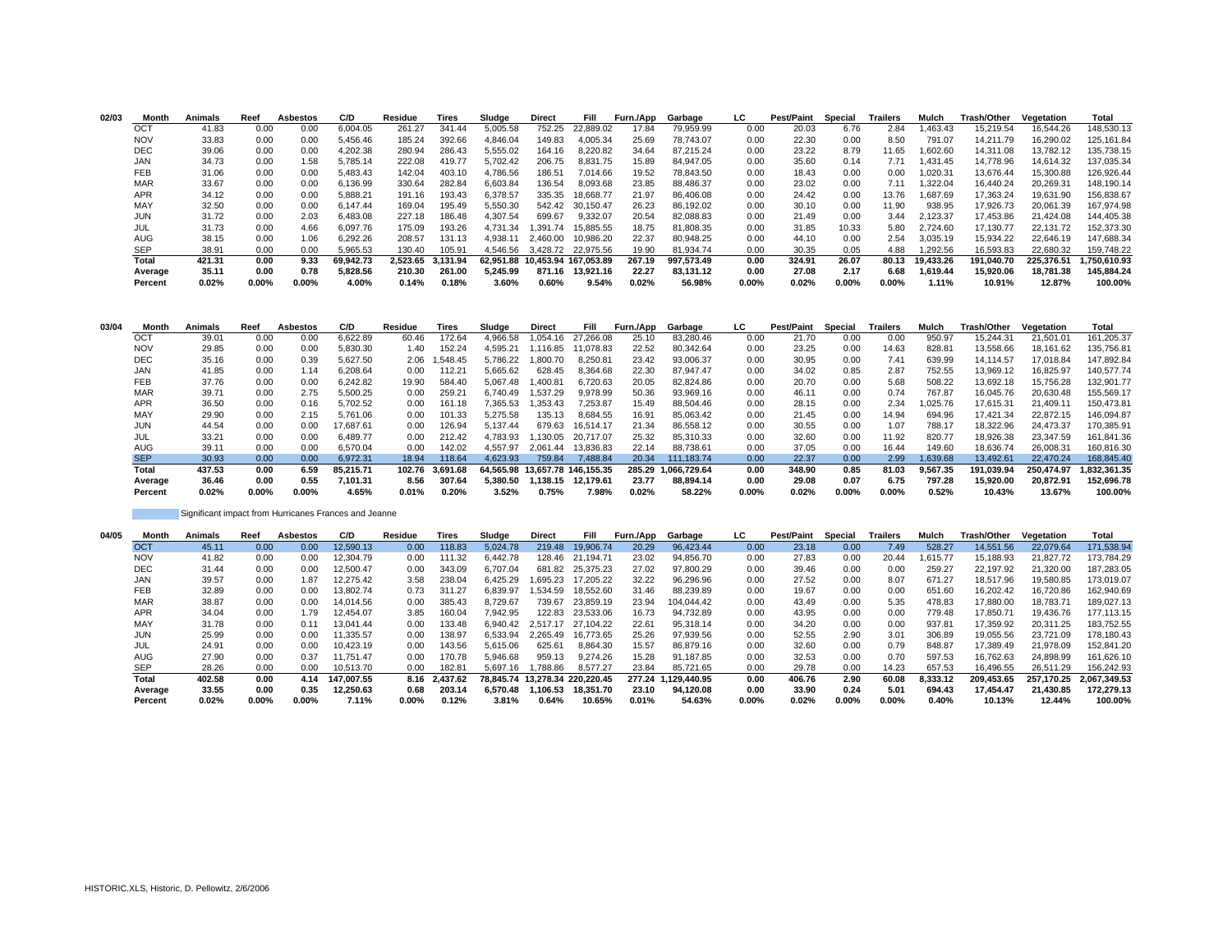| 02/03 | Month | Animals | Reef | Asbestos | C/D | Residue | Tires | Sludge | Direct | Fill | Furn./App | Garbage | LC | Pest/Paint | Special | Trailers | Mulch | Trash/Other | Vegetation | Total |
|---|---|---|---|---|---|---|---|---|---|---|---|---|---|---|---|---|---|---|---|---|
| | OCT | 41.83 | 0.00 | 0.00 | 6,004.05 | 261.27 | 341.44 | 5,005.58 | 752.25 | 22,889.02 | 17.84 | 79,959.99 | 0.00 | 20.03 | 6.76 | 2.84 | 1,463.43 | 15,219.54 | 16,544.26 | 148,530.13 |
| | NOV | 33.83 | 0.00 | 0.00 | 5,456.46 | 185.24 | 392.66 | 4,846.04 | 149.83 | 4,005.34 | 25.69 | 78,743.07 | 0.00 | 22.30 | 0.00 | 8.50 | 791.07 | 14,211.79 | 16,290.02 | 125,161.84 |
| | DEC | 39.06 | 0.00 | 0.00 | 4,202.38 | 280.94 | 286.43 | 5,555.02 | 164.16 | 8,220.82 | 34.64 | 87,215.24 | 0.00 | 23.22 | 8.79 | 11.65 | 1,602.60 | 14,311.08 | 13,782.12 | 135,738.15 |
| | JAN | 34.73 | 0.00 | 1.58 | 5,785.14 | 222.08 | 419.77 | 5,702.42 | 206.75 | 8,831.75 | 15.89 | 84,947.05 | 0.00 | 35.60 | 0.14 | 7.71 | 1,431.45 | 14,778.96 | 14,614.32 | 137,035.34 |
| | FEB | 31.06 | 0.00 | 0.00 | 5,483.43 | 142.04 | 403.10 | 4,786.56 | 186.51 | 7,014.66 | 19.52 | 78,843.50 | 0.00 | 18.43 | 0.00 | 0.00 | 1,020.31 | 13,676.44 | 15,300.88 | 126,926.44 |
| | MAR | 33.67 | 0.00 | 0.00 | 6,136.99 | 330.64 | 282.84 | 6,603.84 | 136.54 | 8,093.68 | 23.85 | 88,486.37 | 0.00 | 23.02 | 0.00 | 7.11 | 1,322.04 | 16,440.24 | 20,269.31 | 148,190.14 |
| | APR | 34.12 | 0.00 | 0.00 | 5,888.21 | 191.16 | 193.43 | 6,378.57 | 335.35 | 18,668.77 | 21.97 | 86,406.08 | 0.00 | 24.42 | 0.00 | 13.76 | 1,687.69 | 17,363.24 | 19,631.90 | 156,838.67 |
| | MAY | 32.50 | 0.00 | 0.00 | 6,147.44 | 169.04 | 195.49 | 5,550.30 | 542.42 | 30,150.47 | 26.23 | 86,192.02 | 0.00 | 30.10 | 0.00 | 11.90 | 938.95 | 17,926.73 | 20,061.39 | 167,974.98 |
| | JUN | 31.72 | 0.00 | 2.03 | 6,483.08 | 227.18 | 186.48 | 4,307.54 | 699.67 | 9,332.07 | 20.54 | 82,088.83 | 0.00 | 21.49 | 0.00 | 3.44 | 2,123.37 | 17,453.86 | 21,424.08 | 144,405.38 |
| | JUL | 31.73 | 0.00 | 4.66 | 6,097.76 | 175.09 | 193.26 | 4,731.34 | 1,391.74 | 15,885.55 | 18.75 | 81,808.35 | 0.00 | 31.85 | 10.33 | 5.80 | 2,724.60 | 17,130.77 | 22,131.72 | 152,373.30 |
| | AUG | 38.15 | 0.00 | 1.06 | 6,292.26 | 208.57 | 131.13 | 4,938.11 | 2,460.00 | 10,986.20 | 22.37 | 80,948.25 | 0.00 | 44.10 | 0.00 | 2.54 | 3,035.19 | 15,934.22 | 22,646.19 | 147,688.34 |
| | SEP | 38.91 | 0.00 | 0.00 | 5,965.53 | 130.40 | 105.91 | 4,546.56 | 3,428.72 | 22,975.56 | 19.90 | 81,934.74 | 0.00 | 30.35 | 0.05 | 4.88 | 1,292.56 | 16,593.83 | 22,680.32 | 159,748.22 |
| | **Total** | **421.31** | **0.00** | **9.33** | **69,942.73** | **2,523.65** | **3,131.94** | **62,951.88** | **10,453.94** | **167,053.89** | **267.19** | **997,573.49** | **0.00** | **324.91** | **26.07** | **80.13** | **19,433.26** | **191,040.70** | **225,376.51** | **1,750,610.93** |
| | **Average** | **35.11** | **0.00** | **0.78** | **5,828.56** | **210.30** | **261.00** | **5,245.99** | **871.16** | **13,921.16** | **22.27** | **83,131.12** | **0.00** | **27.08** | **2.17** | **6.68** | **1,619.44** | **15,920.06** | **18,781.38** | **145,884.24** |
| | **Percent** | **0.02%** | **0.00%** | **0.00%** | **4.00%** | **0.14%** | **0.18%** | **3.60%** | **0.60%** | **9.54%** | **0.02%** | **56.98%** | **0.00%** | **0.02%** | **0.00%** | **0.00%** | **1.11%** | **10.91%** | **12.87%** | **100.00%** |

| 03/04 | Month | Animals | Reef | Asbestos | C/D | Residue | Tires | Sludge | Direct | Fill | Furn./App | Garbage | LC | Pest/Paint | Special | Trailers | Mulch | Trash/Other | Vegetation | Total |
|---|---|---|---|---|---|---|---|---|---|---|---|---|---|---|---|---|---|---|---|---|
| | OCT | 39.01 | 0.00 | 0.00 | 6,622.89 | 60.46 | 172.64 | 4,966.58 | 1,054.16 | 27,266.08 | 25.10 | 83,280.46 | 0.00 | 21.70 | 0.00 | 0.00 | 950.97 | 15,244.31 | 21,501.01 | 161,205.37 |
| | NOV | 29.85 | 0.00 | 0.00 | 5,830.30 | 1.40 | 152.24 | 4,595.21 | 1,116.85 | 11,078.83 | 22.52 | 80,342.64 | 0.00 | 23.25 | 0.00 | 14.63 | 828.81 | 13,558.66 | 18,161.62 | 135,756.81 |
| | DEC | 35.16 | 0.00 | 0.39 | 5,627.50 | 2.06 | 1,548.45 | 5,786.22 | 1,800.70 | 8,250.81 | 23.42 | 93,006.37 | 0.00 | 30.95 | 0.00 | 7.41 | 639.99 | 14,114.57 | 17,018.84 | 147,892.84 |
| | JAN | 41.85 | 0.00 | 1.14 | 6,208.64 | 0.00 | 112.21 | 5,665.62 | 628.45 | 8,364.68 | 22.30 | 87,947.47 | 0.00 | 34.02 | 0.85 | 2.87 | 752.55 | 13,969.12 | 16,825.97 | 140,577.74 |
| | FEB | 37.76 | 0.00 | 0.00 | 6,242.82 | 19.90 | 584.40 | 5,067.48 | 1,400.81 | 6,720.63 | 20.05 | 82,824.86 | 0.00 | 20.70 | 0.00 | 5.68 | 508.22 | 13,692.18 | 15,756.28 | 132,901.77 |
| | MAR | 39.71 | 0.00 | 2.75 | 5,500.25 | 0.00 | 259.21 | 6,740.49 | 1,537.29 | 9,978.99 | 50.36 | 93,969.16 | 0.00 | 46.11 | 0.00 | 0.74 | 767.87 | 16,045.76 | 20,630.48 | 155,569.17 |
| | APR | 36.50 | 0.00 | 0.16 | 5,702.52 | 0.00 | 161.18 | 7,365.53 | 1,353.43 | 7,253.87 | 15.49 | 88,504.46 | 0.00 | 28.15 | 0.00 | 2.34 | 1,025.76 | 17,615.31 | 21,409.11 | 150,473.81 |
| | MAY | 29.90 | 0.00 | 2.15 | 5,761.06 | 0.00 | 101.33 | 5,275.58 | 135.13 | 8,684.55 | 16.91 | 85,063.42 | 0.00 | 21.45 | 0.00 | 14.94 | 694.96 | 17,421.34 | 22,872.15 | 146,094.87 |
| | JUN | 44.54 | 0.00 | 0.00 | 17,687.61 | 0.00 | 126.94 | 5,137.44 | 679.63 | 16,514.17 | 21.34 | 86,558.12 | 0.00 | 30.55 | 0.00 | 1.07 | 788.17 | 18,322.96 | 24,473.37 | 170,385.91 |
| | JUL | 33.21 | 0.00 | 0.00 | 6,489.77 | 0.00 | 212.42 | 4,783.93 | 1,130.05 | 20,717.07 | 25.32 | 85,310.33 | 0.00 | 32.60 | 0.00 | 11.92 | 820.77 | 18,926.38 | 23,347.59 | 161,841.36 |
| | AUG | 39.11 | 0.00 | 0.00 | 6,570.04 | 0.00 | 142.02 | 4,557.97 | 2,061.44 | 13,836.83 | 22.14 | 88,738.61 | 0.00 | 37.05 | 0.00 | 16.44 | 149.60 | 18,636.74 | 26,008.31 | 160,816.30 |
| | SEP | 30.93 | 0.00 | 0.00 | 6,972.31 | 18.94 | 118.64 | 4,623.93 | 759.84 | 7,488.84 | 20.34 | 111,183.74 | 0.00 | 22.37 | 0.00 | 2.99 | 1,639.68 | 13,492.61 | 22,470.24 | 168,845.40 |
| | **Total** | **437.53** | **0.00** | **6.59** | **85,215.71** | **102.76** | **3,691.68** | **64,565.98** | **13,657.78** | **146,155.35** | **285.29** | **1,066,729.64** | **0.00** | **348.90** | **0.85** | **81.03** | **9,567.35** | **191,039.94** | **250,474.97** | **1,832,361.35** |
| | **Average** | **36.46** | **0.00** | **0.55** | **7,101.31** | **8.56** | **307.64** | **5,380.50** | **1,138.15** | **12,179.61** | **23.77** | **88,894.14** | **0.00** | **29.08** | **0.07** | **6.75** | **797.28** | **15,920.00** | **20,872.91** | **152,696.78** |
| | **Percent** | **0.02%** | **0.00%** | **0.00%** | **4.65%** | **0.01%** | **0.20%** | **3.52%** | **0.75%** | **7.98%** | **0.02%** | **58.22%** | **0.00%** | **0.02%** | **0.00%** | **0.00%** | **0.52%** | **10.43%** | **13.67%** | **100.00%** |

Significant impact from Hurricanes Frances and Jeanne

| 04/05 | Month | Animals | Reef | Asbestos | C/D | Residue | Tires | Sludge | Direct | Fill | Furn./App | Garbage | LC | Pest/Paint | Special | Trailers | Mulch | Trash/Other | Vegetation | Total |
|---|---|---|---|---|---|---|---|---|---|---|---|---|---|---|---|---|---|---|---|---|
| | OCT | 45.11 | 0.00 | 0.00 | 12,590.13 | 0.00 | 118.83 | 5,024.78 | 219.48 | 19,906.74 | 20.29 | 96,423.44 | 0.00 | 23.18 | 0.00 | 7.49 | 528.27 | 14,551.56 | 22,079.64 | 171,538.94 |
| | NOV | 41.82 | 0.00 | 0.00 | 12,304.79 | 0.00 | 111.32 | 6,442.78 | 128.46 | 21,194.71 | 23.02 | 94,856.70 | 0.00 | 27.83 | 0.00 | 20.44 | 1,615.77 | 15,188.93 | 21,827.72 | 173,784.29 |
| | DEC | 31.44 | 0.00 | 0.00 | 12,500.47 | 0.00 | 343.09 | 6,707.04 | 681.82 | 25,375.23 | 27.02 | 97,800.29 | 0.00 | 39.46 | 0.00 | 0.00 | 259.27 | 22,197.92 | 21,320.00 | 187,283.05 |
| | JAN | 39.57 | 0.00 | 1.87 | 12,275.42 | 3.58 | 238.04 | 6,425.29 | 1,695.23 | 17,205.22 | 32.22 | 96,296.96 | 0.00 | 27.52 | 0.00 | 8.07 | 671.27 | 18,517.96 | 19,580.85 | 173,019.07 |
| | FEB | 32.89 | 0.00 | 0.00 | 13,802.74 | 0.73 | 311.27 | 6,839.97 | 1,534.59 | 18,552.60 | 31.46 | 88,239.89 | 0.00 | 19.67 | 0.00 | 0.00 | 651.60 | 16,202.42 | 16,720.86 | 162,940.69 |
| | MAR | 38.87 | 0.00 | 0.00 | 14,014.56 | 0.00 | 385.43 | 8,729.67 | 739.67 | 23,859.19 | 23.94 | 104,044.42 | 0.00 | 43.49 | 0.00 | 5.35 | 478.83 | 17,880.00 | 18,783.71 | 189,027.13 |
| | APR | 34.04 | 0.00 | 1.79 | 12,454.07 | 3.85 | 160.04 | 7,942.95 | 122.83 | 23,533.06 | 16.73 | 94,732.89 | 0.00 | 43.95 | 0.00 | 0.00 | 779.48 | 17,850.71 | 19,436.76 | 177,113.15 |
| | MAY | 31.78 | 0.00 | 0.11 | 13,041.44 | 0.00 | 133.48 | 6,940.42 | 2,517.17 | 27,104.22 | 22.61 | 95,318.14 | 0.00 | 34.20 | 0.00 | 0.00 | 937.81 | 17,359.92 | 20,311.25 | 183,752.55 |
| | JUN | 25.99 | 0.00 | 0.00 | 11,335.57 | 0.00 | 138.97 | 6,533.94 | 2,265.49 | 16,773.65 | 25.26 | 97,939.56 | 0.00 | 52.55 | 2.90 | 3.01 | 306.89 | 19,055.56 | 23,721.09 | 178,180.43 |
| | JUL | 24.91 | 0.00 | 0.00 | 10,423.19 | 0.00 | 143.56 | 5,615.06 | 625.61 | 8,864.30 | 15.57 | 86,879.16 | 0.00 | 32.60 | 0.00 | 0.79 | 848.87 | 17,389.49 | 21,978.09 | 152,841.20 |
| | AUG | 27.90 | 0.00 | 0.37 | 11,751.47 | 0.00 | 170.78 | 5,946.68 | 959.13 | 9,274.26 | 15.28 | 91,187.85 | 0.00 | 32.53 | 0.00 | 0.70 | 597.53 | 16,762.63 | 24,898.99 | 161,626.10 |
| | SEP | 28.26 | 0.00 | 0.00 | 10,513.70 | 0.00 | 182.81 | 5,697.16 | 1,788.86 | 8,577.27 | 23.84 | 85,721.65 | 0.00 | 29.78 | 0.00 | 14.23 | 657.53 | 16,496.55 | 26,511.29 | 156,242.93 |
| | **Total** | **402.58** | **0.00** | **4.14** | **147,007.55** | **8.16** | **2,437.62** | **78,845.74** | **13,278.34** | **220,220.45** | **277.24** | **1,129,440.95** | **0.00** | **406.76** | **2.90** | **60.08** | **8,333.12** | **209,453.65** | **257,170.25** | **2,067,349.53** |
| | **Average** | **33.55** | **0.00** | **0.35** | **12,250.63** | **0.68** | **203.14** | **6,570.48** | **1,106.53** | **18,351.70** | **23.10** | **94,120.08** | **0.00** | **33.90** | **0.24** | **5.01** | **694.43** | **17,454.47** | **21,430.85** | **172,279.13** |
| | **Percent** | **0.02%** | **0.00%** | **0.00%** | **7.11%** | **0.00%** | **0.12%** | **3.81%** | **0.64%** | **10.65%** | **0.01%** | **54.63%** | **0.00%** | **0.02%** | **0.00%** | **0.00%** | **0.40%** | **10.13%** | **12.44%** | **100.00%** |

HISTORIC.XLS, Historic, D. Pellowitz, 2/6/2006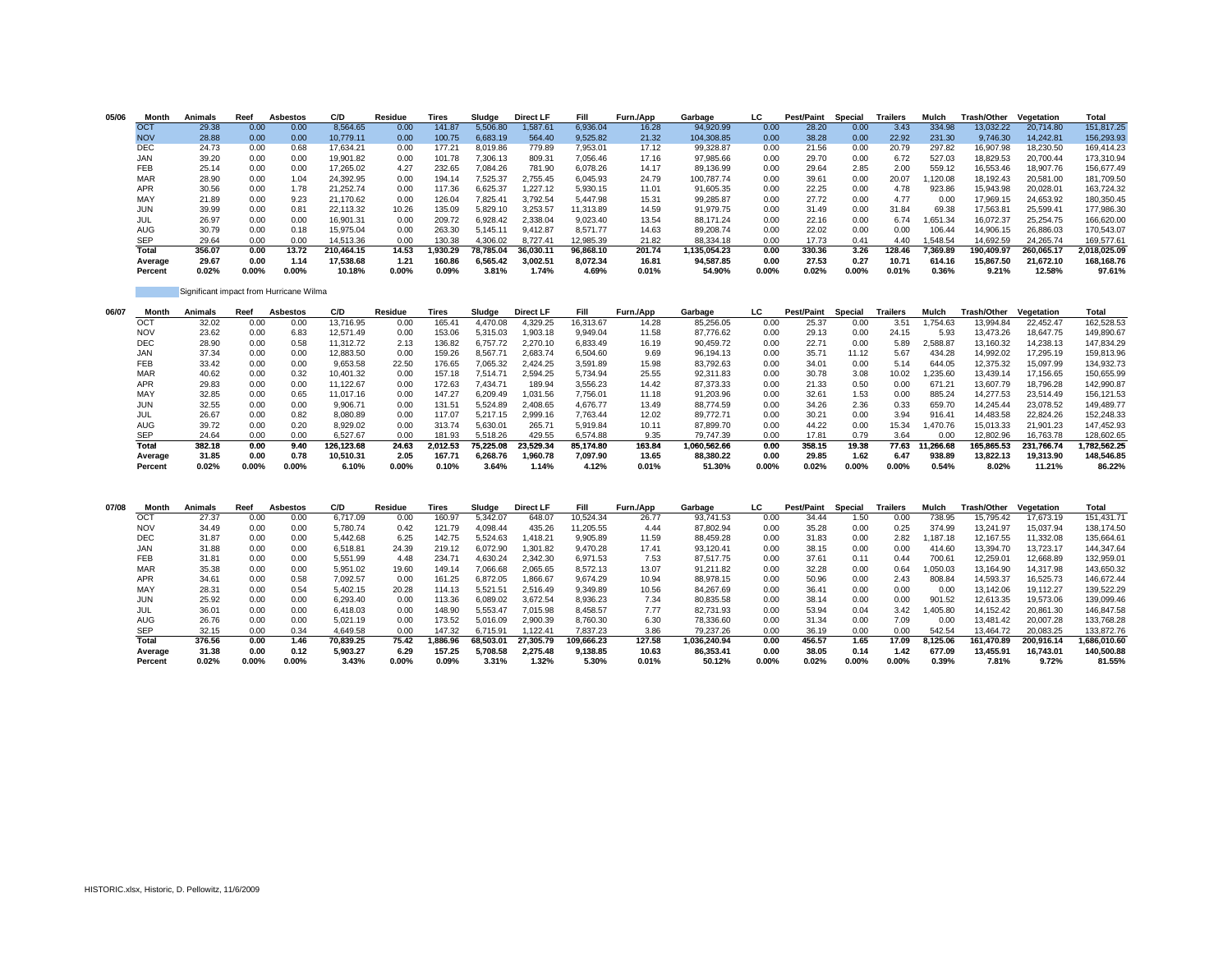| 05/06 | Month | Animals | Reef | Asbestos | C/D | Residue | Tires | Sludge | Direct LF | Fill | Furn./App | Garbage | LC | Pest/Paint | Special | Trailers | Mulch | Trash/Other | Vegetation | Total |
|---|---|---|---|---|---|---|---|---|---|---|---|---|---|---|---|---|---|---|---|---|
| | OCT | 29.38 | 0.00 | 0.00 | 8,564.65 | 0.00 | 141.87 | 5,506.80 | 1,587.61 | 6,936.04 | 16.28 | 94,920.99 | 0.00 | 28.20 | 0.00 | 3.43 | 334.98 | 13,032.22 | 20,714.80 | 151,817.25 |
| | NOV | 28.88 | 0.00 | 0.00 | 10,779.11 | 0.00 | 100.75 | 6,683.19 | 564.40 | 9,525.82 | 21.32 | 104,308.85 | 0.00 | 38.28 | 0.00 | 22.92 | 231.30 | 9,746.30 | 14,242.81 | 156,293.93 |
| | DEC | 24.73 | 0.00 | 0.68 | 17,634.21 | 0.00 | 177.21 | 8,019.86 | 779.89 | 7,953.01 | 17.12 | 99,328.87 | 0.00 | 21.56 | 0.00 | 20.79 | 297.82 | 16,907.98 | 18,230.50 | 169,414.23 |
| | JAN | 39.20 | 0.00 | 0.00 | 19,901.82 | 0.00 | 101.78 | 7,306.13 | 809.31 | 7,056.46 | 17.16 | 97,985.66 | 0.00 | 29.70 | 0.00 | 6.72 | 527.03 | 18,829.53 | 20,700.44 | 173,310.94 |
| | FEB | 25.14 | 0.00 | 0.00 | 17,265.02 | 4.27 | 232.65 | 7,084.26 | 781.90 | 6,078.26 | 14.17 | 89,136.99 | 0.00 | 29.64 | 2.85 | 2.00 | 559.12 | 16,553.46 | 18,907.76 | 156,677.49 |
| | MAR | 28.90 | 0.00 | 1.04 | 24,392.95 | 0.00 | 194.14 | 7,525.37 | 2,755.45 | 6,045.93 | 24.79 | 100,787.74 | 0.00 | 39.61 | 0.00 | 20.07 | 1,120.08 | 18,192.43 | 20,581.00 | 181,709.50 |
| | APR | 30.56 | 0.00 | 1.78 | 21,252.74 | 0.00 | 117.36 | 6,625.37 | 1,227.12 | 5,930.15 | 11.01 | 91,605.35 | 0.00 | 22.25 | 0.00 | 4.78 | 923.86 | 15,943.98 | 20,028.01 | 163,724.32 |
| | MAY | 21.89 | 0.00 | 9.23 | 21,170.62 | 0.00 | 126.04 | 7,825.41 | 3,792.54 | 5,447.98 | 15.31 | 99,285.87 | 0.00 | 27.72 | 0.00 | 4.77 | 0.00 | 17,969.15 | 24,653.92 | 180,350.45 |
| | JUN | 39.99 | 0.00 | 0.81 | 22,113.32 | 10.26 | 135.09 | 5,829.10 | 3,253.57 | 11,313.89 | 14.59 | 91,979.75 | 0.00 | 31.49 | 0.00 | 31.84 | 69.38 | 17,563.81 | 25,599.41 | 177,986.30 |
| | JUL | 26.97 | 0.00 | 0.00 | 16,901.31 | 0.00 | 209.72 | 6,928.42 | 2,338.04 | 9,023.40 | 13.54 | 88,171.24 | 0.00 | 22.16 | 0.00 | 6.74 | 1,651.34 | 16,072.37 | 25,254.75 | 166,620.00 |
| | AUG | 30.79 | 0.00 | 0.18 | 15,975.04 | 0.00 | 263.30 | 5,145.11 | 9,412.87 | 8,571.77 | 14.63 | 89,208.74 | 0.00 | 22.02 | 0.00 | 0.00 | 106.44 | 14,906.15 | 26,886.03 | 170,543.07 |
| | SEP | 29.64 | 0.00 | 0.00 | 14,513.36 | 0.00 | 130.38 | 4,306.02 | 8,727.41 | 12,985.39 | 21.82 | 88,334.18 | 0.00 | 17.73 | 0.41 | 4.40 | 1,548.54 | 14,692.59 | 24,265.74 | 169,577.61 |
| | **Total** | **356.07** | **0.00** | **13.72** | **210,464.15** | **14.53** | **1,930.29** | **78,785.04** | **36,030.11** | **96,868.10** | **201.74** | **1,135,054.23** | **0.00** | **330.36** | **3.26** | **128.46** | **7,369.89** | **190,409.97** | **260,065.17** | **2,018,025.09** |
| | **Average** | **29.67** | **0.00** | **1.14** | **17,538.68** | **1.21** | **160.86** | **6,565.42** | **3,002.51** | **8,072.34** | **16.81** | **94,587.85** | **0.00** | **27.53** | **0.27** | **10.71** | **614.16** | **15,867.50** | **21,672.10** | **168,168.76** |
| | **Percent** | **0.02%** | **0.00%** | **0.00%** | **10.18%** | **0.00%** | **0.09%** | **3.81%** | **1.74%** | **4.69%** | **0.01%** | **54.90%** | **0.00%** | **0.02%** | **0.00%** | **0.01%** | **0.36%** | **9.21%** | **12.58%** | **97.61%** |

Significant impact from Hurricane Wilma

| 06/07 | Month | Animals | Reef | Asbestos | C/D | Residue | Tires | Sludge | Direct LF | Fill | Furn./App | Garbage | LC | Pest/Paint | Special | Trailers | Mulch | Trash/Other | Vegetation | Total |
|---|---|---|---|---|---|---|---|---|---|---|---|---|---|---|---|---|---|---|---|---|
| | OCT | 32.02 | 0.00 | 0.00 | 13,716.95 | 0.00 | 165.41 | 4,470.08 | 4,329.25 | 16,313.67 | 14.28 | 85,256.05 | 0.00 | 25.37 | 0.00 | 3.51 | 1,754.63 | 13,994.84 | 22,452.47 | 162,528.53 |
| | NOV | 23.62 | 0.00 | 6.83 | 12,571.49 | 0.00 | 153.06 | 5,315.03 | 1,903.18 | 9,949.04 | 11.58 | 87,776.62 | 0.00 | 29.13 | 0.00 | 24.15 | 5.93 | 13,473.26 | 18,647.75 | 149,890.67 |
| | DEC | 28.90 | 0.00 | 0.58 | 11,312.72 | 2.13 | 136.82 | 6,757.72 | 2,270.10 | 6,833.49 | 16.19 | 90,459.72 | 0.00 | 22.71 | 0.00 | 5.89 | 2,588.87 | 13,160.32 | 14,238.13 | 147,834.29 |
| | JAN | 37.34 | 0.00 | 0.00 | 12,883.50 | 0.00 | 159.26 | 8,567.71 | 2,683.74 | 6,504.60 | 9.69 | 96,194.13 | 0.00 | 35.71 | 11.12 | 5.67 | 434.28 | 14,992.02 | 17,295.19 | 159,813.96 |
| | FEB | 33.42 | 0.00 | 0.00 | 9,653.58 | 22.50 | 176.65 | 7,065.32 | 2,424.25 | 3,591.89 | 15.98 | 83,792.63 | 0.00 | 34.01 | 0.00 | 5.14 | 644.05 | 12,375.32 | 15,097.99 | 134,932.73 |
| | MAR | 40.62 | 0.00 | 0.32 | 10,401.32 | 0.00 | 157.18 | 7,514.71 | 2,594.25 | 5,734.94 | 25.55 | 92,311.83 | 0.00 | 30.78 | 3.08 | 10.02 | 1,235.60 | 13,439.14 | 17,156.65 | 150,655.99 |
| | APR | 29.83 | 0.00 | 0.00 | 11,122.67 | 0.00 | 172.63 | 7,434.71 | 189.94 | 3,556.23 | 14.42 | 87,373.33 | 0.00 | 21.33 | 0.50 | 0.00 | 671.21 | 13,607.79 | 18,796.28 | 142,990.87 |
| | MAY | 32.85 | 0.00 | 0.65 | 11,017.16 | 0.00 | 147.27 | 6,209.49 | 1,031.56 | 7,756.01 | 11.18 | 91,203.96 | 0.00 | 32.61 | 1.53 | 0.00 | 885.24 | 14,277.53 | 23,514.49 | 156,121.53 |
| | JUN | 32.55 | 0.00 | 0.00 | 9,906.71 | 0.00 | 131.51 | 5,524.89 | 2,408.65 | 4,676.77 | 13.49 | 88,774.59 | 0.00 | 34.26 | 2.36 | 0.33 | 659.70 | 14,245.44 | 23,078.52 | 149,489.77 |
| | JUL | 26.67 | 0.00 | 0.82 | 8,080.89 | 0.00 | 117.07 | 5,217.15 | 2,999.16 | 7,763.44 | 12.02 | 89,772.71 | 0.00 | 30.21 | 0.00 | 3.94 | 916.41 | 14,483.58 | 22,824.26 | 152,248.33 |
| | AUG | 39.72 | 0.00 | 0.20 | 8,929.02 | 0.00 | 313.74 | 5,630.01 | 265.71 | 5,919.84 | 10.11 | 87,899.70 | 0.00 | 44.22 | 0.00 | 15.34 | 1,470.76 | 15,013.33 | 21,901.23 | 147,452.93 |
| | SEP | 24.64 | 0.00 | 0.00 | 6,527.67 | 0.00 | 181.93 | 5,518.26 | 429.55 | 6,574.88 | 9.35 | 79,747.39 | 0.00 | 17.81 | 0.79 | 3.64 | 0.00 | 12,802.96 | 16,763.78 | 128,602.65 |
| | **Total** | **382.18** | **0.00** | **9.40** | **126,123.68** | **24.63** | **2,012.53** | **75,225.08** | **23,529.34** | **85,174.80** | **163.84** | **1,060,562.66** | **0.00** | **358.15** | **19.38** | **77.63** | **11,266.68** | **165,865.53** | **231,766.74** | **1,782,562.25** |
| | **Average** | **31.85** | **0.00** | **0.78** | **10,510.31** | **2.05** | **167.71** | **6,268.76** | **1,960.78** | **7,097.90** | **13.65** | **88,380.22** | **0.00** | **29.85** | **1.62** | **6.47** | **938.89** | **13,822.13** | **19,313.90** | **148,546.85** |
| | **Percent** | **0.02%** | **0.00%** | **0.00%** | **6.10%** | **0.00%** | **0.10%** | **3.64%** | **1.14%** | **4.12%** | **0.01%** | **51.30%** | **0.00%** | **0.02%** | **0.00%** | **0.00%** | **0.54%** | **8.02%** | **11.21%** | **86.22%** |

| 07/08 | Month | Animals | Reef | Asbestos | C/D | Residue | Tires | Sludge | Direct LF | Fill | Furn./App | Garbage | LC | Pest/Paint | Special | Trailers | Mulch | Trash/Other | Vegetation | Total |
|---|---|---|---|---|---|---|---|---|---|---|---|---|---|---|---|---|---|---|---|---|
| | OCT | 27.37 | 0.00 | 0.00 | 6,717.09 | 0.00 | 160.97 | 5,342.07 | 648.07 | 10,524.34 | 26.77 | 93,741.53 | 0.00 | 34.44 | 1.50 | 0.00 | 738.95 | 15,795.42 | 17,673.19 | 151,431.71 |
| | NOV | 34.49 | 0.00 | 0.00 | 5,780.74 | 0.42 | 121.79 | 4,098.44 | 435.26 | 11,205.55 | 4.44 | 87,802.94 | 0.00 | 35.28 | 0.00 | 0.25 | 374.99 | 13,241.97 | 15,037.94 | 138,174.50 |
| | DEC | 31.87 | 0.00 | 0.00 | 5,442.68 | 6.25 | 142.75 | 5,524.63 | 1,418.21 | 9,905.89 | 11.59 | 88,459.28 | 0.00 | 31.83 | 0.00 | 2.82 | 1,187.18 | 12,167.55 | 11,332.08 | 135,664.61 |
| | JAN | 31.88 | 0.00 | 0.00 | 6,518.81 | 24.39 | 219.12 | 6,072.90 | 1,301.82 | 9,470.28 | 17.41 | 93,120.41 | 0.00 | 38.15 | 0.00 | 0.00 | 414.60 | 13,394.70 | 13,723.17 | 144,347.64 |
| | FEB | 31.81 | 0.00 | 0.00 | 5,551.99 | 4.48 | 234.71 | 4,630.24 | 2,342.30 | 6,971.53 | 7.53 | 87,517.75 | 0.00 | 37.61 | 0.11 | 0.44 | 700.61 | 12,259.01 | 12,668.89 | 132,959.01 |
| | MAR | 35.38 | 0.00 | 0.00 | 5,951.02 | 19.60 | 149.14 | 7,066.68 | 2,065.65 | 8,572.13 | 13.07 | 91,211.82 | 0.00 | 32.28 | 0.00 | 0.64 | 1,050.03 | 13,164.90 | 14,317.98 | 143,650.32 |
| | APR | 34.61 | 0.00 | 0.58 | 7,092.57 | 0.00 | 161.25 | 6,872.05 | 1,866.67 | 9,674.29 | 10.94 | 88,978.15 | 0.00 | 50.96 | 0.00 | 2.43 | 808.84 | 14,593.37 | 16,525.73 | 146,672.44 |
| | MAY | 28.31 | 0.00 | 0.54 | 5,402.15 | 20.28 | 114.13 | 5,521.51 | 2,516.49 | 9,349.89 | 10.56 | 84,267.69 | 0.00 | 36.41 | 0.00 | 0.00 | 0.00 | 13,142.06 | 19,112.27 | 139,522.29 |
| | JUN | 25.92 | 0.00 | 0.00 | 6,293.40 | 0.00 | 113.36 | 6,089.02 | 3,672.54 | 8,936.23 | 7.34 | 80,835.58 | 0.00 | 38.14 | 0.00 | 0.00 | 901.52 | 12,613.35 | 19,573.06 | 139,099.46 |
| | JUL | 36.01 | 0.00 | 0.00 | 6,418.03 | 0.00 | 148.90 | 5,553.47 | 7,015.98 | 8,458.57 | 7.77 | 82,731.93 | 0.00 | 53.94 | 0.04 | 3.42 | 1,405.80 | 14,152.42 | 20,861.30 | 146,847.58 |
| | AUG | 26.76 | 0.00 | 0.00 | 5,021.19 | 0.00 | 173.52 | 5,016.09 | 2,900.39 | 8,760.30 | 6.30 | 78,336.60 | 0.00 | 31.34 | 0.00 | 7.09 | 0.00 | 13,481.42 | 20,007.28 | 133,768.28 |
| | SEP | 32.15 | 0.00 | 0.34 | 4,649.58 | 0.00 | 147.32 | 6,715.91 | 1,122.41 | 7,837.23 | 3.86 | 79,237.26 | 0.00 | 36.19 | 0.00 | 0.00 | 542.54 | 13,464.72 | 20,083.25 | 133,872.76 |
| | **Total** | **376.56** | **0.00** | **1.46** | **70,839.25** | **75.42** | **1,886.96** | **68,503.01** | **27,305.79** | **109,666.23** | **127.58** | **1,036,240.94** | **0.00** | **456.57** | **1.65** | **17.09** | **8,125.06** | **161,470.89** | **200,916.14** | **1,686,010.60** |
| | **Average** | **31.38** | **0.00** | **0.12** | **5,903.27** | **6.29** | **157.25** | **5,708.58** | **2,275.48** | **9,138.85** | **10.63** | **86,353.41** | **0.00** | **38.05** | **0.14** | **1.42** | **677.09** | **13,455.91** | **16,743.01** | **140,500.88** |
| | **Percent** | **0.02%** | **0.00%** | **0.00%** | **3.43%** | **0.00%** | **0.09%** | **3.31%** | **1.32%** | **5.30%** | **0.01%** | **50.12%** | **0.00%** | **0.02%** | **0.00%** | **0.00%** | **0.39%** | **7.81%** | **9.72%** | **81.55%** |

HISTORIC.xlsx, Historic, D. Pellowitz, 11/6/2009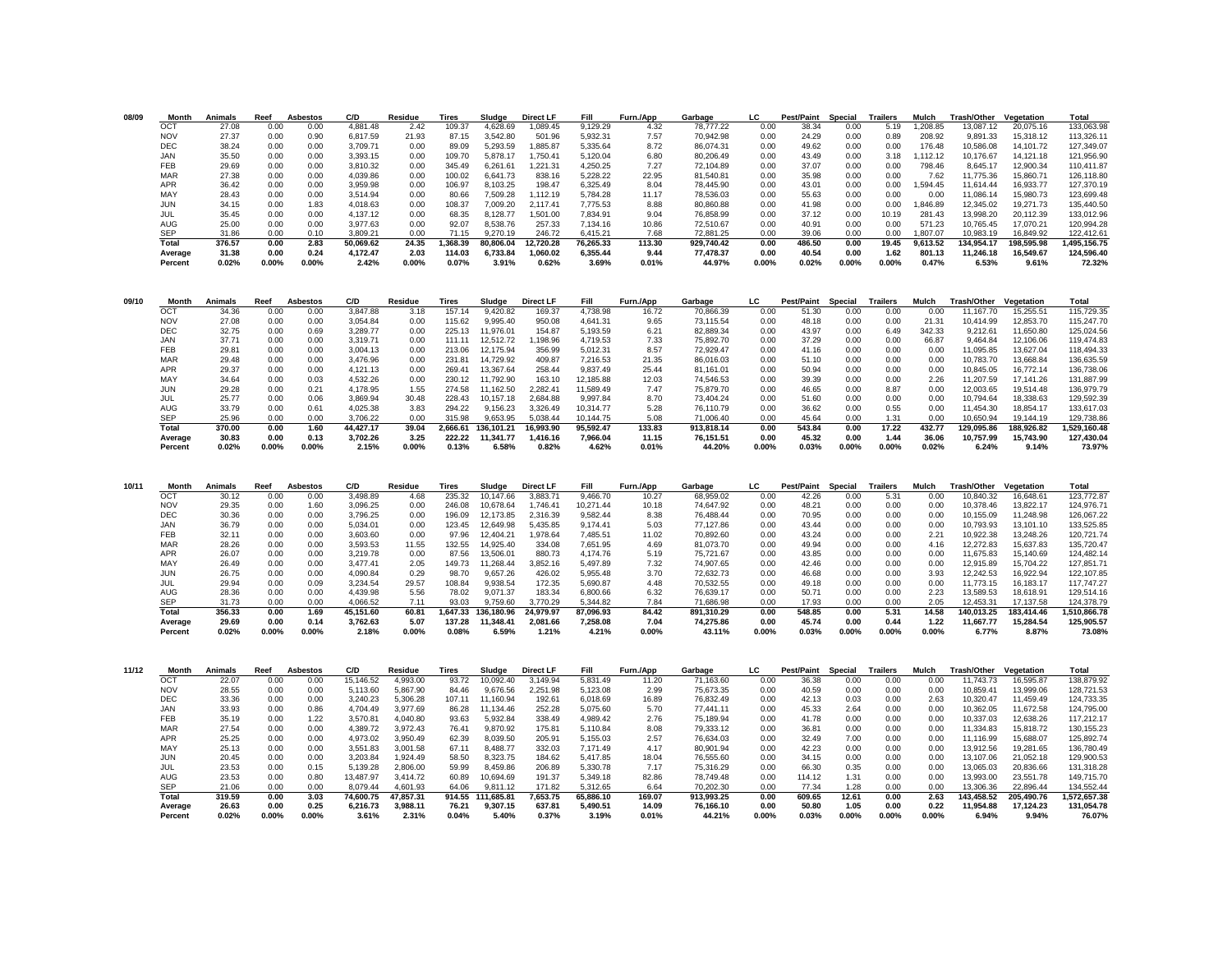| 08/09 | Month | Animals | Reef | Asbestos | C/D | Residue | Tires | Sludge | Direct LF | Fill | Furn./App | Garbage | LC | Pest/Paint | Special | Trailers | Mulch | Trash/Other | Vegetation | Total |
|---|---|---|---|---|---|---|---|---|---|---|---|---|---|---|---|---|---|---|---|---|
| | OCT | 27.08 | 0.00 | 0.00 | 4,881.48 | 2.42 | 109.37 | 4,628.69 | 1,089.45 | 9,129.29 | 4.32 | 78,777.22 | 0.00 | 38.34 | 0.00 | 5.19 | 1,208.85 | 13,087.12 | 20,075.16 | 133,063.98 |
| | NOV | 27.37 | 0.00 | 0.90 | 6,817.59 | 21.93 | 87.15 | 3,542.80 | 501.96 | 5,932.31 | 7.57 | 70,942.98 | 0.00 | 24.29 | 0.00 | 0.89 | 208.92 | 9,891.33 | 15,318.12 | 113,326.11 |
| | DEC | 38.24 | 0.00 | 0.00 | 3,709.71 | 0.00 | 89.09 | 5,293.59 | 1,885.87 | 5,335.64 | 8.72 | 86,074.31 | 0.00 | 49.62 | 0.00 | 0.00 | 176.48 | 10,586.08 | 14,101.72 | 127,349.07 |
| | JAN | 35.50 | 0.00 | 0.00 | 3,393.15 | 0.00 | 109.70 | 5,878.17 | 1,750.41 | 5,120.04 | 6.80 | 80,206.49 | 0.00 | 43.49 | 0.00 | 3.18 | 1,112.12 | 10,176.67 | 14,121.18 | 121,956.90 |
| | FEB | 29.69 | 0.00 | 0.00 | 3,810.32 | 0.00 | 345.49 | 6,261.61 | 1,221.31 | 4,250.25 | 7.27 | 72,104.89 | 0.00 | 37.07 | 0.00 | 0.00 | 798.46 | 8,645.17 | 12,900.34 | 110,411.87 |
| | MAR | 27.38 | 0.00 | 0.00 | 4,039.86 | 0.00 | 100.02 | 6,641.73 | 838.16 | 5,228.22 | 22.95 | 81,540.81 | 0.00 | 35.98 | 0.00 | 0.00 | 7.62 | 11,775.36 | 15,860.71 | 126,118.80 |
| | APR | 36.42 | 0.00 | 0.00 | 3,959.98 | 0.00 | 106.97 | 8,103.25 | 198.47 | 6,325.49 | 8.04 | 78,445.90 | 0.00 | 43.01 | 0.00 | 0.00 | 1,594.45 | 11,614.44 | 16,933.77 | 127,370.19 |
| | MAY | 28.43 | 0.00 | 0.00 | 3,514.94 | 0.00 | 80.66 | 7,509.28 | 1,112.19 | 5,784.28 | 11.17 | 78,536.03 | 0.00 | 55.63 | 0.00 | 0.00 | 0.00 | 11,086.14 | 15,980.73 | 123,699.48 |
| | JUN | 34.15 | 0.00 | 1.83 | 4,018.63 | 0.00 | 108.37 | 7,009.20 | 2,117.41 | 7,775.53 | 8.88 | 80,860.88 | 0.00 | 41.98 | 0.00 | 0.00 | 1,846.89 | 12,345.02 | 19,271.73 | 135,440.50 |
| | JUL | 35.45 | 0.00 | 0.00 | 4,137.12 | 0.00 | 68.35 | 8,128.77 | 1,501.00 | 7,834.91 | 9.04 | 76,858.99 | 0.00 | 37.12 | 0.00 | 10.19 | 281.43 | 13,998.20 | 20,112.39 | 133,012.96 |
| | AUG | 25.00 | 0.00 | 0.00 | 3,977.63 | 0.00 | 92.07 | 8,538.76 | 257.33 | 7,134.16 | 10.86 | 72,510.67 | 0.00 | 40.91 | 0.00 | 0.00 | 571.23 | 10,765.45 | 17,070.21 | 120,994.28 |
| | SEP | 31.86 | 0.00 | 0.10 | 3,809.21 | 0.00 | 71.15 | 9,270.19 | 246.72 | 6,415.21 | 7.68 | 72,881.25 | 0.00 | 39.06 | 0.00 | 0.00 | 1,807.07 | 10,983.19 | 16,849.92 | 122,412.61 |
| | **Total** | **376.57** | **0.00** | **2.83** | **50,069.62** | **24.35** | **1,368.39** | **80,806.04** | **12,720.28** | **76,265.33** | **113.30** | **929,740.42** | **0.00** | **486.50** | **0.00** | **19.45** | **9,613.52** | **134,954.17** | **198,595.98** | **1,495,156.75** |
| | **Average** | **31.38** | **0.00** | **0.24** | **4,172.47** | **2.03** | **114.03** | **6,733.84** | **1,060.02** | **6,355.44** | **9.44** | **77,478.37** | **0.00** | **40.54** | **0.00** | **1.62** | **801.13** | **11,246.18** | **16,549.67** | **124,596.40** |
| | **Percent** | **0.02%** | **0.00%** | **0.00%** | **2.42%** | **0.00%** | **0.07%** | **3.91%** | **0.62%** | **3.69%** | **0.01%** | **44.97%** | **0.00%** | **0.02%** | **0.00%** | **0.00%** | **0.47%** | **6.53%** | **9.61%** | **72.32%** |

| 09/10 | Month | Animals | Reef | Asbestos | C/D | Residue | Tires | Sludge | Direct LF | Fill | Furn./App | Garbage | LC | Pest/Paint | Special | Trailers | Mulch | Trash/Other | Vegetation | Total |
|---|---|---|---|---|---|---|---|---|---|---|---|---|---|---|---|---|---|---|---|---|
| | OCT | 34.36 | 0.00 | 0.00 | 3,847.88 | 3.18 | 157.14 | 9,420.82 | 169.37 | 4,738.98 | 16.72 | 70,866.39 | 0.00 | 51.30 | 0.00 | 0.00 | 0.00 | 11,167.70 | 15,255.51 | 115,729.35 |
| | NOV | 27.08 | 0.00 | 0.00 | 3,054.84 | 0.00 | 115.62 | 9,995.40 | 950.08 | 4,641.31 | 9.65 | 73,115.54 | 0.00 | 48.18 | 0.00 | 0.00 | 21.31 | 10,414.99 | 12,853.70 | 115,247.70 |
| | DEC | 32.75 | 0.00 | 0.69 | 3,289.77 | 0.00 | 225.13 | 11,976.01 | 154.87 | 5,193.59 | 6.21 | 82,889.34 | 0.00 | 43.97 | 0.00 | 6.49 | 342.33 | 9,212.61 | 11,650.80 | 125,024.56 |
| | JAN | 37.71 | 0.00 | 0.00 | 3,319.71 | 0.00 | 111.11 | 12,512.72 | 1,198.96 | 4,719.53 | 7.33 | 75,892.70 | 0.00 | 37.29 | 0.00 | 0.00 | 66.87 | 9,464.84 | 12,106.06 | 119,474.83 |
| | FEB | 29.81 | 0.00 | 0.00 | 3,004.13 | 0.00 | 213.06 | 12,175.94 | 356.99 | 5,012.31 | 8.57 | 72,929.47 | 0.00 | 41.16 | 0.00 | 0.00 | 0.00 | 11,095.85 | 13,627.04 | 118,494.33 |
| | MAR | 29.48 | 0.00 | 0.00 | 3,476.96 | 0.00 | 231.81 | 14,729.92 | 409.87 | 7,216.53 | 21.35 | 86,016.03 | 0.00 | 51.10 | 0.00 | 0.00 | 0.00 | 10,783.70 | 13,668.84 | 136,635.59 |
| | APR | 29.37 | 0.00 | 0.00 | 4,121.13 | 0.00 | 269.41 | 13,367.64 | 258.44 | 9,837.49 | 25.44 | 81,161.01 | 0.00 | 50.94 | 0.00 | 0.00 | 0.00 | 10,845.05 | 16,772.14 | 136,738.06 |
| | MAY | 34.64 | 0.00 | 0.03 | 4,532.26 | 0.00 | 230.12 | 11,792.90 | 163.10 | 12,185.88 | 12.03 | 74,546.53 | 0.00 | 39.39 | 0.00 | 0.00 | 2.26 | 11,207.59 | 17,141.26 | 131,887.99 |
| | JUN | 29.28 | 0.00 | 0.21 | 4,178.95 | 1.55 | 274.58 | 11,162.50 | 2,282.41 | 11,589.49 | 7.47 | 75,879.70 | 0.00 | 46.65 | 0.00 | 8.87 | 0.00 | 12,003.65 | 19,514.48 | 136,979.79 |
| | JUL | 25.77 | 0.00 | 0.06 | 3,869.94 | 30.48 | 228.43 | 10,157.18 | 2,684.88 | 9,997.84 | 8.70 | 73,404.24 | 0.00 | 51.60 | 0.00 | 0.00 | 0.00 | 10,794.64 | 18,338.63 | 129,592.39 |
| | AUG | 33.79 | 0.00 | 0.61 | 4,025.38 | 3.83 | 294.22 | 9,156.23 | 3,326.49 | 10,314.77 | 5.28 | 76,110.79 | 0.00 | 36.62 | 0.00 | 0.55 | 0.00 | 11,454.30 | 18,854.17 | 133,617.03 |
| | SEP | 25.96 | 0.00 | 0.00 | 3,706.22 | 0.00 | 315.98 | 9,653.95 | 5,038.44 | 10,144.75 | 5.08 | 71,006.40 | 0.00 | 45.64 | 0.00 | 1.31 | 0.00 | 10,650.94 | 19,144.19 | 129,738.86 |
| | **Total** | **370.00** | **0.00** | **1.60** | **44,427.17** | **39.04** | **2,666.61** | **136,101.21** | **16,993.90** | **95,592.47** | **133.83** | **913,818.14** | **0.00** | **543.84** | **0.00** | **17.22** | **432.77** | **129,095.86** | **188,926.82** | **1,529,160.48** |
| | **Average** | **30.83** | **0.00** | **0.13** | **3,702.26** | **3.25** | **222.22** | **11,341.77** | **1,416.16** | **7,966.04** | **11.15** | **76,151.51** | **0.00** | **45.32** | **0.00** | **1.44** | **36.06** | **10,757.99** | **15,743.90** | **127,430.04** |
| | **Percent** | **0.02%** | **0.00%** | **0.00%** | **2.15%** | **0.00%** | **0.13%** | **6.58%** | **0.82%** | **4.62%** | **0.01%** | **44.20%** | **0.00%** | **0.03%** | **0.00%** | **0.00%** | **0.02%** | **6.24%** | **9.14%** | **73.97%** |

| 10/11 | Month | Animals | Reef | Asbestos | C/D | Residue | Tires | Sludge | Direct LF | Fill | Furn./App | Garbage | LC | Pest/Paint | Special | Trailers | Mulch | Trash/Other | Vegetation | Total |
|---|---|---|---|---|---|---|---|---|---|---|---|---|---|---|---|---|---|---|---|---|
| | OCT | 30.12 | 0.00 | 0.00 | 3,498.89 | 4.68 | 235.32 | 10,147.66 | 3,883.71 | 9,466.70 | 10.27 | 68,959.02 | 0.00 | 42.26 | 0.00 | 5.31 | 0.00 | 10,840.32 | 16,648.61 | 123,772.87 |
| | NOV | 29.35 | 0.00 | 1.60 | 3,096.25 | 0.00 | 246.08 | 10,678.64 | 1,746.41 | 10,271.44 | 10.18 | 74,647.92 | 0.00 | 48.21 | 0.00 | 0.00 | 0.00 | 10,378.46 | 13,822.17 | 124,976.71 |
| | DEC | 30.36 | 0.00 | 0.00 | 3,796.25 | 0.00 | 196.09 | 12,173.85 | 2,316.39 | 9,582.44 | 8.38 | 76,488.44 | 0.00 | 70.95 | 0.00 | 0.00 | 0.00 | 10,155.09 | 11,248.98 | 126,067.22 |
| | JAN | 36.79 | 0.00 | 0.00 | 5,034.01 | 0.00 | 123.45 | 12,649.98 | 5,435.85 | 9,174.41 | 5.03 | 77,127.86 | 0.00 | 43.44 | 0.00 | 0.00 | 0.00 | 10,793.93 | 13,101.10 | 133,525.85 |
| | FEB | 32.11 | 0.00 | 0.00 | 3,603.60 | 0.00 | 97.96 | 12,404.21 | 1,978.64 | 7,485.51 | 11.02 | 70,892.60 | 0.00 | 43.24 | 0.00 | 0.00 | 2.21 | 10,922.38 | 13,248.26 | 120,721.74 |
| | MAR | 28.26 | 0.00 | 0.00 | 3,593.53 | 11.55 | 132.55 | 14,925.40 | 334.08 | 7,651.95 | 4.69 | 81,073.70 | 0.00 | 49.94 | 0.00 | 0.00 | 4.16 | 12,272.83 | 15,637.83 | 135,720.47 |
| | APR | 26.07 | 0.00 | 0.00 | 3,219.78 | 0.00 | 87.56 | 13,506.01 | 880.73 | 4,174.76 | 5.19 | 75,721.67 | 0.00 | 43.85 | 0.00 | 0.00 | 0.00 | 11,675.83 | 15,140.69 | 124,482.14 |
| | MAY | 26.49 | 0.00 | 0.00 | 3,477.41 | 2.05 | 149.73 | 11,268.44 | 3,852.16 | 5,497.89 | 7.32 | 74,907.65 | 0.00 | 42.46 | 0.00 | 0.00 | 0.00 | 12,915.89 | 15,704.22 | 127,851.71 |
| | JUN | 26.75 | 0.00 | 0.00 | 4,090.84 | 0.29 | 98.70 | 9,657.26 | 426.02 | 5,955.48 | 3.70 | 72,632.73 | 0.00 | 46.68 | 0.00 | 0.00 | 3.93 | 12,242.53 | 16,922.94 | 122,107.85 |
| | JUL | 29.94 | 0.00 | 0.09 | 3,234.54 | 29.57 | 108.84 | 9,938.54 | 172.35 | 5,690.87 | 4.48 | 70,532.55 | 0.00 | 49.18 | 0.00 | 0.00 | 0.00 | 11,773.15 | 16,183.17 | 117,747.27 |
| | AUG | 28.36 | 0.00 | 0.00 | 4,439.98 | 5.56 | 78.02 | 9,071.37 | 183.34 | 6,800.66 | 6.32 | 76,639.17 | 0.00 | 50.71 | 0.00 | 0.00 | 2.23 | 13,589.53 | 18,618.91 | 129,514.16 |
| | SEP | 31.73 | 0.00 | 0.00 | 4,066.52 | 7.11 | 93.03 | 9,759.60 | 3,770.29 | 5,344.82 | 7.84 | 71,686.98 | 0.00 | 17.93 | 0.00 | 0.00 | 2.05 | 12,453.31 | 17,137.58 | 124,378.79 |
| | **Total** | **356.33** | **0.00** | **1.69** | **45,151.60** | **60.81** | **1,647.33** | **136,180.96** | **24,979.97** | **87,096.93** | **84.42** | **891,310.29** | **0.00** | **548.85** | **0.00** | **5.31** | **14.58** | **140,013.25** | **183,414.46** | **1,510,866.78** |
| | **Average** | **29.69** | **0.00** | **0.14** | **3,762.63** | **5.07** | **137.28** | **11,348.41** | **2,081.66** | **7,258.08** | **7.04** | **74,275.86** | **0.00** | **45.74** | **0.00** | **0.44** | **1.22** | **11,667.77** | **15,284.54** | **125,905.57** |
| | **Percent** | **0.02%** | **0.00%** | **0.00%** | **2.18%** | **0.00%** | **0.08%** | **6.59%** | **1.21%** | **4.21%** | **0.00%** | **43.11%** | **0.00%** | **0.03%** | **0.00%** | **0.00%** | **0.00%** | **6.77%** | **8.87%** | **73.08%** |

| 11/12 | Month | Animals | Reef | Asbestos | C/D | Residue | Tires | Sludge | Direct LF | Fill | Furn./App | Garbage | LC | Pest/Paint | Special | Trailers | Mulch | Trash/Other | Vegetation | Total |
|---|---|---|---|---|---|---|---|---|---|---|---|---|---|---|---|---|---|---|---|---|
| | OCT | 22.07 | 0.00 | 0.00 | 15,146.52 | 4,993.00 | 93.72 | 10,092.40 | 3,149.94 | 5,831.49 | 11.20 | 71,163.60 | 0.00 | 36.38 | 0.00 | 0.00 | 0.00 | 11,743.73 | 16,595.87 | 138,879.92 |
| | NOV | 28.55 | 0.00 | 0.00 | 5,113.60 | 5,867.90 | 84.46 | 9,676.56 | 2,251.98 | 5,123.08 | 2.99 | 75,673.35 | 0.00 | 40.59 | 0.00 | 0.00 | 0.00 | 10,859.41 | 13,999.06 | 128,721.53 |
| | DEC | 33.36 | 0.00 | 0.00 | 3,240.23 | 5,306.28 | 107.11 | 11,160.94 | 192.61 | 6,018.69 | 16.89 | 76,832.49 | 0.00 | 42.13 | 0.03 | 0.00 | 2.63 | 10,320.47 | 11,459.49 | 124,733.35 |
| | JAN | 33.93 | 0.00 | 0.86 | 4,704.49 | 3,977.69 | 86.28 | 11,134.46 | 252.28 | 5,075.60 | 5.70 | 77,441.11 | 0.00 | 45.33 | 2.64 | 0.00 | 0.00 | 10,362.05 | 11,672.58 | 124,795.00 |
| | FEB | 35.19 | 0.00 | 1.22 | 3,570.81 | 4,040.80 | 93.63 | 5,932.84 | 338.49 | 4,989.42 | 2.76 | 75,189.94 | 0.00 | 41.78 | 0.00 | 0.00 | 0.00 | 10,337.03 | 12,638.26 | 117,212.17 |
| | MAR | 27.54 | 0.00 | 0.00 | 4,389.72 | 3,972.43 | 76.41 | 9,870.92 | 175.81 | 5,110.84 | 8.08 | 79,333.12 | 0.00 | 36.81 | 0.00 | 0.00 | 0.00 | 11,334.83 | 15,818.72 | 130,155.23 |
| | APR | 25.25 | 0.00 | 0.00 | 4,973.02 | 3,950.49 | 62.39 | 8,039.50 | 205.91 | 5,155.03 | 2.57 | 76,634.03 | 0.00 | 32.49 | 7.00 | 0.00 | 0.00 | 11,116.99 | 15,688.07 | 125,892.74 |
| | MAY | 25.13 | 0.00 | 0.00 | 3,551.83 | 3,001.58 | 67.11 | 8,488.77 | 332.03 | 7,171.49 | 4.17 | 80,901.94 | 0.00 | 42.23 | 0.00 | 0.00 | 0.00 | 13,912.56 | 19,281.65 | 136,780.49 |
| | JUN | 20.45 | 0.00 | 0.00 | 3,203.84 | 1,924.49 | 58.50 | 8,323.75 | 184.62 | 5,417.85 | 18.04 | 76,555.60 | 0.00 | 34.15 | 0.00 | 0.00 | 0.00 | 13,107.06 | 21,052.18 | 129,900.53 |
| | JUL | 23.53 | 0.00 | 0.15 | 5,139.28 | 2,806.00 | 59.99 | 8,459.86 | 206.89 | 5,330.78 | 7.17 | 75,316.29 | 0.00 | 66.30 | 0.35 | 0.00 | 0.00 | 13,065.03 | 20,836.66 | 131,318.28 |
| | AUG | 23.53 | 0.00 | 0.80 | 13,487.97 | 3,414.72 | 60.89 | 10,694.69 | 191.37 | 5,349.18 | 82.86 | 78,749.48 | 0.00 | 114.12 | 1.31 | 0.00 | 0.00 | 13,993.00 | 23,551.78 | 149,715.70 |
| | SEP | 21.06 | 0.00 | 0.00 | 8,079.44 | 4,601.93 | 64.06 | 9,811.12 | 171.82 | 5,312.65 | 6.64 | 70,202.30 | 0.00 | 77.34 | 1.28 | 0.00 | 0.00 | 13,306.36 | 22,896.44 | 134,552.44 |
| | **Total** | **319.59** | **0.00** | **3.03** | **74,600.75** | **47,857.31** | **914.55** | **111,685.81** | **7,653.75** | **65,886.10** | **169.07** | **913,993.25** | **0.00** | **609.65** | **12.61** | **0.00** | **2.63** | **143,458.52** | **205,490.76** | **1,572,657.38** |
| | **Average** | **26.63** | **0.00** | **0.25** | **6,216.73** | **3,988.11** | **76.21** | **9,307.15** | **637.81** | **5,490.51** | **14.09** | **76,166.10** | **0.00** | **50.80** | **1.05** | **0.00** | **0.22** | **11,954.88** | **17,124.23** | **131,054.78** |
| | **Percent** | **0.02%** | **0.00%** | **0.00%** | **3.61%** | **2.31%** | **0.04%** | **5.40%** | **0.37%** | **3.19%** | **0.01%** | **44.21%** | **0.00%** | **0.03%** | **0.00%** | **0.00%** | **0.00%** | **6.94%** | **9.94%** | **76.07%** |